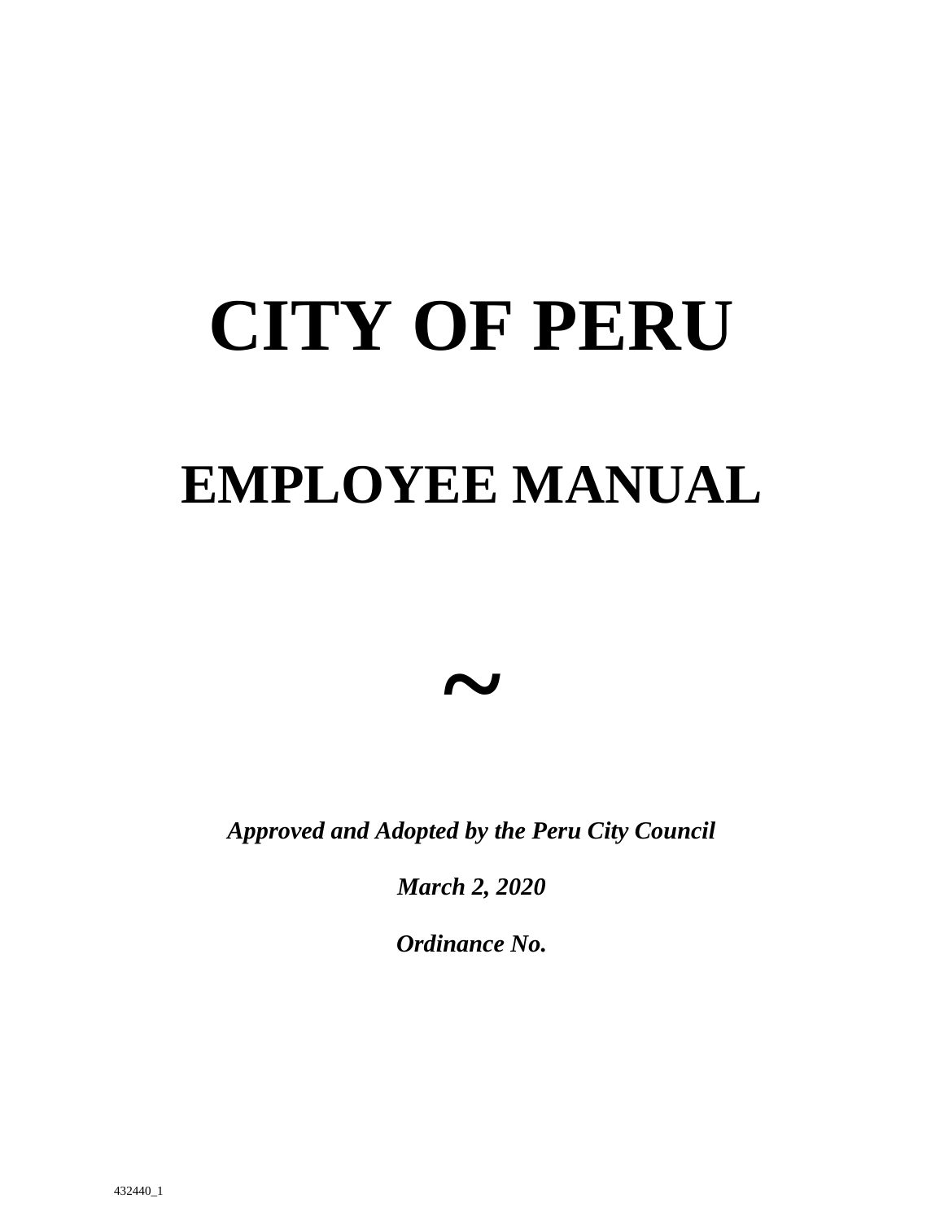# CITY OF PERU

# EMPLOYEE MANUAL

~

***Approved and Adopted by the Peru City Council***

***March 2, 2020***

***Ordinance No.***

432440_1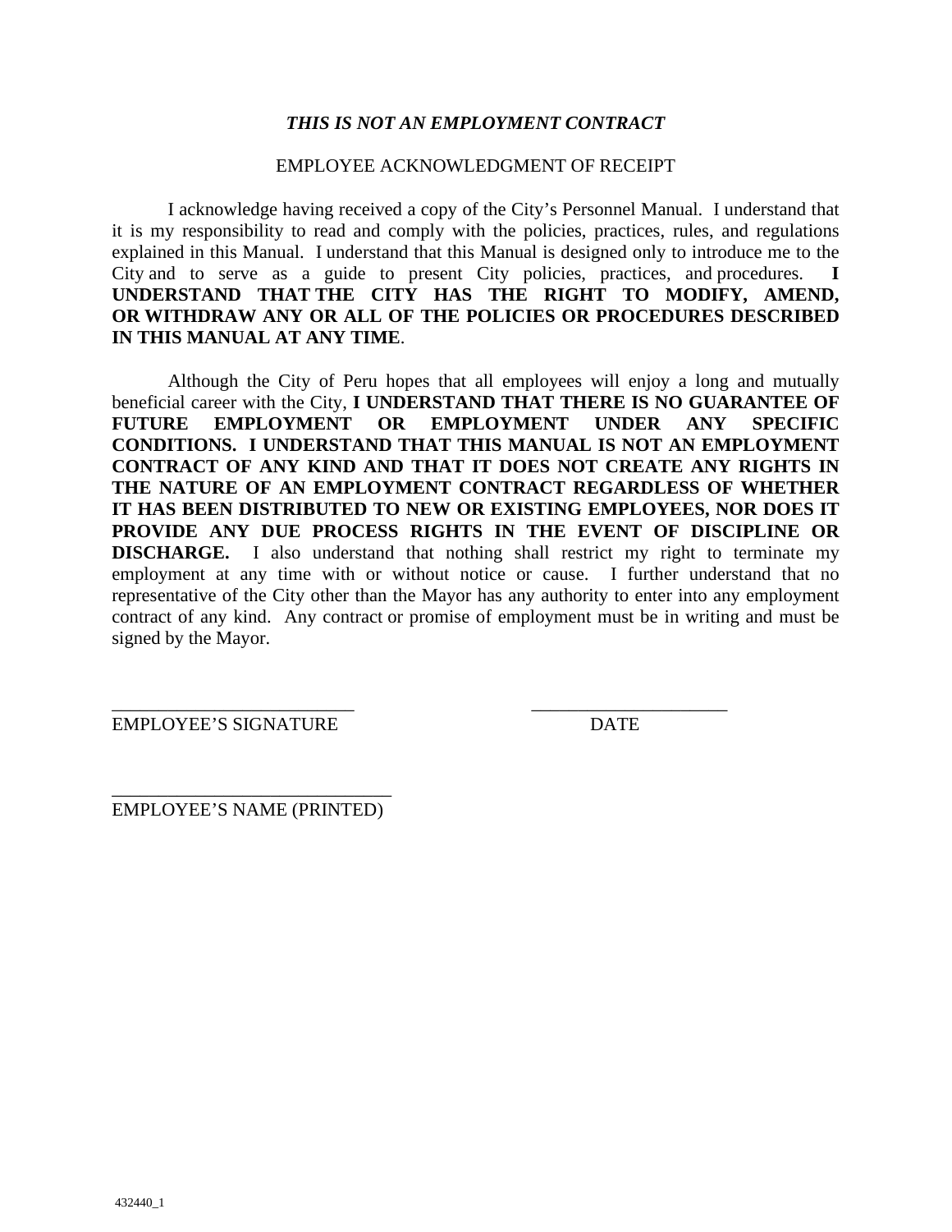***THIS IS NOT AN EMPLOYMENT CONTRACT***

EMPLOYEE ACKNOWLEDGMENT OF RECEIPT

I acknowledge having received a copy of the City's Personnel Manual. I understand that it is my responsibility to read and comply with the policies, practices, rules, and regulations explained in this Manual. I understand that this Manual is designed only to introduce me to the City and to serve as a guide to present City policies, practices, and procedures. **I UNDERSTAND THAT THE CITY HAS THE RIGHT TO MODIFY, AMEND, OR WITHDRAW ANY OR ALL OF THE POLICIES OR PROCEDURES DESCRIBED IN THIS MANUAL AT ANY TIME**.

Although the City of Peru hopes that all employees will enjoy a long and mutually beneficial career with the City, **I UNDERSTAND THAT THERE IS NO GUARANTEE OF FUTURE EMPLOYMENT OR EMPLOYMENT UNDER ANY SPECIFIC CONDITIONS. I UNDERSTAND THAT THIS MANUAL IS NOT AN EMPLOYMENT CONTRACT OF ANY KIND AND THAT IT DOES NOT CREATE ANY RIGHTS IN THE NATURE OF AN EMPLOYMENT CONTRACT REGARDLESS OF WHETHER IT HAS BEEN DISTRIBUTED TO NEW OR EXISTING EMPLOYEES, NOR DOES IT PROVIDE ANY DUE PROCESS RIGHTS IN THE EVENT OF DISCIPLINE OR DISCHARGE.** I also understand that nothing shall restrict my right to terminate my employment at any time with or without notice or cause. I further understand that no representative of the City other than the Mayor has any authority to enter into any employment contract of any kind. Any contract or promise of employment must be in writing and must be signed by the Mayor.

\_\_\_\_\_\_\_\_\_\_\_\_\_\_\_\_\_\_\_\_\_\_\_\_\_\_ \_\_\_\_\_\_\_\_\_\_\_\_\_\_\_\_\_\_\_\_\_
EMPLOYEE'S SIGNATURE DATE

\_\_\_\_\_\_\_\_\_\_\_\_\_\_\_\_\_\_\_\_\_\_\_\_\_\_\_\_\_\_
EMPLOYEE'S NAME (PRINTED)

432440_1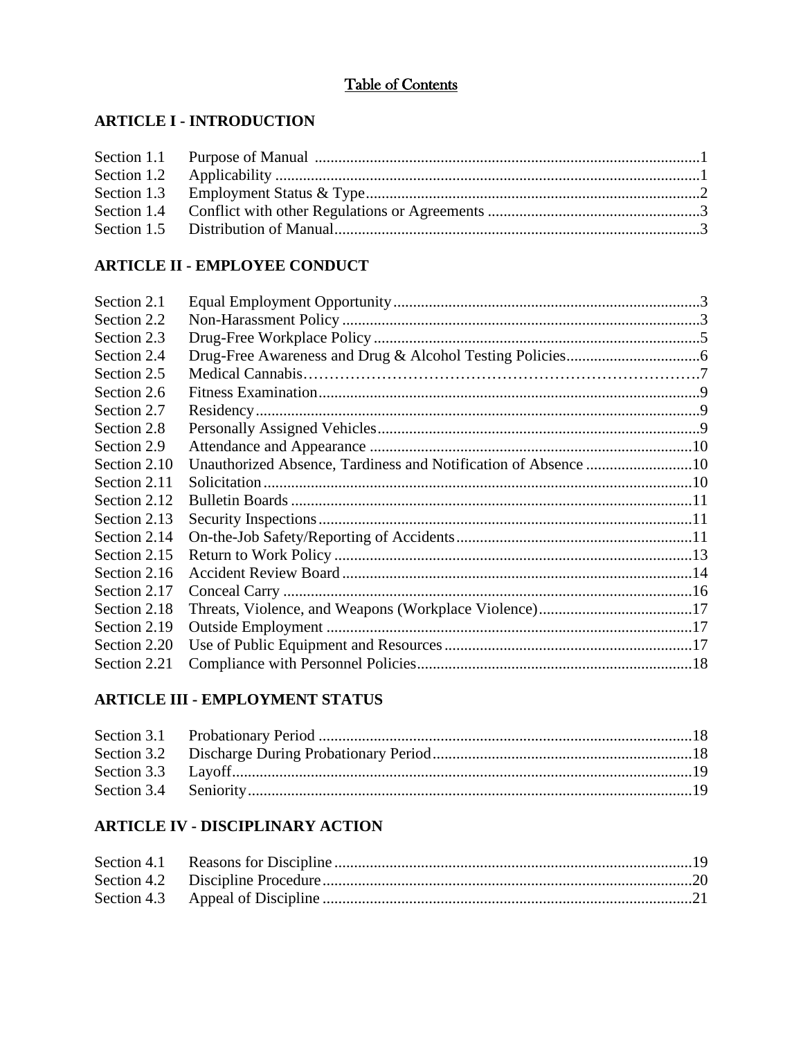# Table of Contents

## ARTICLE I - INTRODUCTION

| | | |
|---|---|---|
| Section 1.1 | Purpose of Manual | 1 |
| Section 1.2 | Applicability | 1 |
| Section 1.3 | Employment Status & Type | 2 |
| Section 1.4 | Conflict with other Regulations or Agreements | 3 |
| Section 1.5 | Distribution of Manual | 3 |

## ARTICLE II - EMPLOYEE CONDUCT

| | | |
|---|---|---|
| Section 2.1 | Equal Employment Opportunity | 3 |
| Section 2.2 | Non-Harassment Policy | 3 |
| Section 2.3 | Drug-Free Workplace Policy | 5 |
| Section 2.4 | Drug-Free Awareness and Drug & Alcohol Testing Policies | 6 |
| Section 2.5 | Medical Cannabis | 7 |
| Section 2.6 | Fitness Examination | 9 |
| Section 2.7 | Residency | 9 |
| Section 2.8 | Personally Assigned Vehicles | 9 |
| Section 2.9 | Attendance and Appearance | 10 |
| Section 2.10 | Unauthorized Absence, Tardiness and Notification of Absence | 10 |
| Section 2.11 | Solicitation | 10 |
| Section 2.12 | Bulletin Boards | 11 |
| Section 2.13 | Security Inspections | 11 |
| Section 2.14 | On-the-Job Safety/Reporting of Accidents | 11 |
| Section 2.15 | Return to Work Policy | 13 |
| Section 2.16 | Accident Review Board | 14 |
| Section 2.17 | Conceal Carry | 16 |
| Section 2.18 | Threats, Violence, and Weapons (Workplace Violence) | 17 |
| Section 2.19 | Outside Employment | 17 |
| Section 2.20 | Use of Public Equipment and Resources | 17 |
| Section 2.21 | Compliance with Personnel Policies | 18 |

## ARTICLE III - EMPLOYMENT STATUS

| | | |
|---|---|---|
| Section 3.1 | Probationary Period | 18 |
| Section 3.2 | Discharge During Probationary Period | 18 |
| Section 3.3 | Layoff | 19 |
| Section 3.4 | Seniority | 19 |

## ARTICLE IV - DISCIPLINARY ACTION

| | | |
|---|---|---|
| Section 4.1 | Reasons for Discipline | 19 |
| Section 4.2 | Discipline Procedure | 20 |
| Section 4.3 | Appeal of Discipline | 21 |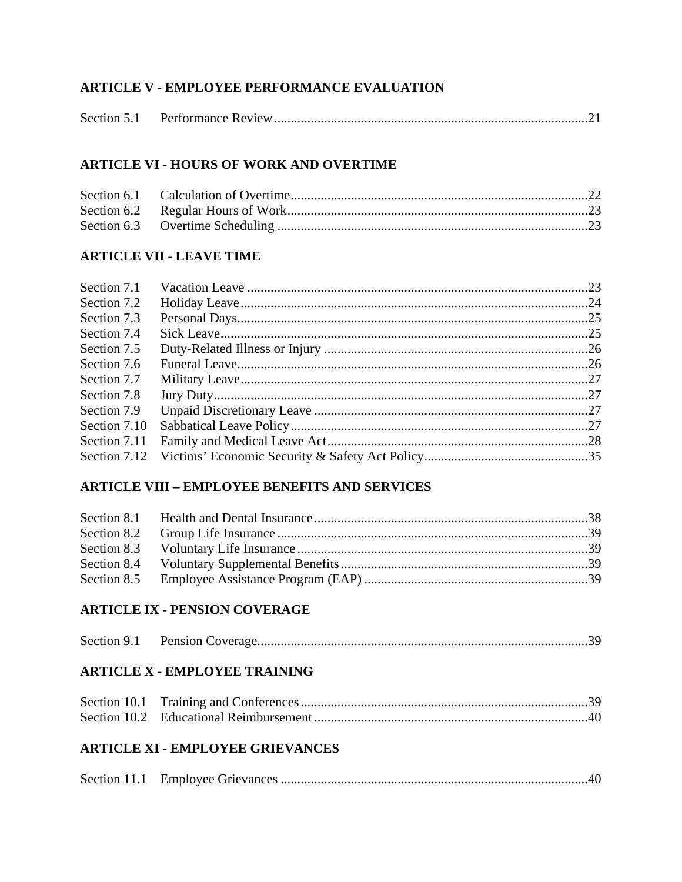**ARTICLE V - EMPLOYEE PERFORMANCE EVALUATION**

| | | |
|---|---|---|
| Section 5.1 | Performance Review | 21 |

**ARTICLE VI - HOURS OF WORK AND OVERTIME**

| | | |
|---|---|---|
| Section 6.1 | Calculation of Overtime | 22 |
| Section 6.2 | Regular Hours of Work | 23 |
| Section 6.3 | Overtime Scheduling | 23 |

**ARTICLE VII - LEAVE TIME**

| | | |
|---|---|---|
| Section 7.1 | Vacation Leave | 23 |
| Section 7.2 | Holiday Leave | 24 |
| Section 7.3 | Personal Days | 25 |
| Section 7.4 | Sick Leave | 25 |
| Section 7.5 | Duty-Related Illness or Injury | 26 |
| Section 7.6 | Funeral Leave | 26 |
| Section 7.7 | Military Leave | 27 |
| Section 7.8 | Jury Duty | 27 |
| Section 7.9 | Unpaid Discretionary Leave | 27 |
| Section 7.10 | Sabbatical Leave Policy | 27 |
| Section 7.11 | Family and Medical Leave Act | 28 |
| Section 7.12 | Victims' Economic Security & Safety Act Policy | 35 |

**ARTICLE VIII – EMPLOYEE BENEFITS AND SERVICES**

| | | |
|---|---|---|
| Section 8.1 | Health and Dental Insurance | 38 |
| Section 8.2 | Group Life Insurance | 39 |
| Section 8.3 | Voluntary Life Insurance | 39 |
| Section 8.4 | Voluntary Supplemental Benefits | 39 |
| Section 8.5 | Employee Assistance Program (EAP) | 39 |

**ARTICLE IX - PENSION COVERAGE**

| | | |
|---|---|---|
| Section 9.1 | Pension Coverage | 39 |

**ARTICLE X - EMPLOYEE TRAINING**

| | | |
|---|---|---|
| Section 10.1 | Training and Conferences | 39 |
| Section 10.2 | Educational Reimbursement | 40 |

**ARTICLE XI - EMPLOYEE GRIEVANCES**

| | | |
|---|---|---|
| Section 11.1 | Employee Grievances | 40 |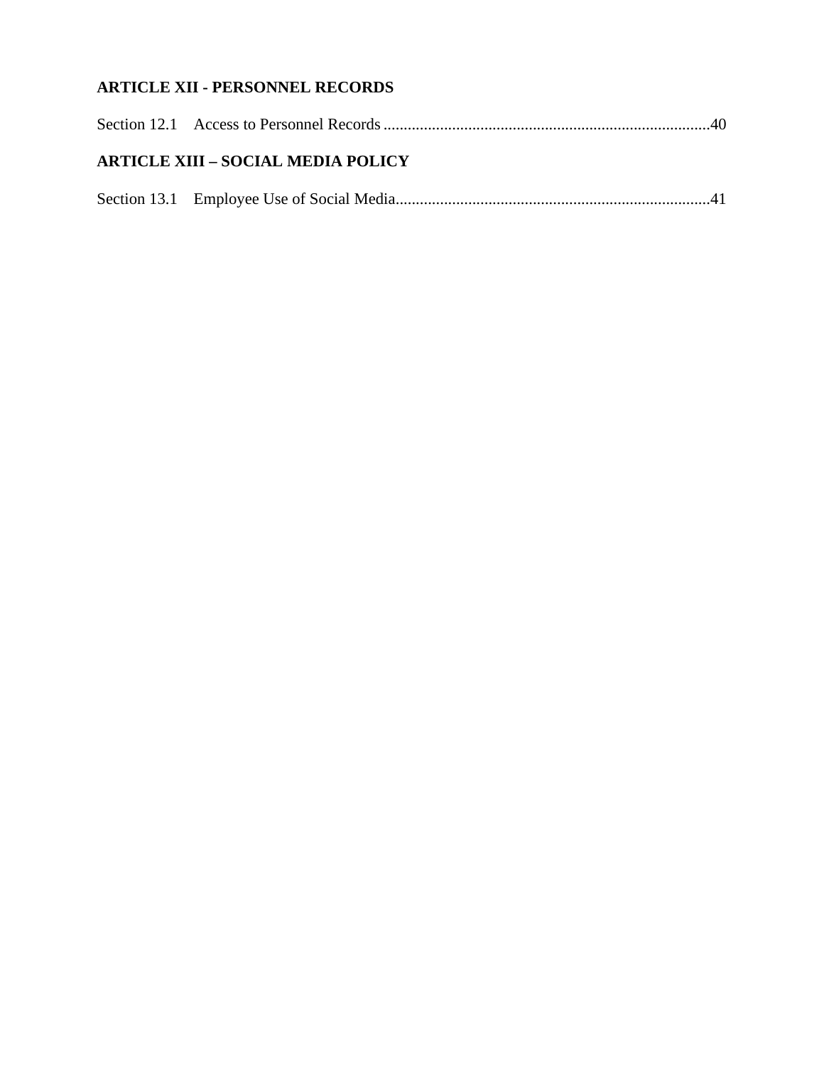**ARTICLE XII - PERSONNEL RECORDS**

Section 12.1 Access to Personnel Records ................................................................................40

**ARTICLE XIII – SOCIAL MEDIA POLICY**

Section 13.1 Employee Use of Social Media.............................................................................41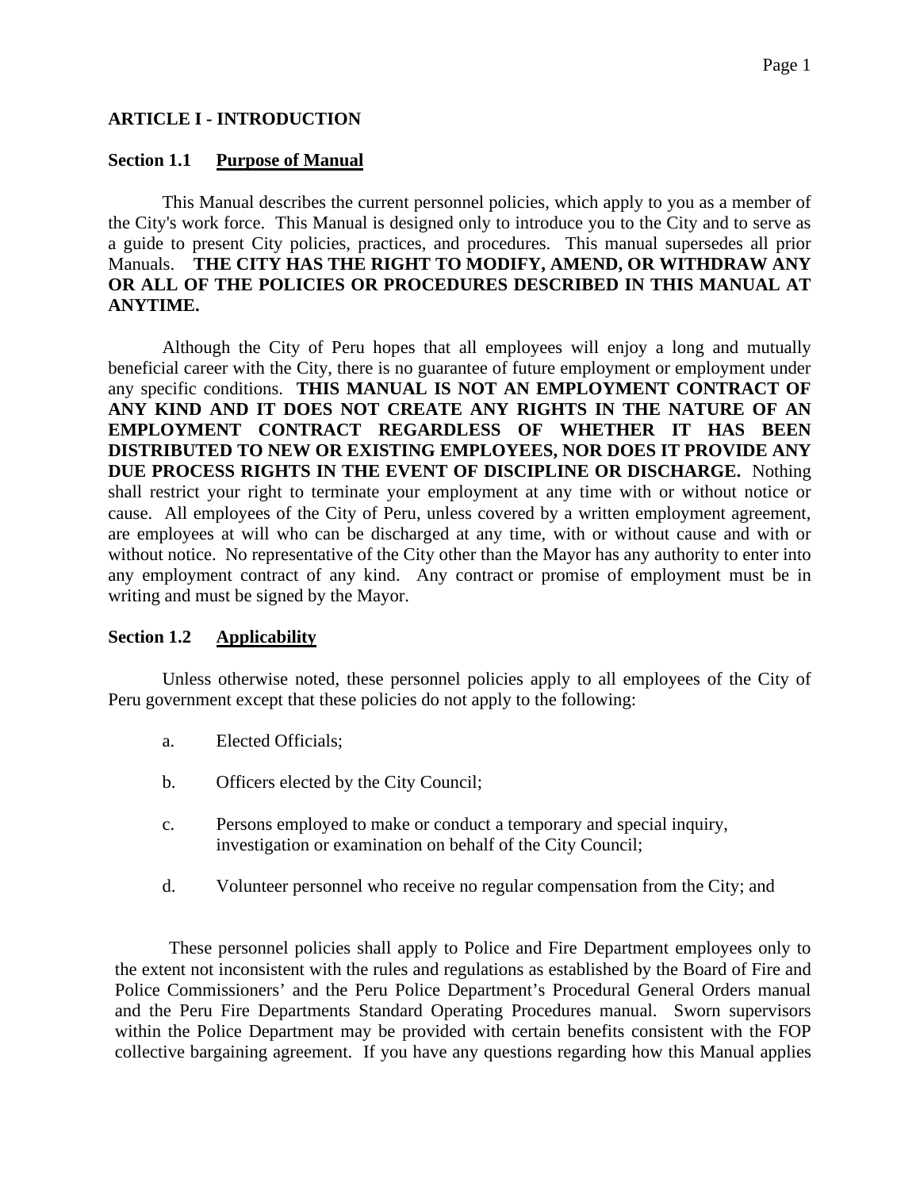## ARTICLE I - INTRODUCTION

### Section 1.1 Purpose of Manual

This Manual describes the current personnel policies, which apply to you as a member of the City's work force. This Manual is designed only to introduce you to the City and to serve as a guide to present City policies, practices, and procedures. This manual supersedes all prior Manuals. **THE CITY HAS THE RIGHT TO MODIFY, AMEND, OR WITHDRAW ANY OR ALL OF THE POLICIES OR PROCEDURES DESCRIBED IN THIS MANUAL AT ANYTIME.**

Although the City of Peru hopes that all employees will enjoy a long and mutually beneficial career with the City, there is no guarantee of future employment or employment under any specific conditions. **THIS MANUAL IS NOT AN EMPLOYMENT CONTRACT OF ANY KIND AND IT DOES NOT CREATE ANY RIGHTS IN THE NATURE OF AN EMPLOYMENT CONTRACT REGARDLESS OF WHETHER IT HAS BEEN DISTRIBUTED TO NEW OR EXISTING EMPLOYEES, NOR DOES IT PROVIDE ANY DUE PROCESS RIGHTS IN THE EVENT OF DISCIPLINE OR DISCHARGE.** Nothing shall restrict your right to terminate your employment at any time with or without notice or cause. All employees of the City of Peru, unless covered by a written employment agreement, are employees at will who can be discharged at any time, with or without cause and with or without notice. No representative of the City other than the Mayor has any authority to enter into any employment contract of any kind. Any contract or promise of employment must be in writing and must be signed by the Mayor.

### Section 1.2 Applicability

Unless otherwise noted, these personnel policies apply to all employees of the City of Peru government except that these policies do not apply to the following:

a. Elected Officials;

b. Officers elected by the City Council;

c. Persons employed to make or conduct a temporary and special inquiry, investigation or examination on behalf of the City Council;

d. Volunteer personnel who receive no regular compensation from the City; and

These personnel policies shall apply to Police and Fire Department employees only to the extent not inconsistent with the rules and regulations as established by the Board of Fire and Police Commissioners' and the Peru Police Department's Procedural General Orders manual and the Peru Fire Departments Standard Operating Procedures manual. Sworn supervisors within the Police Department may be provided with certain benefits consistent with the FOP collective bargaining agreement. If you have any questions regarding how this Manual applies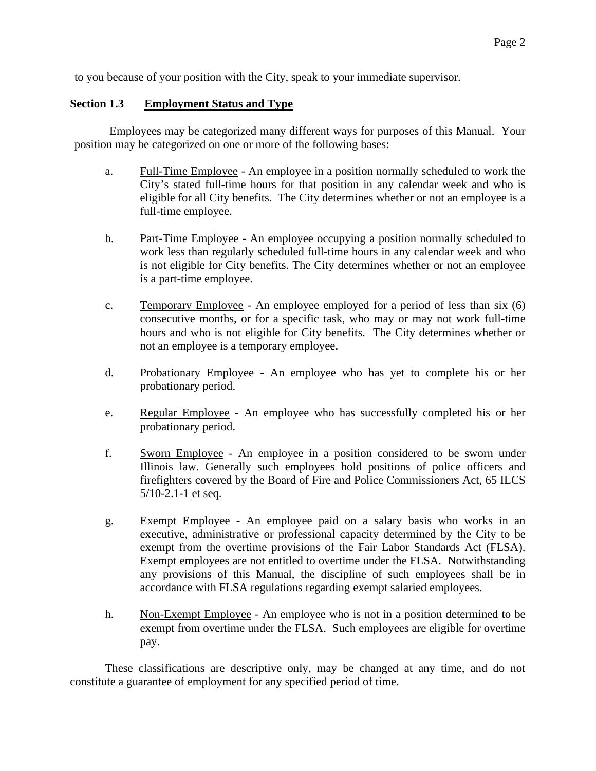to you because of your position with the City, speak to your immediate supervisor.

### Section 1.3 Employment Status and Type

Employees may be categorized many different ways for purposes of this Manual. Your position may be categorized on one or more of the following bases:

a. Full-Time Employee - An employee in a position normally scheduled to work the City's stated full-time hours for that position in any calendar week and who is eligible for all City benefits. The City determines whether or not an employee is a full-time employee.

b. Part-Time Employee - An employee occupying a position normally scheduled to work less than regularly scheduled full-time hours in any calendar week and who is not eligible for City benefits. The City determines whether or not an employee is a part-time employee.

c. Temporary Employee - An employee employed for a period of less than six (6) consecutive months, or for a specific task, who may or may not work full-time hours and who is not eligible for City benefits. The City determines whether or not an employee is a temporary employee.

d. Probationary Employee - An employee who has yet to complete his or her probationary period.

e. Regular Employee - An employee who has successfully completed his or her probationary period.

f. Sworn Employee - An employee in a position considered to be sworn under Illinois law. Generally such employees hold positions of police officers and firefighters covered by the Board of Fire and Police Commissioners Act, 65 ILCS 5/10-2.1-1 et seq.

g. Exempt Employee - An employee paid on a salary basis who works in an executive, administrative or professional capacity determined by the City to be exempt from the overtime provisions of the Fair Labor Standards Act (FLSA). Exempt employees are not entitled to overtime under the FLSA. Notwithstanding any provisions of this Manual, the discipline of such employees shall be in accordance with FLSA regulations regarding exempt salaried employees.

h. Non-Exempt Employee - An employee who is not in a position determined to be exempt from overtime under the FLSA. Such employees are eligible for overtime pay.

These classifications are descriptive only, may be changed at any time, and do not constitute a guarantee of employment for any specified period of time.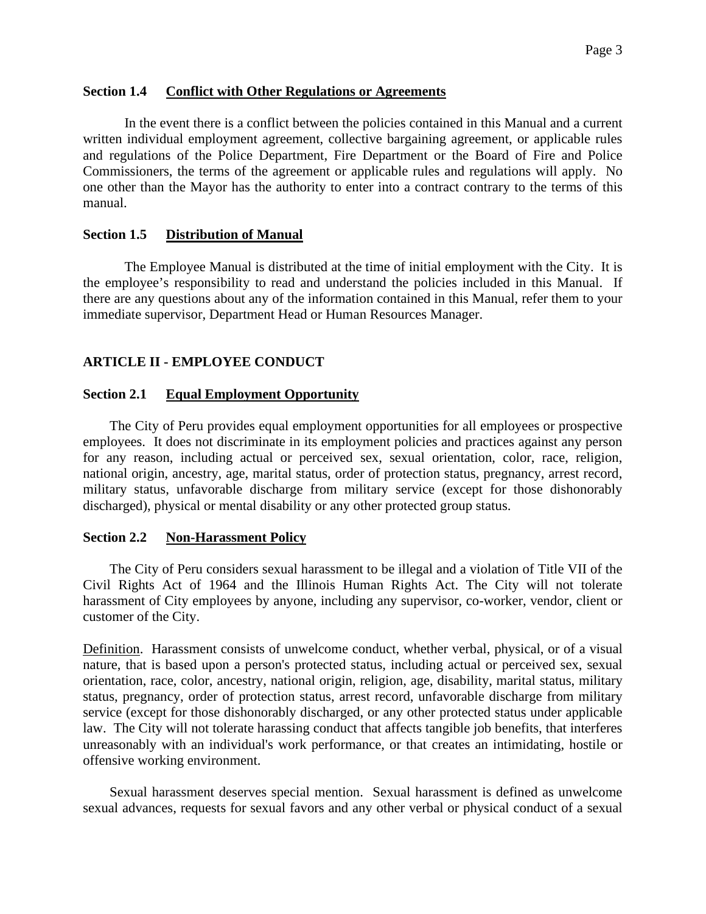### Section 1.4 Conflict with Other Regulations or Agreements

In the event there is a conflict between the policies contained in this Manual and a current written individual employment agreement, collective bargaining agreement, or applicable rules and regulations of the Police Department, Fire Department or the Board of Fire and Police Commissioners, the terms of the agreement or applicable rules and regulations will apply. No one other than the Mayor has the authority to enter into a contract contrary to the terms of this manual.

### Section 1.5 Distribution of Manual

The Employee Manual is distributed at the time of initial employment with the City. It is the employee's responsibility to read and understand the policies included in this Manual. If there are any questions about any of the information contained in this Manual, refer them to your immediate supervisor, Department Head or Human Resources Manager.

## ARTICLE II - EMPLOYEE CONDUCT

### Section 2.1 Equal Employment Opportunity

The City of Peru provides equal employment opportunities for all employees or prospective employees. It does not discriminate in its employment policies and practices against any person for any reason, including actual or perceived sex, sexual orientation, color, race, religion, national origin, ancestry, age, marital status, order of protection status, pregnancy, arrest record, military status, unfavorable discharge from military service (except for those dishonorably discharged), physical or mental disability or any other protected group status.

### Section 2.2 Non-Harassment Policy

The City of Peru considers sexual harassment to be illegal and a violation of Title VII of the Civil Rights Act of 1964 and the Illinois Human Rights Act. The City will not tolerate harassment of City employees by anyone, including any supervisor, co-worker, vendor, client or customer of the City.

Definition. Harassment consists of unwelcome conduct, whether verbal, physical, or of a visual nature, that is based upon a person's protected status, including actual or perceived sex, sexual orientation, race, color, ancestry, national origin, religion, age, disability, marital status, military status, pregnancy, order of protection status, arrest record, unfavorable discharge from military service (except for those dishonorably discharged, or any other protected status under applicable law. The City will not tolerate harassing conduct that affects tangible job benefits, that interferes unreasonably with an individual's work performance, or that creates an intimidating, hostile or offensive working environment.

Sexual harassment deserves special mention. Sexual harassment is defined as unwelcome sexual advances, requests for sexual favors and any other verbal or physical conduct of a sexual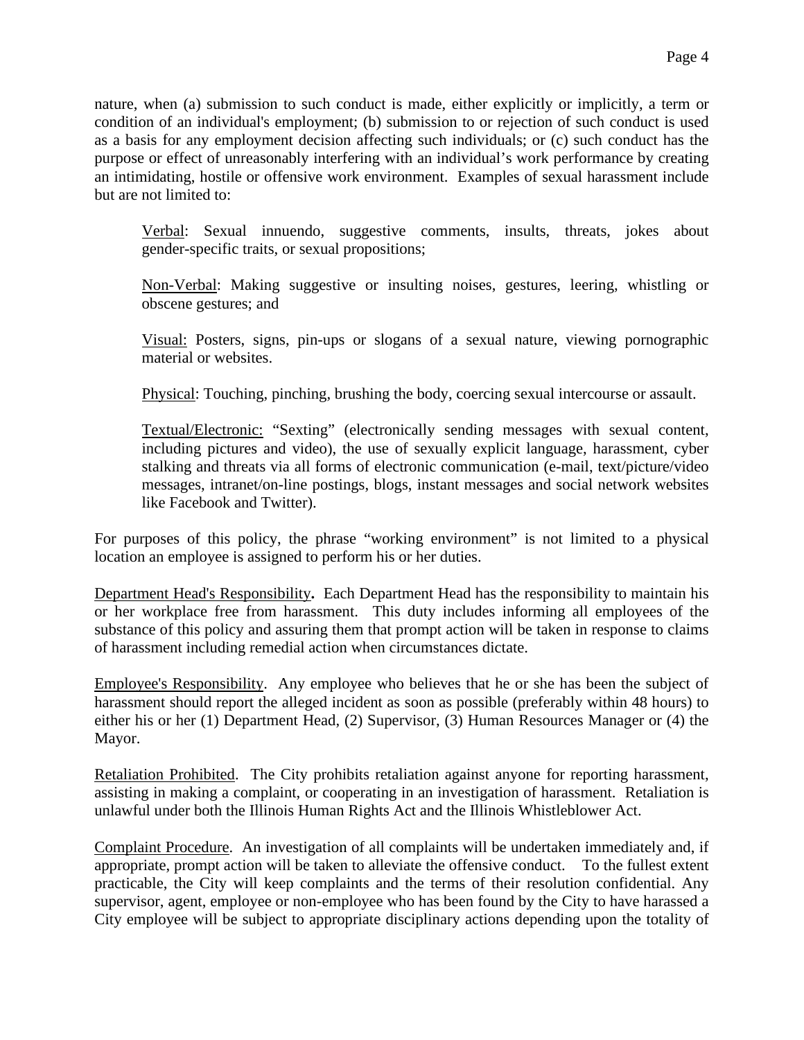nature, when (a) submission to such conduct is made, either explicitly or implicitly, a term or condition of an individual's employment; (b) submission to or rejection of such conduct is used as a basis for any employment decision affecting such individuals; or (c) such conduct has the purpose or effect of unreasonably interfering with an individual's work performance by creating an intimidating, hostile or offensive work environment. Examples of sexual harassment include but are not limited to:

> <u>Verbal</u>: Sexual innuendo, suggestive comments, insults, threats, jokes about gender-specific traits, or sexual propositions;
>
> <u>Non-Verbal</u>: Making suggestive or insulting noises, gestures, leering, whistling or obscene gestures; and
>
> <u>Visual:</u> Posters, signs, pin-ups or slogans of a sexual nature, viewing pornographic material or websites.
>
> <u>Physical</u>: Touching, pinching, brushing the body, coercing sexual intercourse or assault.
>
> <u>Textual/Electronic:</u> "Sexting" (electronically sending messages with sexual content, including pictures and video), the use of sexually explicit language, harassment, cyber stalking and threats via all forms of electronic communication (e-mail, text/picture/video messages, intranet/on-line postings, blogs, instant messages and social network websites like Facebook and Twitter).

For purposes of this policy, the phrase "working environment" is not limited to a physical location an employee is assigned to perform his or her duties.

<u>Department Head's Responsibility</u>**.** Each Department Head has the responsibility to maintain his or her workplace free from harassment. This duty includes informing all employees of the substance of this policy and assuring them that prompt action will be taken in response to claims of harassment including remedial action when circumstances dictate.

<u>Employee's Responsibility</u>. Any employee who believes that he or she has been the subject of harassment should report the alleged incident as soon as possible (preferably within 48 hours) to either his or her (1) Department Head, (2) Supervisor, (3) Human Resources Manager or (4) the Mayor.

<u>Retaliation Prohibited</u>. The City prohibits retaliation against anyone for reporting harassment, assisting in making a complaint, or cooperating in an investigation of harassment. Retaliation is unlawful under both the Illinois Human Rights Act and the Illinois Whistleblower Act.

<u>Complaint Procedure</u>. An investigation of all complaints will be undertaken immediately and, if appropriate, prompt action will be taken to alleviate the offensive conduct. To the fullest extent practicable, the City will keep complaints and the terms of their resolution confidential. Any supervisor, agent, employee or non-employee who has been found by the City to have harassed a City employee will be subject to appropriate disciplinary actions depending upon the totality of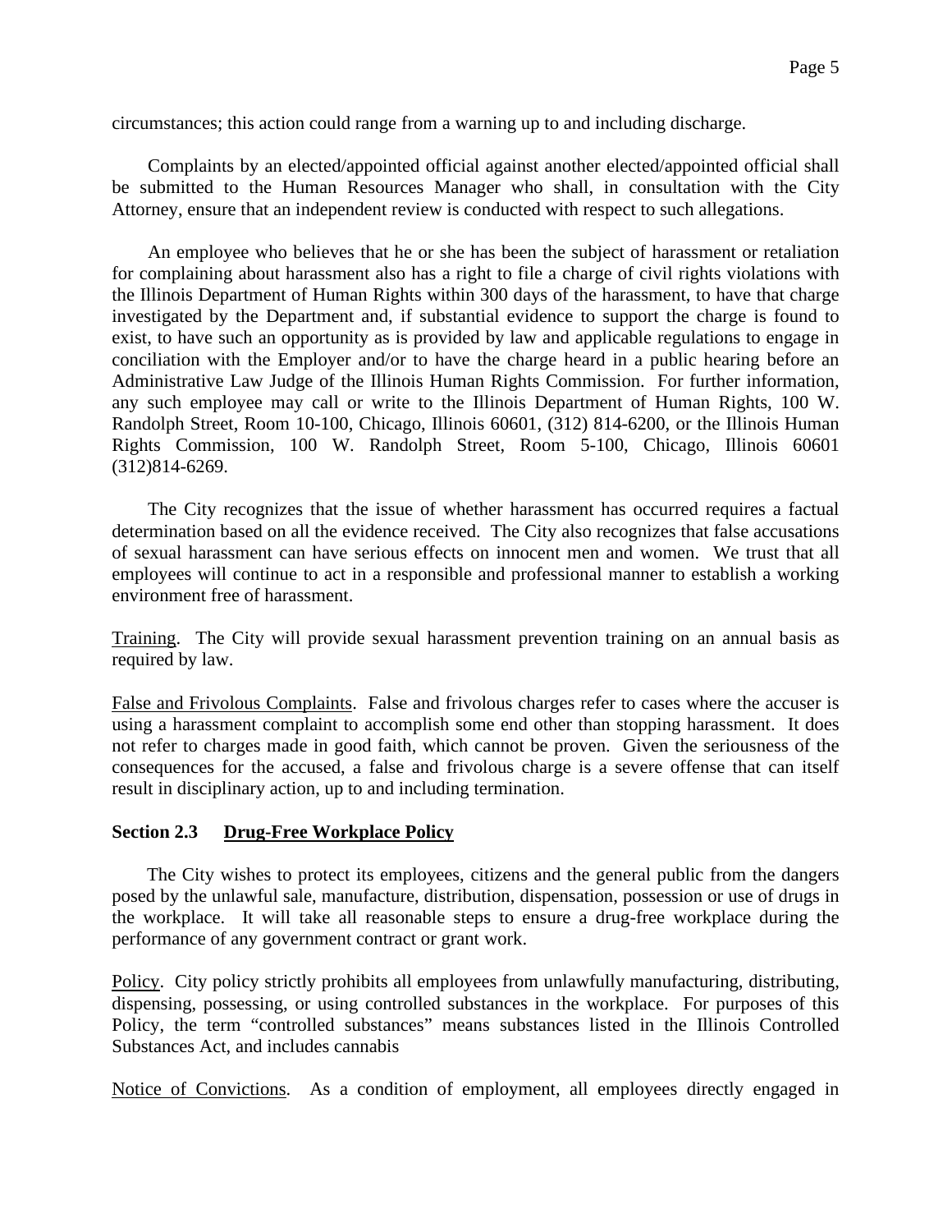circumstances; this action could range from a warning up to and including discharge.

Complaints by an elected/appointed official against another elected/appointed official shall be submitted to the Human Resources Manager who shall, in consultation with the City Attorney, ensure that an independent review is conducted with respect to such allegations.

An employee who believes that he or she has been the subject of harassment or retaliation for complaining about harassment also has a right to file a charge of civil rights violations with the Illinois Department of Human Rights within 300 days of the harassment, to have that charge investigated by the Department and, if substantial evidence to support the charge is found to exist, to have such an opportunity as is provided by law and applicable regulations to engage in conciliation with the Employer and/or to have the charge heard in a public hearing before an Administrative Law Judge of the Illinois Human Rights Commission. For further information, any such employee may call or write to the Illinois Department of Human Rights, 100 W. Randolph Street, Room 10-100, Chicago, Illinois 60601, (312) 814-6200, or the Illinois Human Rights Commission, 100 W. Randolph Street, Room 5-100, Chicago, Illinois 60601 (312)814-6269.

The City recognizes that the issue of whether harassment has occurred requires a factual determination based on all the evidence received. The City also recognizes that false accusations of sexual harassment can have serious effects on innocent men and women. We trust that all employees will continue to act in a responsible and professional manner to establish a working environment free of harassment.

Training. The City will provide sexual harassment prevention training on an annual basis as required by law.

False and Frivolous Complaints. False and frivolous charges refer to cases where the accuser is using a harassment complaint to accomplish some end other than stopping harassment. It does not refer to charges made in good faith, which cannot be proven. Given the seriousness of the consequences for the accused, a false and frivolous charge is a severe offense that can itself result in disciplinary action, up to and including termination.

**Section 2.3 Drug-Free Workplace Policy**

The City wishes to protect its employees, citizens and the general public from the dangers posed by the unlawful sale, manufacture, distribution, dispensation, possession or use of drugs in the workplace. It will take all reasonable steps to ensure a drug-free workplace during the performance of any government contract or grant work.

Policy. City policy strictly prohibits all employees from unlawfully manufacturing, distributing, dispensing, possessing, or using controlled substances in the workplace. For purposes of this Policy, the term "controlled substances" means substances listed in the Illinois Controlled Substances Act, and includes cannabis

Notice of Convictions. As a condition of employment, all employees directly engaged in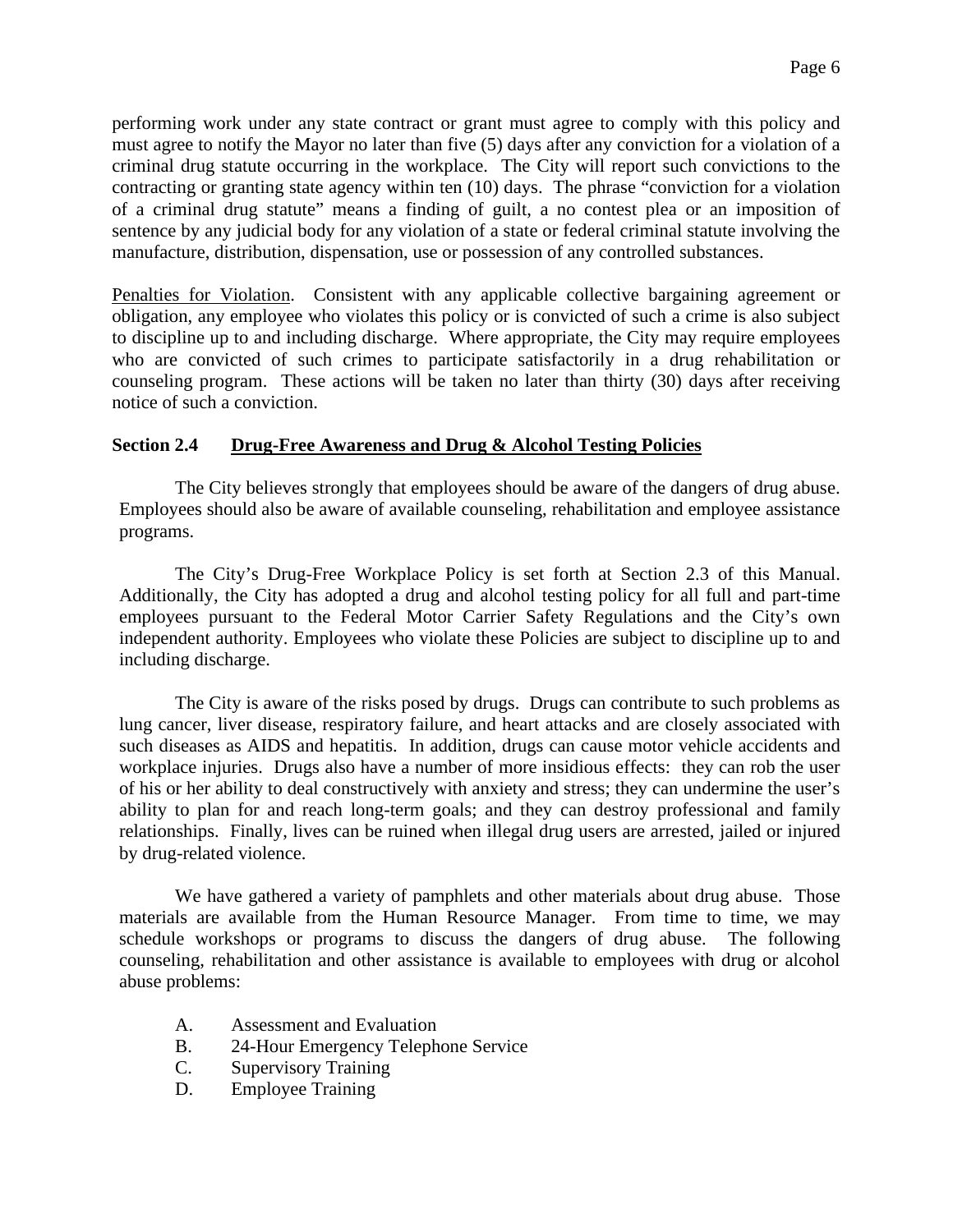performing work under any state contract or grant must agree to comply with this policy and must agree to notify the Mayor no later than five (5) days after any conviction for a violation of a criminal drug statute occurring in the workplace. The City will report such convictions to the contracting or granting state agency within ten (10) days. The phrase "conviction for a violation of a criminal drug statute" means a finding of guilt, a no contest plea or an imposition of sentence by any judicial body for any violation of a state or federal criminal statute involving the manufacture, distribution, dispensation, use or possession of any controlled substances.

Penalties for Violation. Consistent with any applicable collective bargaining agreement or obligation, any employee who violates this policy or is convicted of such a crime is also subject to discipline up to and including discharge. Where appropriate, the City may require employees who are convicted of such crimes to participate satisfactorily in a drug rehabilitation or counseling program. These actions will be taken no later than thirty (30) days after receiving notice of such a conviction.

### Section 2.4 Drug-Free Awareness and Drug & Alcohol Testing Policies

The City believes strongly that employees should be aware of the dangers of drug abuse. Employees should also be aware of available counseling, rehabilitation and employee assistance programs.

The City's Drug-Free Workplace Policy is set forth at Section 2.3 of this Manual. Additionally, the City has adopted a drug and alcohol testing policy for all full and part-time employees pursuant to the Federal Motor Carrier Safety Regulations and the City's own independent authority. Employees who violate these Policies are subject to discipline up to and including discharge.

The City is aware of the risks posed by drugs. Drugs can contribute to such problems as lung cancer, liver disease, respiratory failure, and heart attacks and are closely associated with such diseases as AIDS and hepatitis. In addition, drugs can cause motor vehicle accidents and workplace injuries. Drugs also have a number of more insidious effects: they can rob the user of his or her ability to deal constructively with anxiety and stress; they can undermine the user's ability to plan for and reach long-term goals; and they can destroy professional and family relationships. Finally, lives can be ruined when illegal drug users are arrested, jailed or injured by drug-related violence.

We have gathered a variety of pamphlets and other materials about drug abuse. Those materials are available from the Human Resource Manager. From time to time, we may schedule workshops or programs to discuss the dangers of drug abuse. The following counseling, rehabilitation and other assistance is available to employees with drug or alcohol abuse problems:

A. Assessment and Evaluation
B. 24-Hour Emergency Telephone Service
C. Supervisory Training
D. Employee Training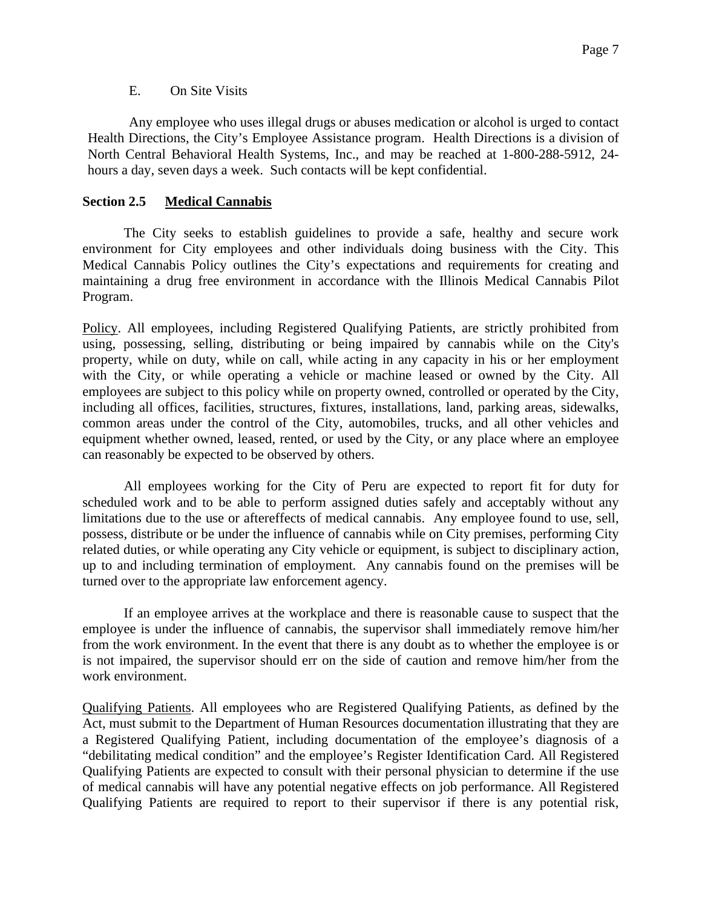E. On Site Visits

Any employee who uses illegal drugs or abuses medication or alcohol is urged to contact Health Directions, the City's Employee Assistance program. Health Directions is a division of North Central Behavioral Health Systems, Inc., and may be reached at 1-800-288-5912, 24-hours a day, seven days a week. Such contacts will be kept confidential.

**Section 2.5 <u>Medical Cannabis</u>**

The City seeks to establish guidelines to provide a safe, healthy and secure work environment for City employees and other individuals doing business with the City. This Medical Cannabis Policy outlines the City's expectations and requirements for creating and maintaining a drug free environment in accordance with the Illinois Medical Cannabis Pilot Program.

<u>Policy</u>. All employees, including Registered Qualifying Patients, are strictly prohibited from using, possessing, selling, distributing or being impaired by cannabis while on the City's property, while on duty, while on call, while acting in any capacity in his or her employment with the City, or while operating a vehicle or machine leased or owned by the City. All employees are subject to this policy while on property owned, controlled or operated by the City, including all offices, facilities, structures, fixtures, installations, land, parking areas, sidewalks, common areas under the control of the City, automobiles, trucks, and all other vehicles and equipment whether owned, leased, rented, or used by the City, or any place where an employee can reasonably be expected to be observed by others.

All employees working for the City of Peru are expected to report fit for duty for scheduled work and to be able to perform assigned duties safely and acceptably without any limitations due to the use or aftereffects of medical cannabis. Any employee found to use, sell, possess, distribute or be under the influence of cannabis while on City premises, performing City related duties, or while operating any City vehicle or equipment, is subject to disciplinary action, up to and including termination of employment. Any cannabis found on the premises will be turned over to the appropriate law enforcement agency.

If an employee arrives at the workplace and there is reasonable cause to suspect that the employee is under the influence of cannabis, the supervisor shall immediately remove him/her from the work environment. In the event that there is any doubt as to whether the employee is or is not impaired, the supervisor should err on the side of caution and remove him/her from the work environment.

<u>Qualifying Patients</u>. All employees who are Registered Qualifying Patients, as defined by the Act, must submit to the Department of Human Resources documentation illustrating that they are a Registered Qualifying Patient, including documentation of the employee's diagnosis of a "debilitating medical condition" and the employee's Register Identification Card. All Registered Qualifying Patients are expected to consult with their personal physician to determine if the use of medical cannabis will have any potential negative effects on job performance. All Registered Qualifying Patients are required to report to their supervisor if there is any potential risk,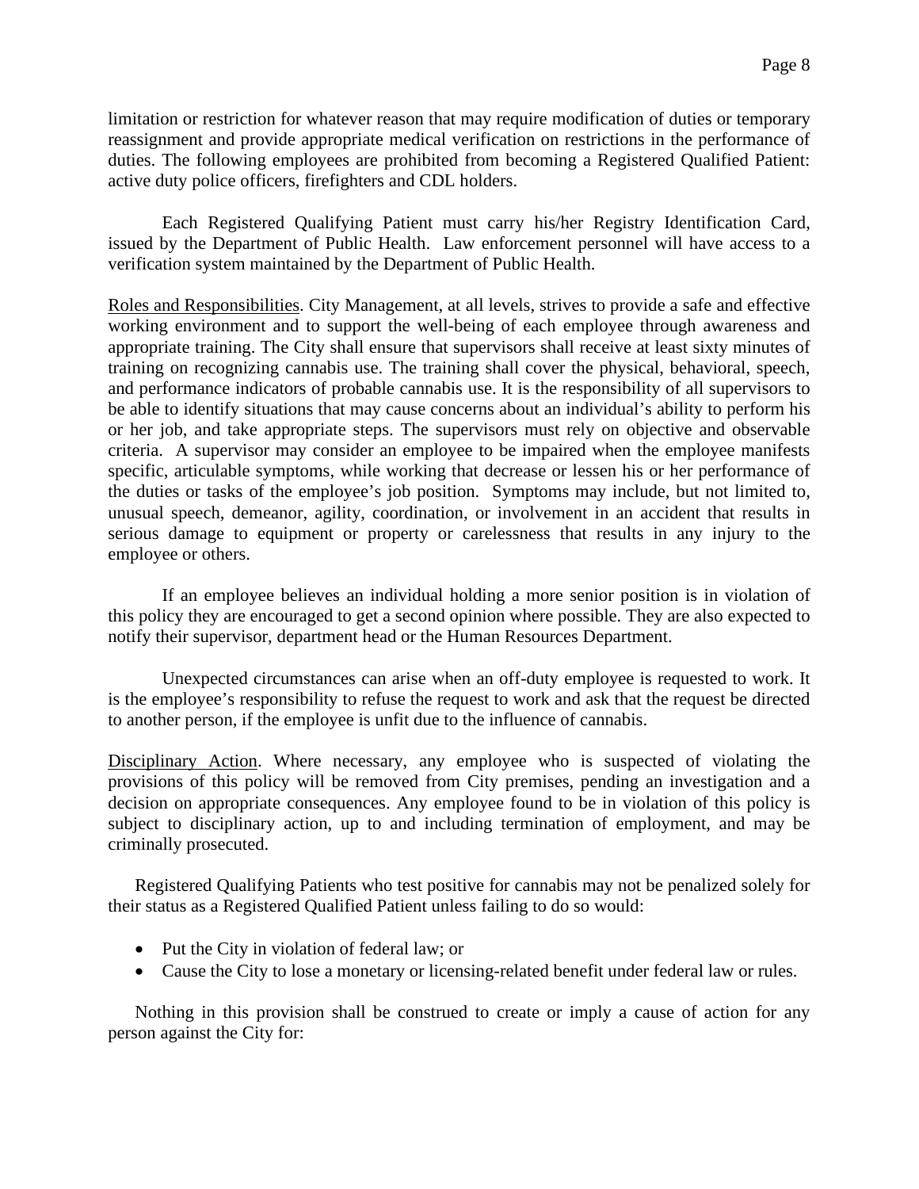limitation or restriction for whatever reason that may require modification of duties or temporary reassignment and provide appropriate medical verification on restrictions in the performance of duties. The following employees are prohibited from becoming a Registered Qualified Patient: active duty police officers, firefighters and CDL holders.

Each Registered Qualifying Patient must carry his/her Registry Identification Card, issued by the Department of Public Health. Law enforcement personnel will have access to a verification system maintained by the Department of Public Health.

<u>Roles and Responsibilities</u>. City Management, at all levels, strives to provide a safe and effective working environment and to support the well-being of each employee through awareness and appropriate training. The City shall ensure that supervisors shall receive at least sixty minutes of training on recognizing cannabis use. The training shall cover the physical, behavioral, speech, and performance indicators of probable cannabis use. It is the responsibility of all supervisors to be able to identify situations that may cause concerns about an individual's ability to perform his or her job, and take appropriate steps. The supervisors must rely on objective and observable criteria. A supervisor may consider an employee to be impaired when the employee manifests specific, articulable symptoms, while working that decrease or lessen his or her performance of the duties or tasks of the employee's job position. Symptoms may include, but not limited to, unusual speech, demeanor, agility, coordination, or involvement in an accident that results in serious damage to equipment or property or carelessness that results in any injury to the employee or others.

If an employee believes an individual holding a more senior position is in violation of this policy they are encouraged to get a second opinion where possible. They are also expected to notify their supervisor, department head or the Human Resources Department.

Unexpected circumstances can arise when an off-duty employee is requested to work. It is the employee's responsibility to refuse the request to work and ask that the request be directed to another person, if the employee is unfit due to the influence of cannabis.

<u>Disciplinary Action</u>. Where necessary, any employee who is suspected of violating the provisions of this policy will be removed from City premises, pending an investigation and a decision on appropriate consequences. Any employee found to be in violation of this policy is subject to disciplinary action, up to and including termination of employment, and may be criminally prosecuted.

Registered Qualifying Patients who test positive for cannabis may not be penalized solely for their status as a Registered Qualified Patient unless failing to do so would:

- Put the City in violation of federal law; or
- Cause the City to lose a monetary or licensing-related benefit under federal law or rules.

Nothing in this provision shall be construed to create or imply a cause of action for any person against the City for: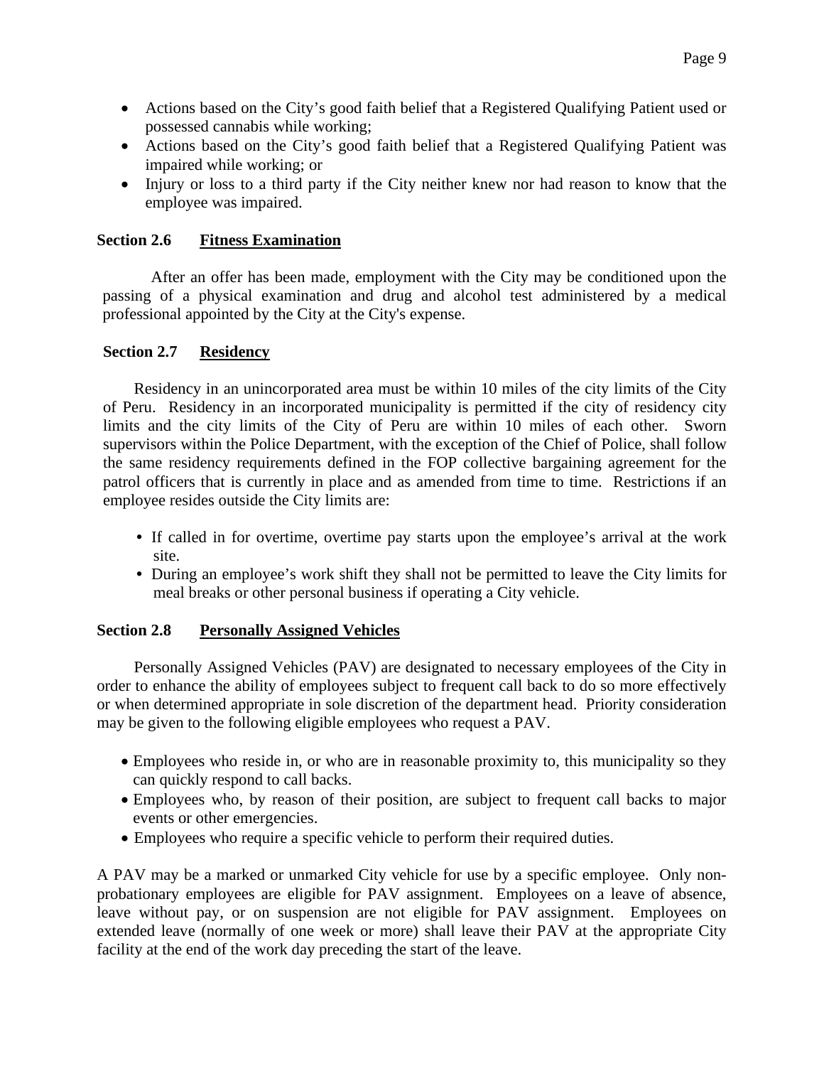- Actions based on the City's good faith belief that a Registered Qualifying Patient used or possessed cannabis while working;
- Actions based on the City's good faith belief that a Registered Qualifying Patient was impaired while working; or
- Injury or loss to a third party if the City neither knew nor had reason to know that the employee was impaired.

### Section 2.6 Fitness Examination

After an offer has been made, employment with the City may be conditioned upon the passing of a physical examination and drug and alcohol test administered by a medical professional appointed by the City at the City's expense.

### Section 2.7 Residency

Residency in an unincorporated area must be within 10 miles of the city limits of the City of Peru. Residency in an incorporated municipality is permitted if the city of residency city limits and the city limits of the City of Peru are within 10 miles of each other. Sworn supervisors within the Police Department, with the exception of the Chief of Police, shall follow the same residency requirements defined in the FOP collective bargaining agreement for the patrol officers that is currently in place and as amended from time to time. Restrictions if an employee resides outside the City limits are:

- If called in for overtime, overtime pay starts upon the employee's arrival at the work site.
- During an employee's work shift they shall not be permitted to leave the City limits for meal breaks or other personal business if operating a City vehicle.

### Section 2.8 Personally Assigned Vehicles

Personally Assigned Vehicles (PAV) are designated to necessary employees of the City in order to enhance the ability of employees subject to frequent call back to do so more effectively or when determined appropriate in sole discretion of the department head. Priority consideration may be given to the following eligible employees who request a PAV.

- Employees who reside in, or who are in reasonable proximity to, this municipality so they can quickly respond to call backs.
- Employees who, by reason of their position, are subject to frequent call backs to major events or other emergencies.
- Employees who require a specific vehicle to perform their required duties.

A PAV may be a marked or unmarked City vehicle for use by a specific employee. Only non-probationary employees are eligible for PAV assignment. Employees on a leave of absence, leave without pay, or on suspension are not eligible for PAV assignment. Employees on extended leave (normally of one week or more) shall leave their PAV at the appropriate City facility at the end of the work day preceding the start of the leave.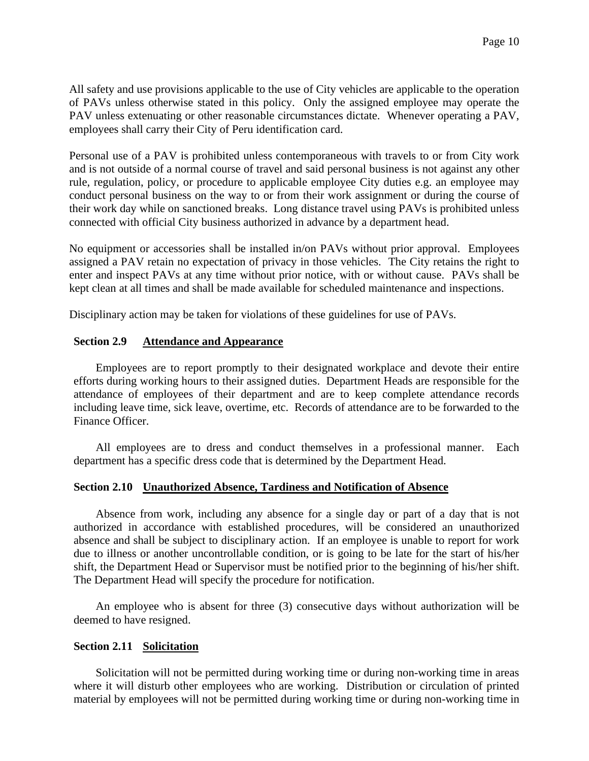All safety and use provisions applicable to the use of City vehicles are applicable to the operation of PAVs unless otherwise stated in this policy. Only the assigned employee may operate the PAV unless extenuating or other reasonable circumstances dictate. Whenever operating a PAV, employees shall carry their City of Peru identification card.

Personal use of a PAV is prohibited unless contemporaneous with travels to or from City work and is not outside of a normal course of travel and said personal business is not against any other rule, regulation, policy, or procedure to applicable employee City duties e.g. an employee may conduct personal business on the way to or from their work assignment or during the course of their work day while on sanctioned breaks. Long distance travel using PAVs is prohibited unless connected with official City business authorized in advance by a department head.

No equipment or accessories shall be installed in/on PAVs without prior approval. Employees assigned a PAV retain no expectation of privacy in those vehicles. The City retains the right to enter and inspect PAVs at any time without prior notice, with or without cause. PAVs shall be kept clean at all times and shall be made available for scheduled maintenance and inspections.

Disciplinary action may be taken for violations of these guidelines for use of PAVs.

### Section 2.9 Attendance and Appearance

Employees are to report promptly to their designated workplace and devote their entire efforts during working hours to their assigned duties. Department Heads are responsible for the attendance of employees of their department and are to keep complete attendance records including leave time, sick leave, overtime, etc. Records of attendance are to be forwarded to the Finance Officer.

All employees are to dress and conduct themselves in a professional manner. Each department has a specific dress code that is determined by the Department Head.

### Section 2.10 Unauthorized Absence, Tardiness and Notification of Absence

Absence from work, including any absence for a single day or part of a day that is not authorized in accordance with established procedures, will be considered an unauthorized absence and shall be subject to disciplinary action. If an employee is unable to report for work due to illness or another uncontrollable condition, or is going to be late for the start of his/her shift, the Department Head or Supervisor must be notified prior to the beginning of his/her shift. The Department Head will specify the procedure for notification.

An employee who is absent for three (3) consecutive days without authorization will be deemed to have resigned.

### Section 2.11 Solicitation

Solicitation will not be permitted during working time or during non-working time in areas where it will disturb other employees who are working. Distribution or circulation of printed material by employees will not be permitted during working time or during non-working time in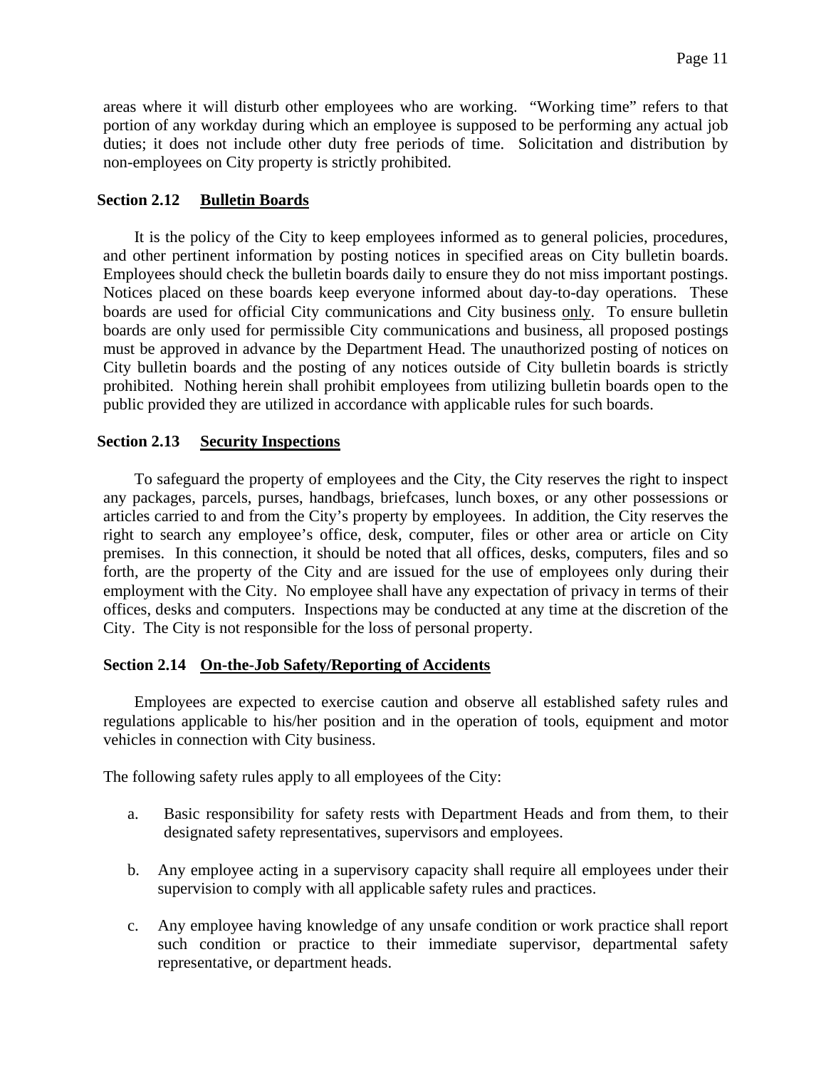areas where it will disturb other employees who are working. "Working time" refers to that portion of any workday during which an employee is supposed to be performing any actual job duties; it does not include other duty free periods of time. Solicitation and distribution by non-employees on City property is strictly prohibited.

### Section 2.12 Bulletin Boards

It is the policy of the City to keep employees informed as to general policies, procedures, and other pertinent information by posting notices in specified areas on City bulletin boards. Employees should check the bulletin boards daily to ensure they do not miss important postings. Notices placed on these boards keep everyone informed about day-to-day operations. These boards are used for official City communications and City business <u>only</u>. To ensure bulletin boards are only used for permissible City communications and business, all proposed postings must be approved in advance by the Department Head. The unauthorized posting of notices on City bulletin boards and the posting of any notices outside of City bulletin boards is strictly prohibited. Nothing herein shall prohibit employees from utilizing bulletin boards open to the public provided they are utilized in accordance with applicable rules for such boards.

### Section 2.13 Security Inspections

To safeguard the property of employees and the City, the City reserves the right to inspect any packages, parcels, purses, handbags, briefcases, lunch boxes, or any other possessions or articles carried to and from the City's property by employees. In addition, the City reserves the right to search any employee's office, desk, computer, files or other area or article on City premises. In this connection, it should be noted that all offices, desks, computers, files and so forth, are the property of the City and are issued for the use of employees only during their employment with the City. No employee shall have any expectation of privacy in terms of their offices, desks and computers. Inspections may be conducted at any time at the discretion of the City. The City is not responsible for the loss of personal property.

### Section 2.14 On-the-Job Safety/Reporting of Accidents

Employees are expected to exercise caution and observe all established safety rules and regulations applicable to his/her position and in the operation of tools, equipment and motor vehicles in connection with City business.

The following safety rules apply to all employees of the City:

a. Basic responsibility for safety rests with Department Heads and from them, to their designated safety representatives, supervisors and employees.

b. Any employee acting in a supervisory capacity shall require all employees under their supervision to comply with all applicable safety rules and practices.

c. Any employee having knowledge of any unsafe condition or work practice shall report such condition or practice to their immediate supervisor, departmental safety representative, or department heads.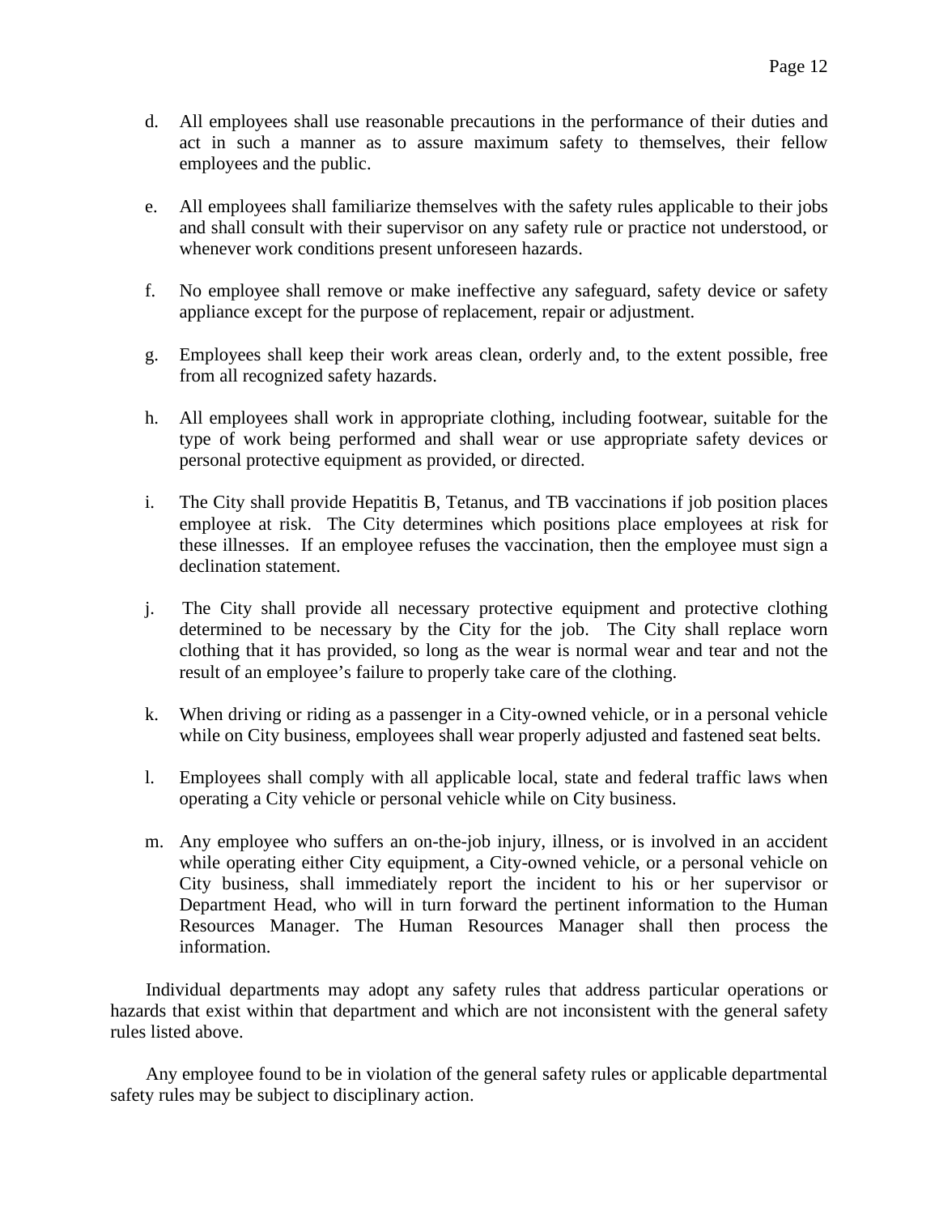d. All employees shall use reasonable precautions in the performance of their duties and act in such a manner as to assure maximum safety to themselves, their fellow employees and the public.

e. All employees shall familiarize themselves with the safety rules applicable to their jobs and shall consult with their supervisor on any safety rule or practice not understood, or whenever work conditions present unforeseen hazards.

f. No employee shall remove or make ineffective any safeguard, safety device or safety appliance except for the purpose of replacement, repair or adjustment.

g. Employees shall keep their work areas clean, orderly and, to the extent possible, free from all recognized safety hazards.

h. All employees shall work in appropriate clothing, including footwear, suitable for the type of work being performed and shall wear or use appropriate safety devices or personal protective equipment as provided, or directed.

i. The City shall provide Hepatitis B, Tetanus, and TB vaccinations if job position places employee at risk. The City determines which positions place employees at risk for these illnesses. If an employee refuses the vaccination, then the employee must sign a declination statement.

j. The City shall provide all necessary protective equipment and protective clothing determined to be necessary by the City for the job. The City shall replace worn clothing that it has provided, so long as the wear is normal wear and tear and not the result of an employee's failure to properly take care of the clothing.

k. When driving or riding as a passenger in a City-owned vehicle, or in a personal vehicle while on City business, employees shall wear properly adjusted and fastened seat belts.

l. Employees shall comply with all applicable local, state and federal traffic laws when operating a City vehicle or personal vehicle while on City business.

m. Any employee who suffers an on-the-job injury, illness, or is involved in an accident while operating either City equipment, a City-owned vehicle, or a personal vehicle on City business, shall immediately report the incident to his or her supervisor or Department Head, who will in turn forward the pertinent information to the Human Resources Manager. The Human Resources Manager shall then process the information.

Individual departments may adopt any safety rules that address particular operations or hazards that exist within that department and which are not inconsistent with the general safety rules listed above.

Any employee found to be in violation of the general safety rules or applicable departmental safety rules may be subject to disciplinary action.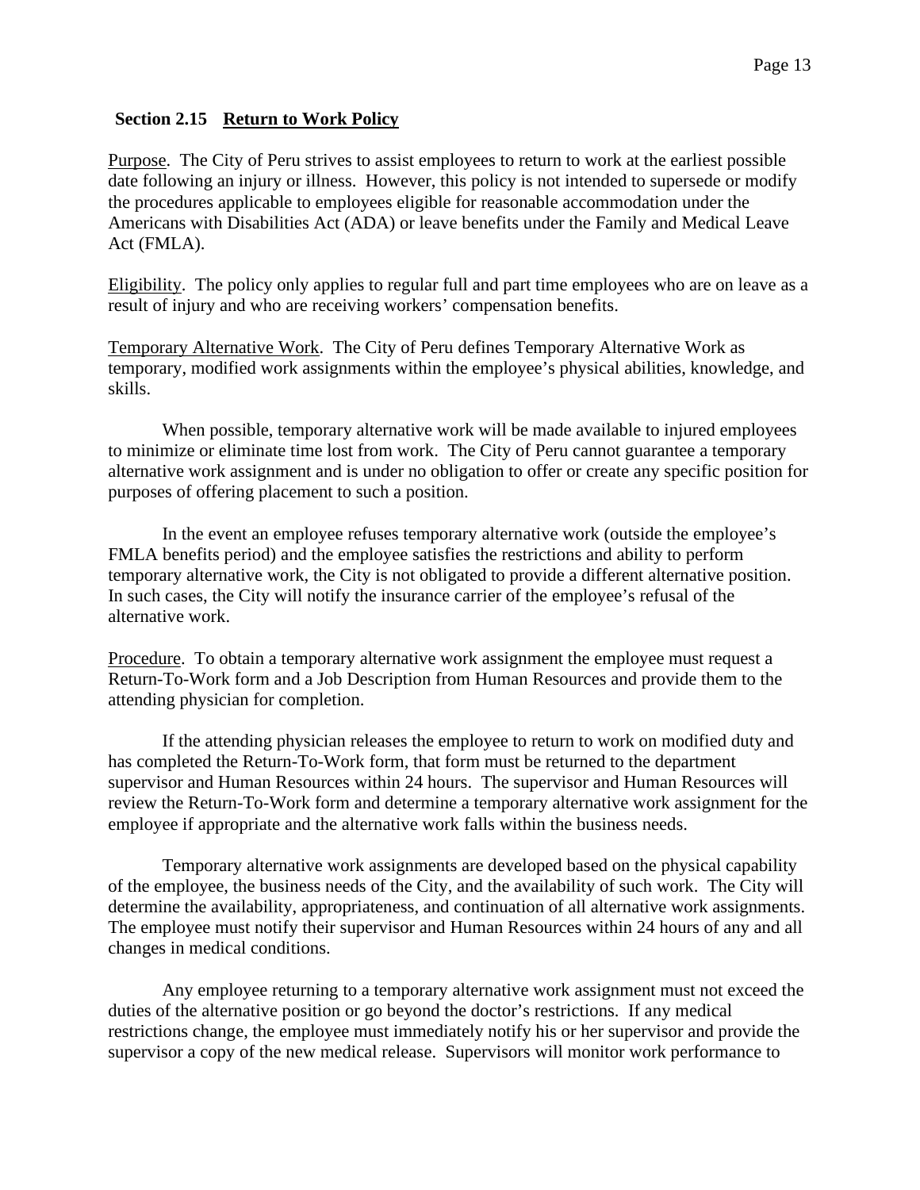## Section 2.15 Return to Work Policy

Purpose. The City of Peru strives to assist employees to return to work at the earliest possible date following an injury or illness. However, this policy is not intended to supersede or modify the procedures applicable to employees eligible for reasonable accommodation under the Americans with Disabilities Act (ADA) or leave benefits under the Family and Medical Leave Act (FMLA).

Eligibility. The policy only applies to regular full and part time employees who are on leave as a result of injury and who are receiving workers' compensation benefits.

Temporary Alternative Work. The City of Peru defines Temporary Alternative Work as temporary, modified work assignments within the employee's physical abilities, knowledge, and skills.

When possible, temporary alternative work will be made available to injured employees to minimize or eliminate time lost from work. The City of Peru cannot guarantee a temporary alternative work assignment and is under no obligation to offer or create any specific position for purposes of offering placement to such a position.

In the event an employee refuses temporary alternative work (outside the employee's FMLA benefits period) and the employee satisfies the restrictions and ability to perform temporary alternative work, the City is not obligated to provide a different alternative position. In such cases, the City will notify the insurance carrier of the employee's refusal of the alternative work.

Procedure. To obtain a temporary alternative work assignment the employee must request a Return-To-Work form and a Job Description from Human Resources and provide them to the attending physician for completion.

If the attending physician releases the employee to return to work on modified duty and has completed the Return-To-Work form, that form must be returned to the department supervisor and Human Resources within 24 hours. The supervisor and Human Resources will review the Return-To-Work form and determine a temporary alternative work assignment for the employee if appropriate and the alternative work falls within the business needs.

Temporary alternative work assignments are developed based on the physical capability of the employee, the business needs of the City, and the availability of such work. The City will determine the availability, appropriateness, and continuation of all alternative work assignments. The employee must notify their supervisor and Human Resources within 24 hours of any and all changes in medical conditions.

Any employee returning to a temporary alternative work assignment must not exceed the duties of the alternative position or go beyond the doctor's restrictions. If any medical restrictions change, the employee must immediately notify his or her supervisor and provide the supervisor a copy of the new medical release. Supervisors will monitor work performance to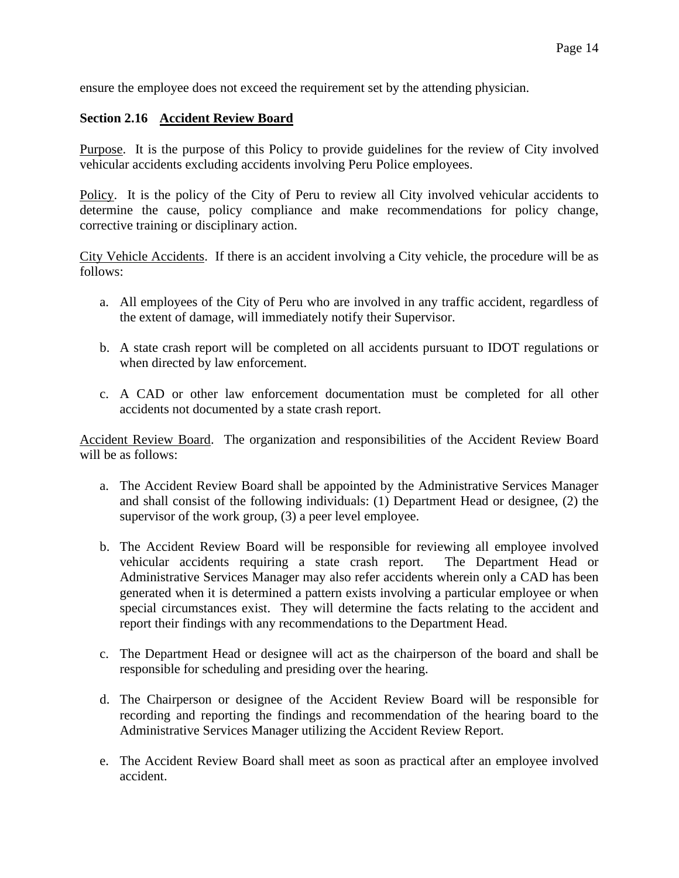ensure the employee does not exceed the requirement set by the attending physician.

**Section 2.16 Accident Review Board**

Purpose. It is the purpose of this Policy to provide guidelines for the review of City involved vehicular accidents excluding accidents involving Peru Police employees.

Policy. It is the policy of the City of Peru to review all City involved vehicular accidents to determine the cause, policy compliance and make recommendations for policy change, corrective training or disciplinary action.

City Vehicle Accidents. If there is an accident involving a City vehicle, the procedure will be as follows:

a. All employees of the City of Peru who are involved in any traffic accident, regardless of the extent of damage, will immediately notify their Supervisor.

b. A state crash report will be completed on all accidents pursuant to IDOT regulations or when directed by law enforcement.

c. A CAD or other law enforcement documentation must be completed for all other accidents not documented by a state crash report.

Accident Review Board. The organization and responsibilities of the Accident Review Board will be as follows:

a. The Accident Review Board shall be appointed by the Administrative Services Manager and shall consist of the following individuals: (1) Department Head or designee, (2) the supervisor of the work group, (3) a peer level employee.

b. The Accident Review Board will be responsible for reviewing all employee involved vehicular accidents requiring a state crash report. The Department Head or Administrative Services Manager may also refer accidents wherein only a CAD has been generated when it is determined a pattern exists involving a particular employee or when special circumstances exist. They will determine the facts relating to the accident and report their findings with any recommendations to the Department Head.

c. The Department Head or designee will act as the chairperson of the board and shall be responsible for scheduling and presiding over the hearing.

d. The Chairperson or designee of the Accident Review Board will be responsible for recording and reporting the findings and recommendation of the hearing board to the Administrative Services Manager utilizing the Accident Review Report.

e. The Accident Review Board shall meet as soon as practical after an employee involved accident.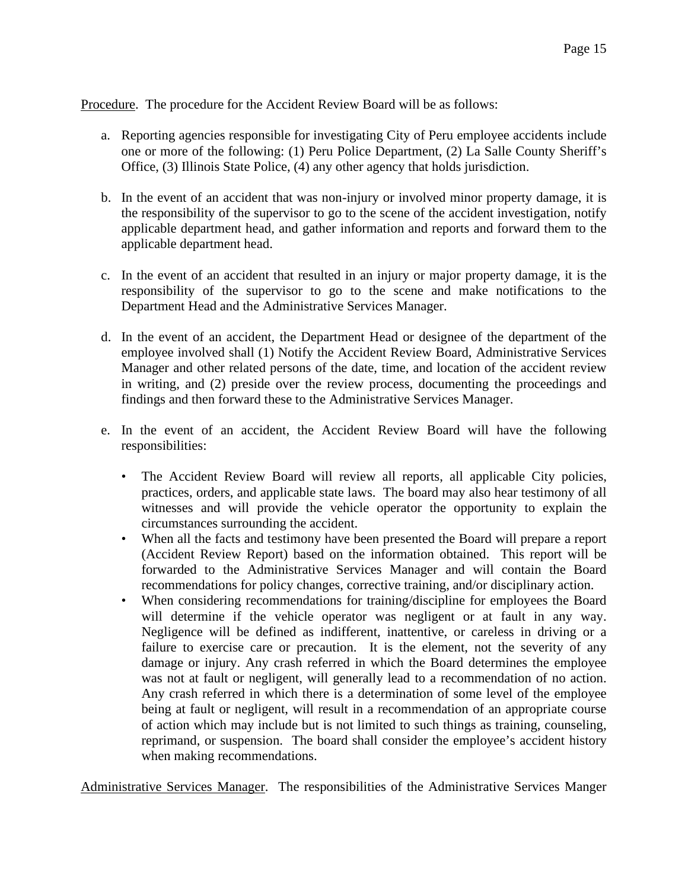<u>Procedure</u>. The procedure for the Accident Review Board will be as follows:

a. Reporting agencies responsible for investigating City of Peru employee accidents include one or more of the following: (1) Peru Police Department, (2) La Salle County Sheriff's Office, (3) Illinois State Police, (4) any other agency that holds jurisdiction.

b. In the event of an accident that was non-injury or involved minor property damage, it is the responsibility of the supervisor to go to the scene of the accident investigation, notify applicable department head, and gather information and reports and forward them to the applicable department head.

c. In the event of an accident that resulted in an injury or major property damage, it is the responsibility of the supervisor to go to the scene and make notifications to the Department Head and the Administrative Services Manager.

d. In the event of an accident, the Department Head or designee of the department of the employee involved shall (1) Notify the Accident Review Board, Administrative Services Manager and other related persons of the date, time, and location of the accident review in writing, and (2) preside over the review process, documenting the proceedings and findings and then forward these to the Administrative Services Manager.

e. In the event of an accident, the Accident Review Board will have the following responsibilities:

   - The Accident Review Board will review all reports, all applicable City policies, practices, orders, and applicable state laws. The board may also hear testimony of all witnesses and will provide the vehicle operator the opportunity to explain the circumstances surrounding the accident.
   - When all the facts and testimony have been presented the Board will prepare a report (Accident Review Report) based on the information obtained. This report will be forwarded to the Administrative Services Manager and will contain the Board recommendations for policy changes, corrective training, and/or disciplinary action.
   - When considering recommendations for training/discipline for employees the Board will determine if the vehicle operator was negligent or at fault in any way. Negligence will be defined as indifferent, inattentive, or careless in driving or a failure to exercise care or precaution. It is the element, not the severity of any damage or injury. Any crash referred in which the Board determines the employee was not at fault or negligent, will generally lead to a recommendation of no action. Any crash referred in which there is a determination of some level of the employee being at fault or negligent, will result in a recommendation of an appropriate course of action which may include but is not limited to such things as training, counseling, reprimand, or suspension. The board shall consider the employee's accident history when making recommendations.

<u>Administrative Services Manager</u>. The responsibilities of the Administrative Services Manger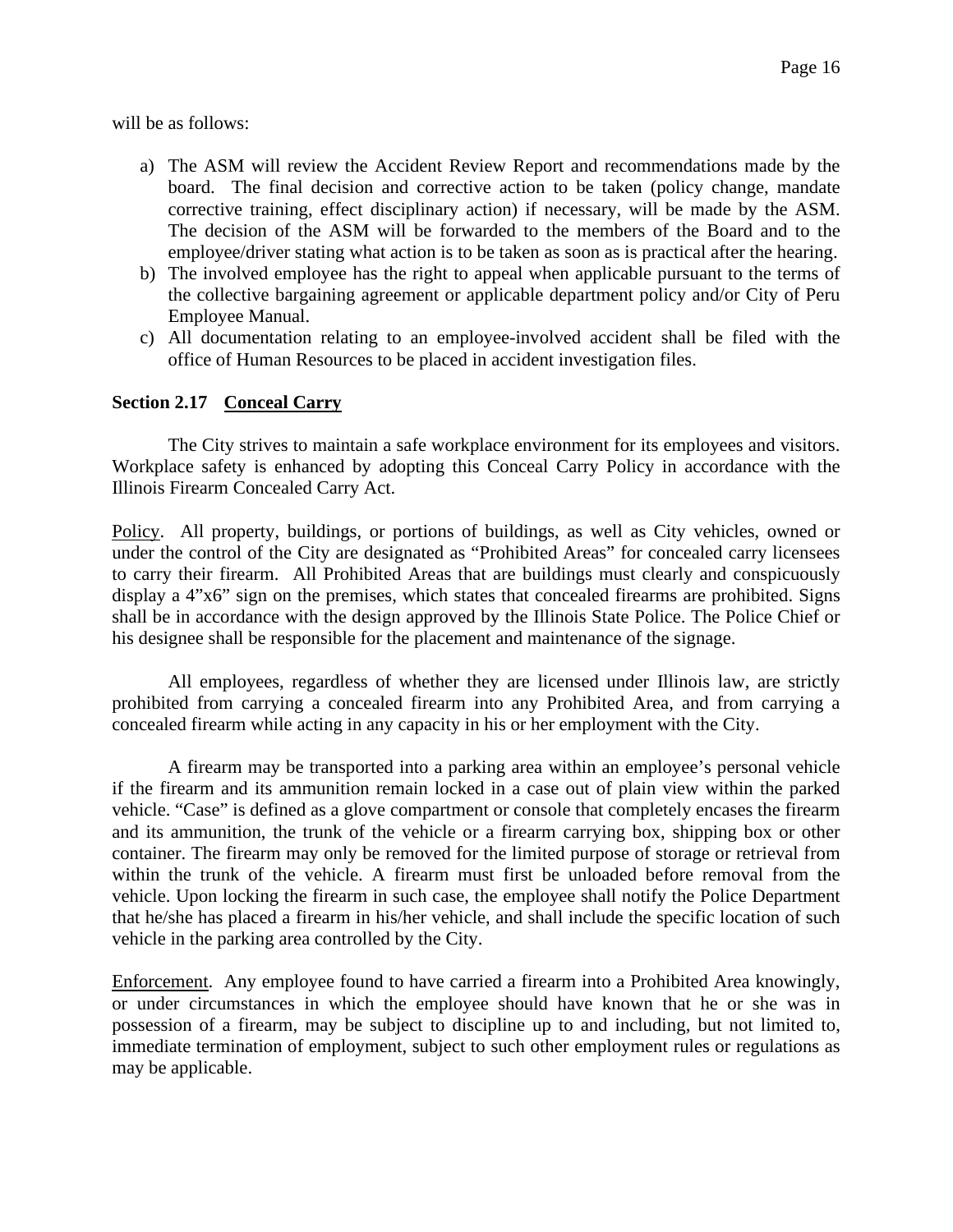will be as follows:

a) The ASM will review the Accident Review Report and recommendations made by the board. The final decision and corrective action to be taken (policy change, mandate corrective training, effect disciplinary action) if necessary, will be made by the ASM. The decision of the ASM will be forwarded to the members of the Board and to the employee/driver stating what action is to be taken as soon as is practical after the hearing.
b) The involved employee has the right to appeal when applicable pursuant to the terms of the collective bargaining agreement or applicable department policy and/or City of Peru Employee Manual.
c) All documentation relating to an employee-involved accident shall be filed with the office of Human Resources to be placed in accident investigation files.

**Section 2.17 Conceal Carry**

The City strives to maintain a safe workplace environment for its employees and visitors. Workplace safety is enhanced by adopting this Conceal Carry Policy in accordance with the Illinois Firearm Concealed Carry Act.

Policy. All property, buildings, or portions of buildings, as well as City vehicles, owned or under the control of the City are designated as "Prohibited Areas" for concealed carry licensees to carry their firearm. All Prohibited Areas that are buildings must clearly and conspicuously display a 4"x6" sign on the premises, which states that concealed firearms are prohibited. Signs shall be in accordance with the design approved by the Illinois State Police. The Police Chief or his designee shall be responsible for the placement and maintenance of the signage.

All employees, regardless of whether they are licensed under Illinois law, are strictly prohibited from carrying a concealed firearm into any Prohibited Area, and from carrying a concealed firearm while acting in any capacity in his or her employment with the City.

A firearm may be transported into a parking area within an employee's personal vehicle if the firearm and its ammunition remain locked in a case out of plain view within the parked vehicle. "Case" is defined as a glove compartment or console that completely encases the firearm and its ammunition, the trunk of the vehicle or a firearm carrying box, shipping box or other container. The firearm may only be removed for the limited purpose of storage or retrieval from within the trunk of the vehicle. A firearm must first be unloaded before removal from the vehicle. Upon locking the firearm in such case, the employee shall notify the Police Department that he/she has placed a firearm in his/her vehicle, and shall include the specific location of such vehicle in the parking area controlled by the City.

Enforcement. Any employee found to have carried a firearm into a Prohibited Area knowingly, or under circumstances in which the employee should have known that he or she was in possession of a firearm, may be subject to discipline up to and including, but not limited to, immediate termination of employment, subject to such other employment rules or regulations as may be applicable.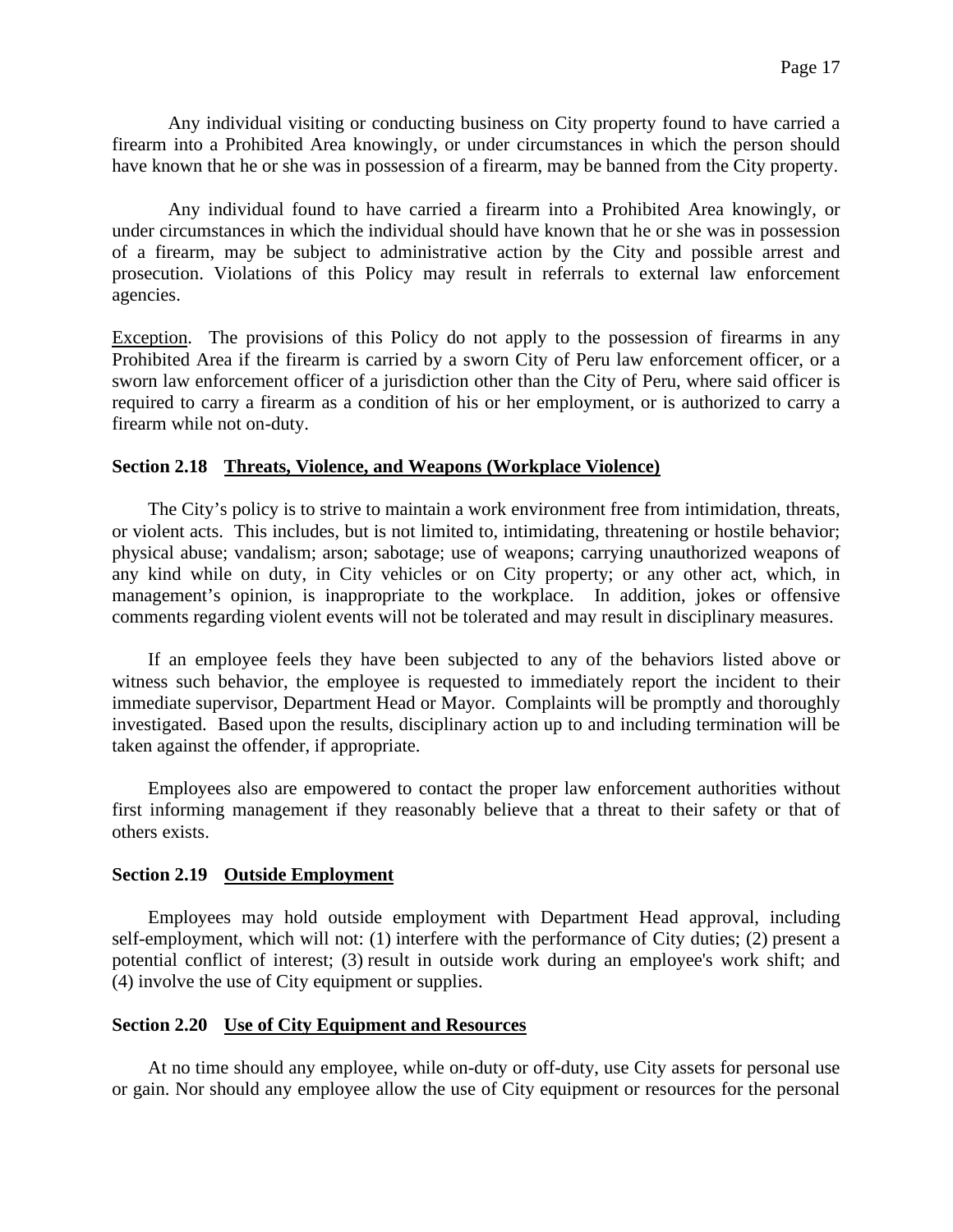Any individual visiting or conducting business on City property found to have carried a firearm into a Prohibited Area knowingly, or under circumstances in which the person should have known that he or she was in possession of a firearm, may be banned from the City property.

Any individual found to have carried a firearm into a Prohibited Area knowingly, or under circumstances in which the individual should have known that he or she was in possession of a firearm, may be subject to administrative action by the City and possible arrest and prosecution. Violations of this Policy may result in referrals to external law enforcement agencies.

Exception. The provisions of this Policy do not apply to the possession of firearms in any Prohibited Area if the firearm is carried by a sworn City of Peru law enforcement officer, or a sworn law enforcement officer of a jurisdiction other than the City of Peru, where said officer is required to carry a firearm as a condition of his or her employment, or is authorized to carry a firearm while not on-duty.

### Section 2.18 Threats, Violence, and Weapons (Workplace Violence)

The City's policy is to strive to maintain a work environment free from intimidation, threats, or violent acts. This includes, but is not limited to, intimidating, threatening or hostile behavior; physical abuse; vandalism; arson; sabotage; use of weapons; carrying unauthorized weapons of any kind while on duty, in City vehicles or on City property; or any other act, which, in management's opinion, is inappropriate to the workplace. In addition, jokes or offensive comments regarding violent events will not be tolerated and may result in disciplinary measures.

If an employee feels they have been subjected to any of the behaviors listed above or witness such behavior, the employee is requested to immediately report the incident to their immediate supervisor, Department Head or Mayor. Complaints will be promptly and thoroughly investigated. Based upon the results, disciplinary action up to and including termination will be taken against the offender, if appropriate.

Employees also are empowered to contact the proper law enforcement authorities without first informing management if they reasonably believe that a threat to their safety or that of others exists.

### Section 2.19 Outside Employment

Employees may hold outside employment with Department Head approval, including self-employment, which will not: (1) interfere with the performance of City duties; (2) present a potential conflict of interest; (3) result in outside work during an employee's work shift; and (4) involve the use of City equipment or supplies.

### Section 2.20 Use of City Equipment and Resources

At no time should any employee, while on-duty or off-duty, use City assets for personal use or gain. Nor should any employee allow the use of City equipment or resources for the personal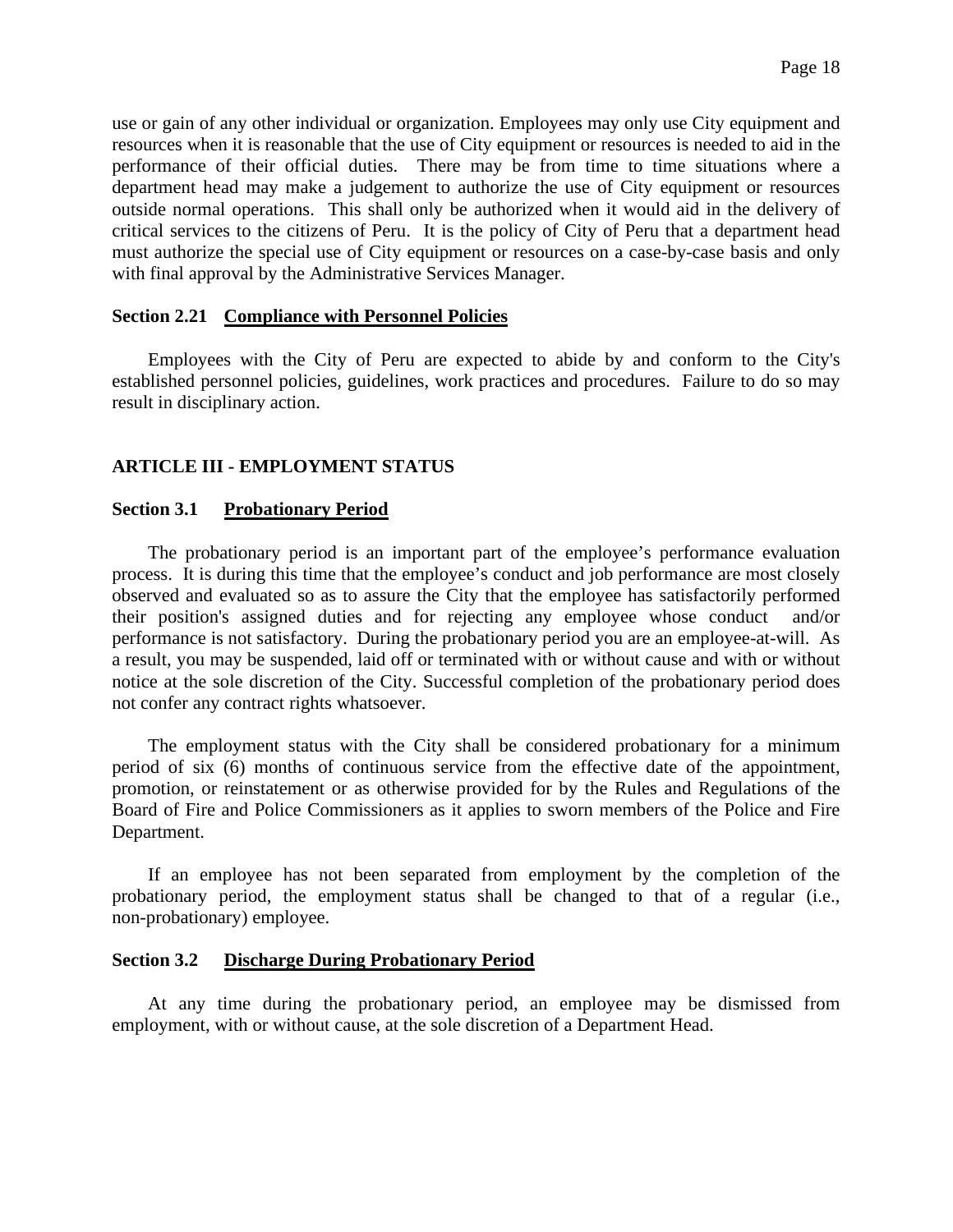use or gain of any other individual or organization. Employees may only use City equipment and resources when it is reasonable that the use of City equipment or resources is needed to aid in the performance of their official duties. There may be from time to time situations where a department head may make a judgement to authorize the use of City equipment or resources outside normal operations. This shall only be authorized when it would aid in the delivery of critical services to the citizens of Peru. It is the policy of City of Peru that a department head must authorize the special use of City equipment or resources on a case-by-case basis and only with final approval by the Administrative Services Manager.

### Section 2.21 Compliance with Personnel Policies

Employees with the City of Peru are expected to abide by and conform to the City's established personnel policies, guidelines, work practices and procedures. Failure to do so may result in disciplinary action.

## ARTICLE III - EMPLOYMENT STATUS

### Section 3.1 Probationary Period

The probationary period is an important part of the employee's performance evaluation process. It is during this time that the employee's conduct and job performance are most closely observed and evaluated so as to assure the City that the employee has satisfactorily performed their position's assigned duties and for rejecting any employee whose conduct and/or performance is not satisfactory. During the probationary period you are an employee-at-will. As a result, you may be suspended, laid off or terminated with or without cause and with or without notice at the sole discretion of the City. Successful completion of the probationary period does not confer any contract rights whatsoever.

The employment status with the City shall be considered probationary for a minimum period of six (6) months of continuous service from the effective date of the appointment, promotion, or reinstatement or as otherwise provided for by the Rules and Regulations of the Board of Fire and Police Commissioners as it applies to sworn members of the Police and Fire Department.

If an employee has not been separated from employment by the completion of the probationary period, the employment status shall be changed to that of a regular (i.e., non-probationary) employee.

### Section 3.2 Discharge During Probationary Period

At any time during the probationary period, an employee may be dismissed from employment, with or without cause, at the sole discretion of a Department Head.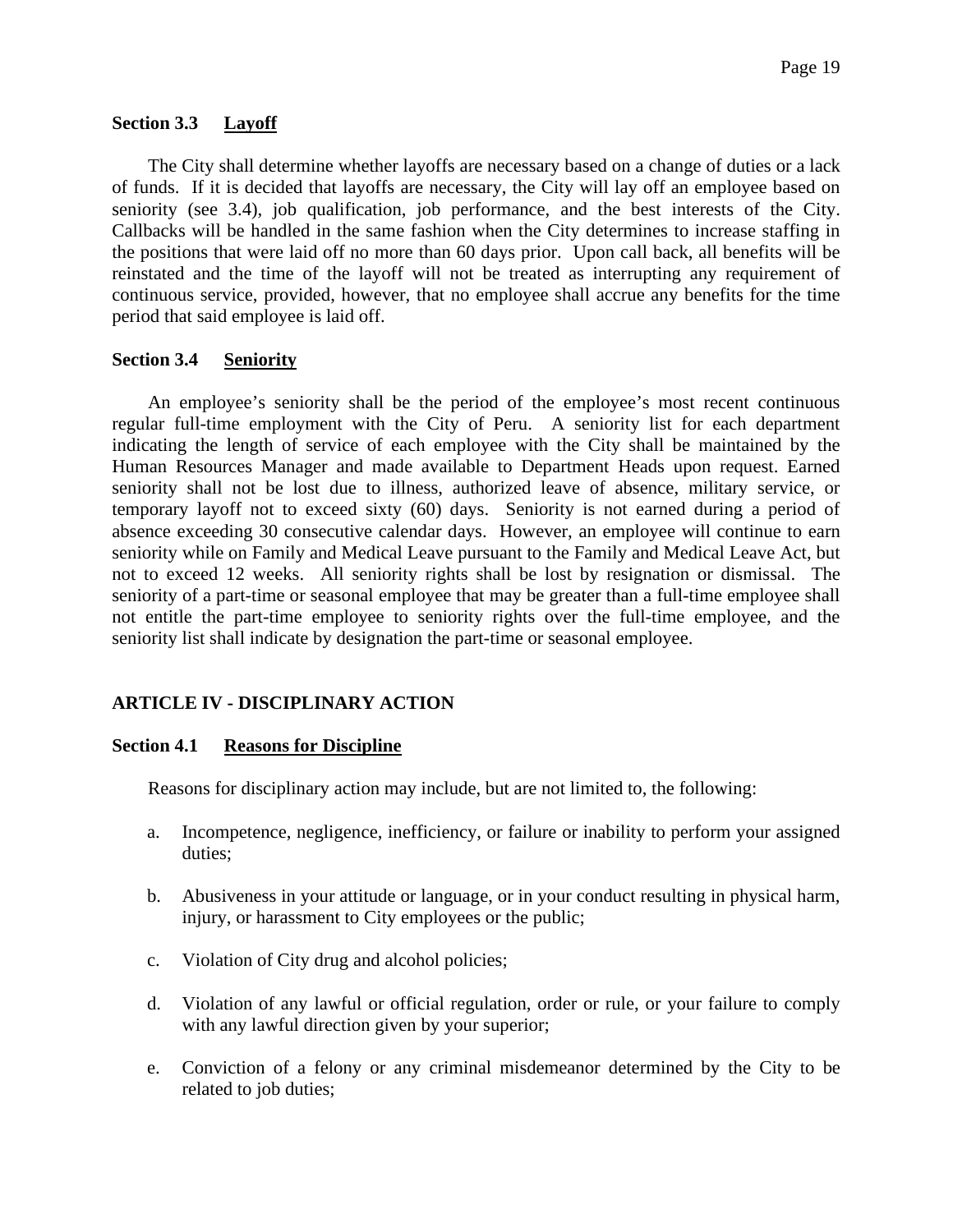### Section 3.3 Layoff

The City shall determine whether layoffs are necessary based on a change of duties or a lack of funds. If it is decided that layoffs are necessary, the City will lay off an employee based on seniority (see 3.4), job qualification, job performance, and the best interests of the City. Callbacks will be handled in the same fashion when the City determines to increase staffing in the positions that were laid off no more than 60 days prior. Upon call back, all benefits will be reinstated and the time of the layoff will not be treated as interrupting any requirement of continuous service, provided, however, that no employee shall accrue any benefits for the time period that said employee is laid off.

### Section 3.4 Seniority

An employee's seniority shall be the period of the employee's most recent continuous regular full-time employment with the City of Peru. A seniority list for each department indicating the length of service of each employee with the City shall be maintained by the Human Resources Manager and made available to Department Heads upon request. Earned seniority shall not be lost due to illness, authorized leave of absence, military service, or temporary layoff not to exceed sixty (60) days. Seniority is not earned during a period of absence exceeding 30 consecutive calendar days. However, an employee will continue to earn seniority while on Family and Medical Leave pursuant to the Family and Medical Leave Act, but not to exceed 12 weeks. All seniority rights shall be lost by resignation or dismissal. The seniority of a part-time or seasonal employee that may be greater than a full-time employee shall not entitle the part-time employee to seniority rights over the full-time employee, and the seniority list shall indicate by designation the part-time or seasonal employee.

## ARTICLE IV - DISCIPLINARY ACTION

### Section 4.1 Reasons for Discipline

Reasons for disciplinary action may include, but are not limited to, the following:

a. Incompetence, negligence, inefficiency, or failure or inability to perform your assigned duties;

b. Abusiveness in your attitude or language, or in your conduct resulting in physical harm, injury, or harassment to City employees or the public;

c. Violation of City drug and alcohol policies;

d. Violation of any lawful or official regulation, order or rule, or your failure to comply with any lawful direction given by your superior;

e. Conviction of a felony or any criminal misdemeanor determined by the City to be related to job duties;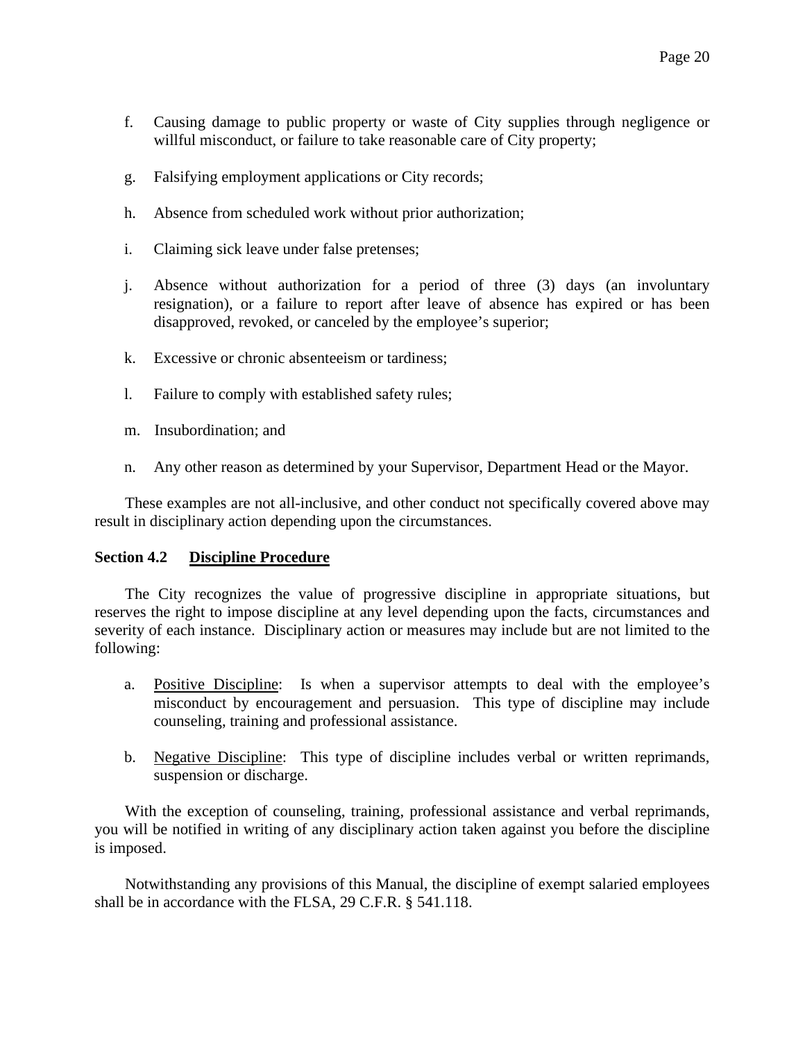f. Causing damage to public property or waste of City supplies through negligence or willful misconduct, or failure to take reasonable care of City property;

g. Falsifying employment applications or City records;

h. Absence from scheduled work without prior authorization;

i. Claiming sick leave under false pretenses;

j. Absence without authorization for a period of three (3) days (an involuntary resignation), or a failure to report after leave of absence has expired or has been disapproved, revoked, or canceled by the employee's superior;

k. Excessive or chronic absenteeism or tardiness;

l. Failure to comply with established safety rules;

m. Insubordination; and

n. Any other reason as determined by your Supervisor, Department Head or the Mayor.

These examples are not all-inclusive, and other conduct not specifically covered above may result in disciplinary action depending upon the circumstances.

**Section 4.2 <u>Discipline Procedure</u>**

The City recognizes the value of progressive discipline in appropriate situations, but reserves the right to impose discipline at any level depending upon the facts, circumstances and severity of each instance. Disciplinary action or measures may include but are not limited to the following:

a. <u>Positive Discipline</u>: Is when a supervisor attempts to deal with the employee's misconduct by encouragement and persuasion. This type of discipline may include counseling, training and professional assistance.

b. <u>Negative Discipline</u>: This type of discipline includes verbal or written reprimands, suspension or discharge.

With the exception of counseling, training, professional assistance and verbal reprimands, you will be notified in writing of any disciplinary action taken against you before the discipline is imposed.

Notwithstanding any provisions of this Manual, the discipline of exempt salaried employees shall be in accordance with the FLSA, 29 C.F.R. § 541.118.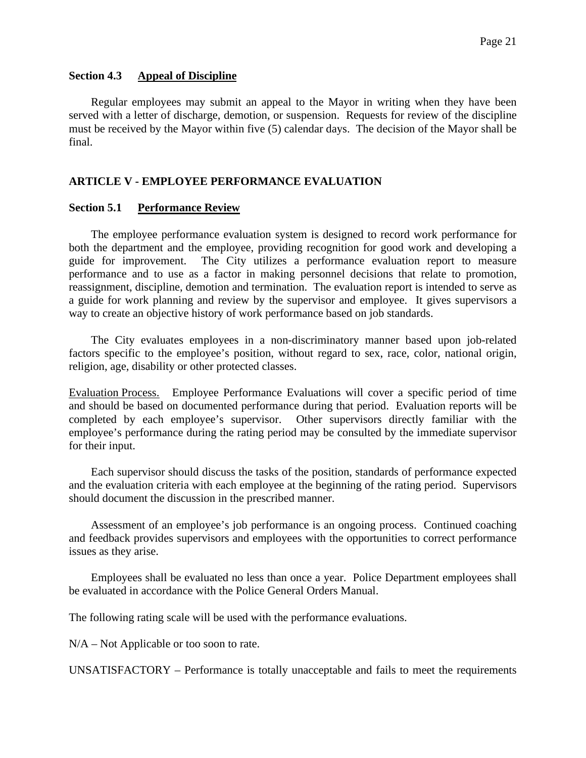**Section 4.3 Appeal of Discipline**

Regular employees may submit an appeal to the Mayor in writing when they have been served with a letter of discharge, demotion, or suspension. Requests for review of the discipline must be received by the Mayor within five (5) calendar days. The decision of the Mayor shall be final.

## ARTICLE V - EMPLOYEE PERFORMANCE EVALUATION

**Section 5.1 Performance Review**

The employee performance evaluation system is designed to record work performance for both the department and the employee, providing recognition for good work and developing a guide for improvement. The City utilizes a performance evaluation report to measure performance and to use as a factor in making personnel decisions that relate to promotion, reassignment, discipline, demotion and termination. The evaluation report is intended to serve as a guide for work planning and review by the supervisor and employee. It gives supervisors a way to create an objective history of work performance based on job standards.

The City evaluates employees in a non-discriminatory manner based upon job-related factors specific to the employee's position, without regard to sex, race, color, national origin, religion, age, disability or other protected classes.

Evaluation Process. Employee Performance Evaluations will cover a specific period of time and should be based on documented performance during that period. Evaluation reports will be completed by each employee's supervisor. Other supervisors directly familiar with the employee's performance during the rating period may be consulted by the immediate supervisor for their input.

Each supervisor should discuss the tasks of the position, standards of performance expected and the evaluation criteria with each employee at the beginning of the rating period. Supervisors should document the discussion in the prescribed manner.

Assessment of an employee's job performance is an ongoing process. Continued coaching and feedback provides supervisors and employees with the opportunities to correct performance issues as they arise.

Employees shall be evaluated no less than once a year. Police Department employees shall be evaluated in accordance with the Police General Orders Manual.

The following rating scale will be used with the performance evaluations.

N/A – Not Applicable or too soon to rate.

UNSATISFACTORY – Performance is totally unacceptable and fails to meet the requirements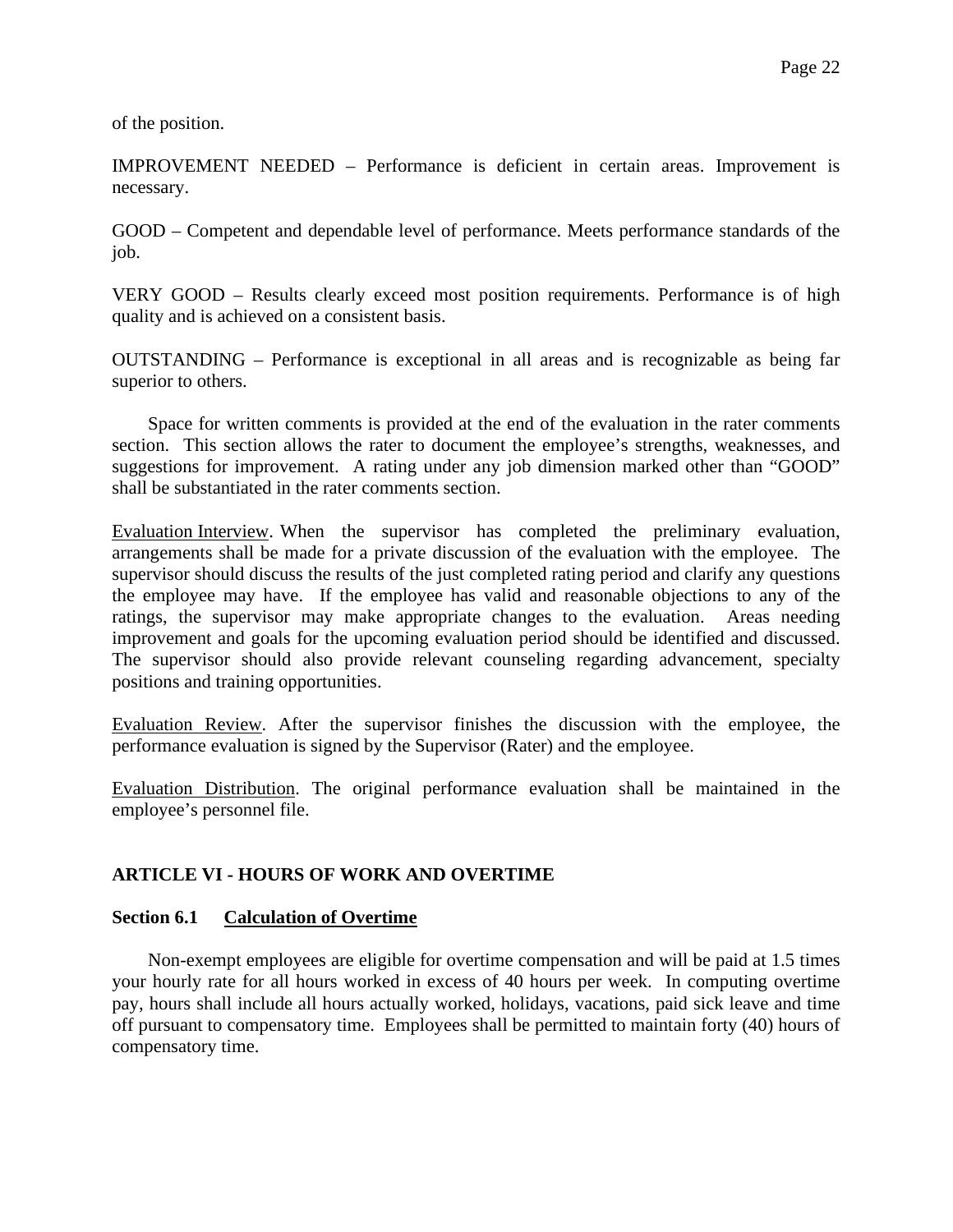of the position.

IMPROVEMENT NEEDED – Performance is deficient in certain areas. Improvement is necessary.

GOOD – Competent and dependable level of performance. Meets performance standards of the job.

VERY GOOD – Results clearly exceed most position requirements. Performance is of high quality and is achieved on a consistent basis.

OUTSTANDING – Performance is exceptional in all areas and is recognizable as being far superior to others.

Space for written comments is provided at the end of the evaluation in the rater comments section. This section allows the rater to document the employee's strengths, weaknesses, and suggestions for improvement. A rating under any job dimension marked other than "GOOD" shall be substantiated in the rater comments section.

Evaluation Interview. When the supervisor has completed the preliminary evaluation, arrangements shall be made for a private discussion of the evaluation with the employee. The supervisor should discuss the results of the just completed rating period and clarify any questions the employee may have. If the employee has valid and reasonable objections to any of the ratings, the supervisor may make appropriate changes to the evaluation. Areas needing improvement and goals for the upcoming evaluation period should be identified and discussed. The supervisor should also provide relevant counseling regarding advancement, specialty positions and training opportunities.

Evaluation Review. After the supervisor finishes the discussion with the employee, the performance evaluation is signed by the Supervisor (Rater) and the employee.

Evaluation Distribution. The original performance evaluation shall be maintained in the employee's personnel file.

## ARTICLE VI - HOURS OF WORK AND OVERTIME

### Section 6.1 Calculation of Overtime

Non-exempt employees are eligible for overtime compensation and will be paid at 1.5 times your hourly rate for all hours worked in excess of 40 hours per week. In computing overtime pay, hours shall include all hours actually worked, holidays, vacations, paid sick leave and time off pursuant to compensatory time. Employees shall be permitted to maintain forty (40) hours of compensatory time.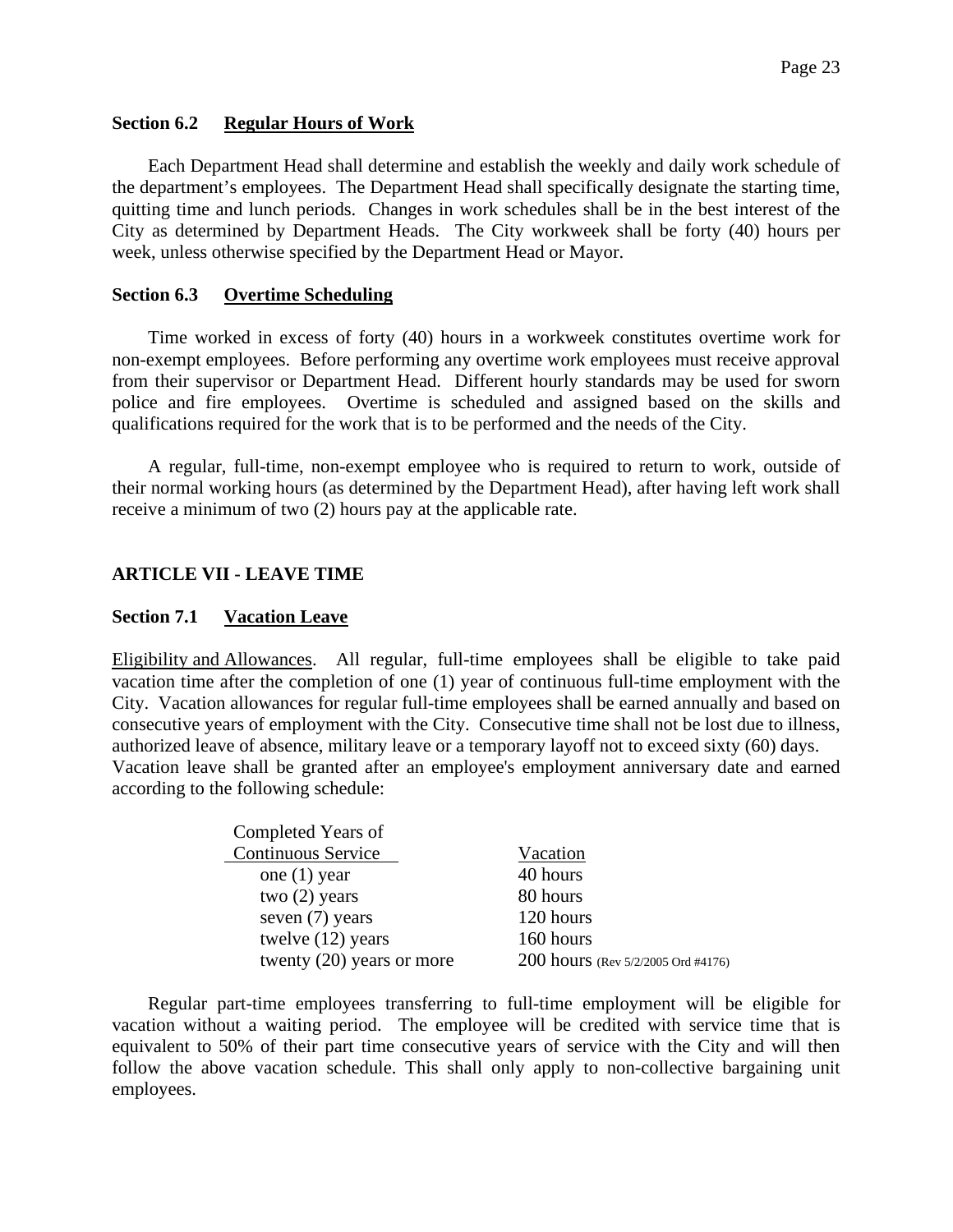### Section 6.2 Regular Hours of Work

Each Department Head shall determine and establish the weekly and daily work schedule of the department's employees. The Department Head shall specifically designate the starting time, quitting time and lunch periods. Changes in work schedules shall be in the best interest of the City as determined by Department Heads. The City workweek shall be forty (40) hours per week, unless otherwise specified by the Department Head or Mayor.

### Section 6.3 Overtime Scheduling

Time worked in excess of forty (40) hours in a workweek constitutes overtime work for non-exempt employees. Before performing any overtime work employees must receive approval from their supervisor or Department Head. Different hourly standards may be used for sworn police and fire employees. Overtime is scheduled and assigned based on the skills and qualifications required for the work that is to be performed and the needs of the City.

A regular, full-time, non-exempt employee who is required to return to work, outside of their normal working hours (as determined by the Department Head), after having left work shall receive a minimum of two (2) hours pay at the applicable rate.

## ARTICLE VII - LEAVE TIME

### Section 7.1 Vacation Leave

Eligibility and Allowances. All regular, full-time employees shall be eligible to take paid vacation time after the completion of one (1) year of continuous full-time employment with the City. Vacation allowances for regular full-time employees shall be earned annually and based on consecutive years of employment with the City. Consecutive time shall not be lost due to illness, authorized leave of absence, military leave or a temporary layoff not to exceed sixty (60) days. Vacation leave shall be granted after an employee's employment anniversary date and earned according to the following schedule:

| Completed Years of Continuous Service | Vacation |
|---|---|
| one (1) year | 40 hours |
| two (2) years | 80 hours |
| seven (7) years | 120 hours |
| twelve (12) years | 160 hours |
| twenty (20) years or more | 200 hours (Rev 5/2/2005 Ord #4176) |

Regular part-time employees transferring to full-time employment will be eligible for vacation without a waiting period. The employee will be credited with service time that is equivalent to 50% of their part time consecutive years of service with the City and will then follow the above vacation schedule. This shall only apply to non-collective bargaining unit employees.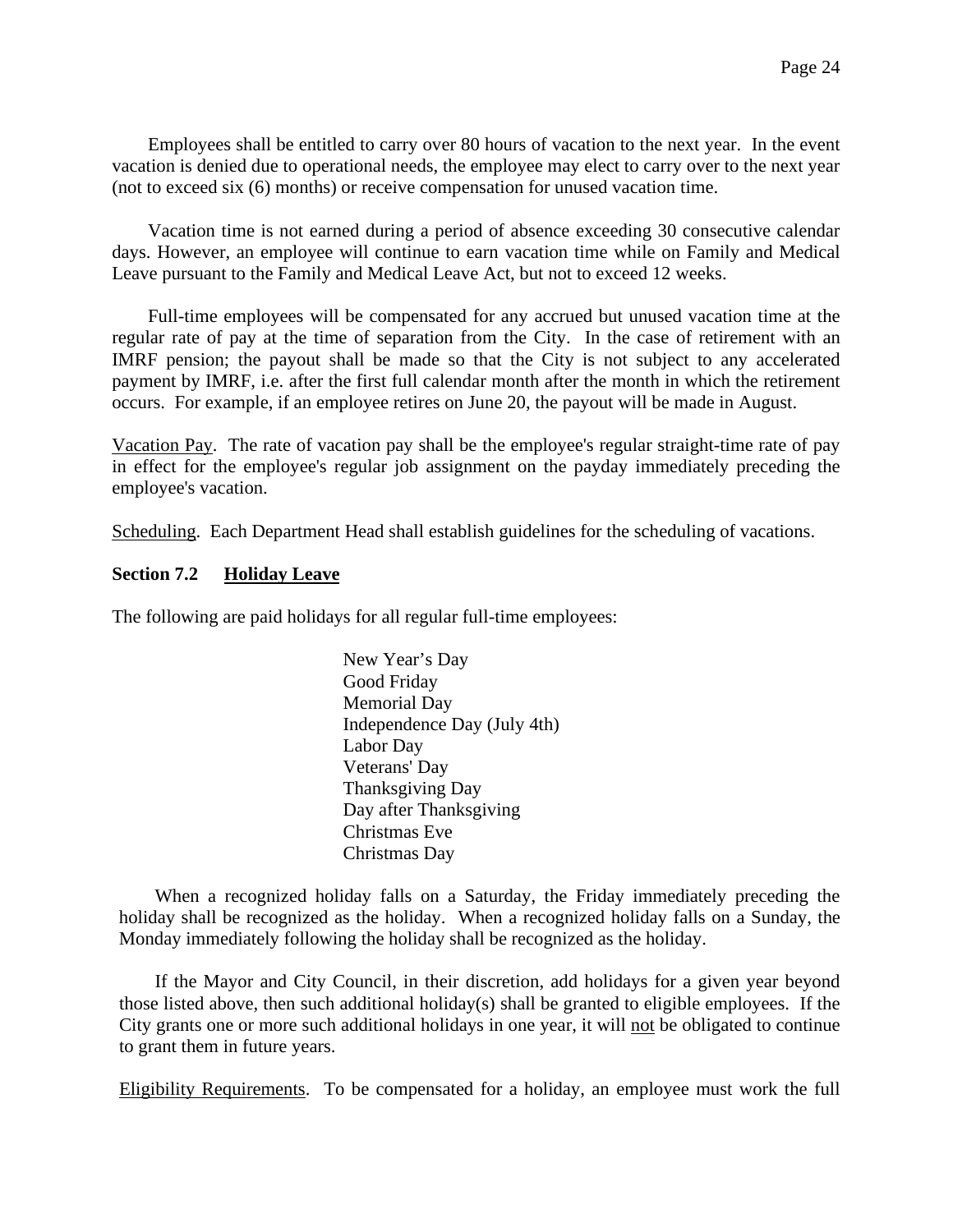Employees shall be entitled to carry over 80 hours of vacation to the next year. In the event vacation is denied due to operational needs, the employee may elect to carry over to the next year (not to exceed six (6) months) or receive compensation for unused vacation time.

Vacation time is not earned during a period of absence exceeding 30 consecutive calendar days. However, an employee will continue to earn vacation time while on Family and Medical Leave pursuant to the Family and Medical Leave Act, but not to exceed 12 weeks.

Full-time employees will be compensated for any accrued but unused vacation time at the regular rate of pay at the time of separation from the City. In the case of retirement with an IMRF pension; the payout shall be made so that the City is not subject to any accelerated payment by IMRF, i.e. after the first full calendar month after the month in which the retirement occurs. For example, if an employee retires on June 20, the payout will be made in August.

Vacation Pay. The rate of vacation pay shall be the employee's regular straight-time rate of pay in effect for the employee's regular job assignment on the payday immediately preceding the employee's vacation.

Scheduling. Each Department Head shall establish guidelines for the scheduling of vacations.

**Section 7.2 Holiday Leave**

The following are paid holidays for all regular full-time employees:

- New Year's Day
- Good Friday
- Memorial Day
- Independence Day (July 4th)
- Labor Day
- Veterans' Day
- Thanksgiving Day
- Day after Thanksgiving
- Christmas Eve
- Christmas Day

When a recognized holiday falls on a Saturday, the Friday immediately preceding the holiday shall be recognized as the holiday. When a recognized holiday falls on a Sunday, the Monday immediately following the holiday shall be recognized as the holiday.

If the Mayor and City Council, in their discretion, add holidays for a given year beyond those listed above, then such additional holiday(s) shall be granted to eligible employees. If the City grants one or more such additional holidays in one year, it will not be obligated to continue to grant them in future years.

Eligibility Requirements. To be compensated for a holiday, an employee must work the full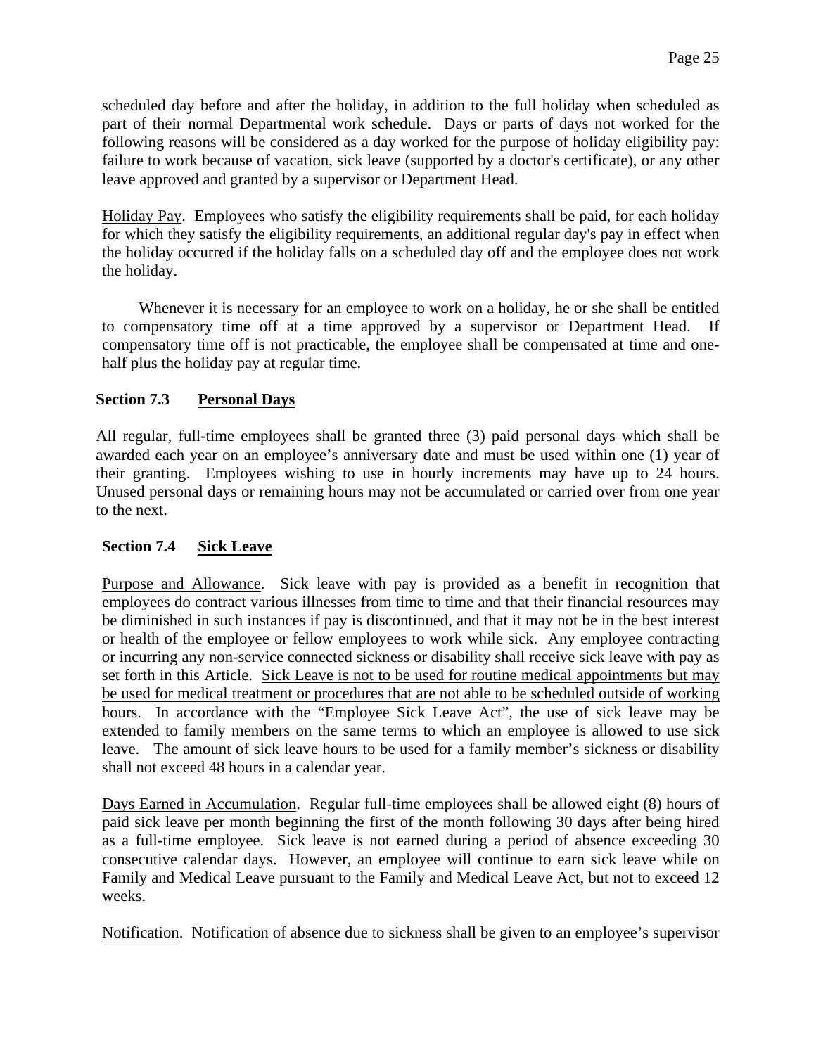scheduled day before and after the holiday, in addition to the full holiday when scheduled as part of their normal Departmental work schedule. Days or parts of days not worked for the following reasons will be considered as a day worked for the purpose of holiday eligibility pay: failure to work because of vacation, sick leave (supported by a doctor's certificate), or any other leave approved and granted by a supervisor or Department Head.

Holiday Pay. Employees who satisfy the eligibility requirements shall be paid, for each holiday for which they satisfy the eligibility requirements, an additional regular day's pay in effect when the holiday occurred if the holiday falls on a scheduled day off and the employee does not work the holiday.

Whenever it is necessary for an employee to work on a holiday, he or she shall be entitled to compensatory time off at a time approved by a supervisor or Department Head. If compensatory time off is not practicable, the employee shall be compensated at time and one-half plus the holiday pay at regular time.

### Section 7.3 Personal Days

All regular, full-time employees shall be granted three (3) paid personal days which shall be awarded each year on an employee's anniversary date and must be used within one (1) year of their granting. Employees wishing to use in hourly increments may have up to 24 hours. Unused personal days or remaining hours may not be accumulated or carried over from one year to the next.

### Section 7.4 Sick Leave

Purpose and Allowance. Sick leave with pay is provided as a benefit in recognition that employees do contract various illnesses from time to time and that their financial resources may be diminished in such instances if pay is discontinued, and that it may not be in the best interest or health of the employee or fellow employees to work while sick. Any employee contracting or incurring any non-service connected sickness or disability shall receive sick leave with pay as set forth in this Article. Sick Leave is not to be used for routine medical appointments but may be used for medical treatment or procedures that are not able to be scheduled outside of working hours. In accordance with the "Employee Sick Leave Act", the use of sick leave may be extended to family members on the same terms to which an employee is allowed to use sick leave. The amount of sick leave hours to be used for a family member's sickness or disability shall not exceed 48 hours in a calendar year.

Days Earned in Accumulation. Regular full-time employees shall be allowed eight (8) hours of paid sick leave per month beginning the first of the month following 30 days after being hired as a full-time employee. Sick leave is not earned during a period of absence exceeding 30 consecutive calendar days. However, an employee will continue to earn sick leave while on Family and Medical Leave pursuant to the Family and Medical Leave Act, but not to exceed 12 weeks.

Notification. Notification of absence due to sickness shall be given to an employee's supervisor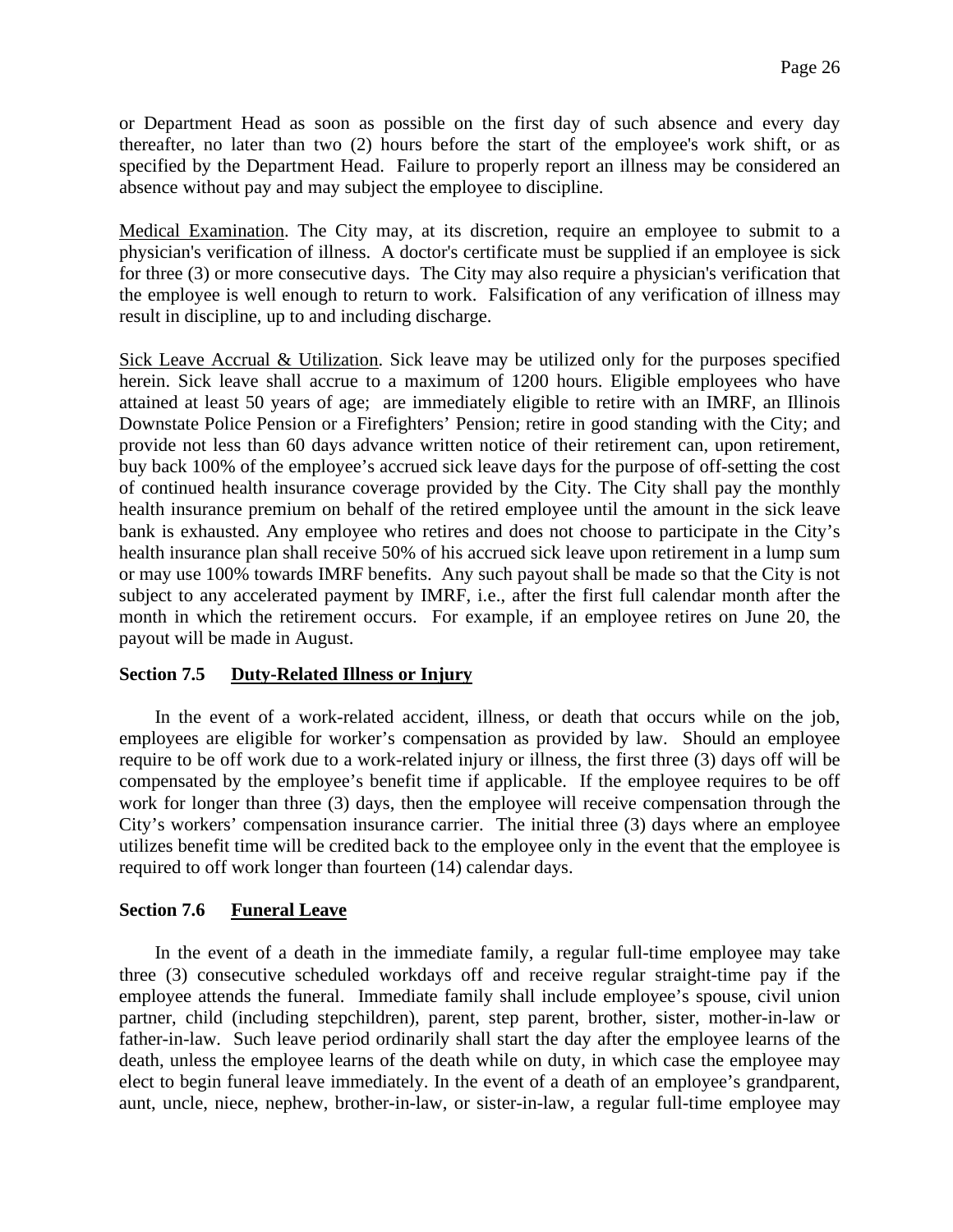or Department Head as soon as possible on the first day of such absence and every day thereafter, no later than two (2) hours before the start of the employee's work shift, or as specified by the Department Head. Failure to properly report an illness may be considered an absence without pay and may subject the employee to discipline.

Medical Examination. The City may, at its discretion, require an employee to submit to a physician's verification of illness. A doctor's certificate must be supplied if an employee is sick for three (3) or more consecutive days. The City may also require a physician's verification that the employee is well enough to return to work. Falsification of any verification of illness may result in discipline, up to and including discharge.

Sick Leave Accrual & Utilization. Sick leave may be utilized only for the purposes specified herein. Sick leave shall accrue to a maximum of 1200 hours. Eligible employees who have attained at least 50 years of age; are immediately eligible to retire with an IMRF, an Illinois Downstate Police Pension or a Firefighters' Pension; retire in good standing with the City; and provide not less than 60 days advance written notice of their retirement can, upon retirement, buy back 100% of the employee's accrued sick leave days for the purpose of off-setting the cost of continued health insurance coverage provided by the City. The City shall pay the monthly health insurance premium on behalf of the retired employee until the amount in the sick leave bank is exhausted. Any employee who retires and does not choose to participate in the City's health insurance plan shall receive 50% of his accrued sick leave upon retirement in a lump sum or may use 100% towards IMRF benefits. Any such payout shall be made so that the City is not subject to any accelerated payment by IMRF, i.e., after the first full calendar month after the month in which the retirement occurs. For example, if an employee retires on June 20, the payout will be made in August.

### Section 7.5 Duty-Related Illness or Injury

In the event of a work-related accident, illness, or death that occurs while on the job, employees are eligible for worker's compensation as provided by law. Should an employee require to be off work due to a work-related injury or illness, the first three (3) days off will be compensated by the employee's benefit time if applicable. If the employee requires to be off work for longer than three (3) days, then the employee will receive compensation through the City's workers' compensation insurance carrier. The initial three (3) days where an employee utilizes benefit time will be credited back to the employee only in the event that the employee is required to off work longer than fourteen (14) calendar days.

### Section 7.6 Funeral Leave

In the event of a death in the immediate family, a regular full-time employee may take three (3) consecutive scheduled workdays off and receive regular straight-time pay if the employee attends the funeral. Immediate family shall include employee's spouse, civil union partner, child (including stepchildren), parent, step parent, brother, sister, mother-in-law or father-in-law. Such leave period ordinarily shall start the day after the employee learns of the death, unless the employee learns of the death while on duty, in which case the employee may elect to begin funeral leave immediately. In the event of a death of an employee's grandparent, aunt, uncle, niece, nephew, brother-in-law, or sister-in-law, a regular full-time employee may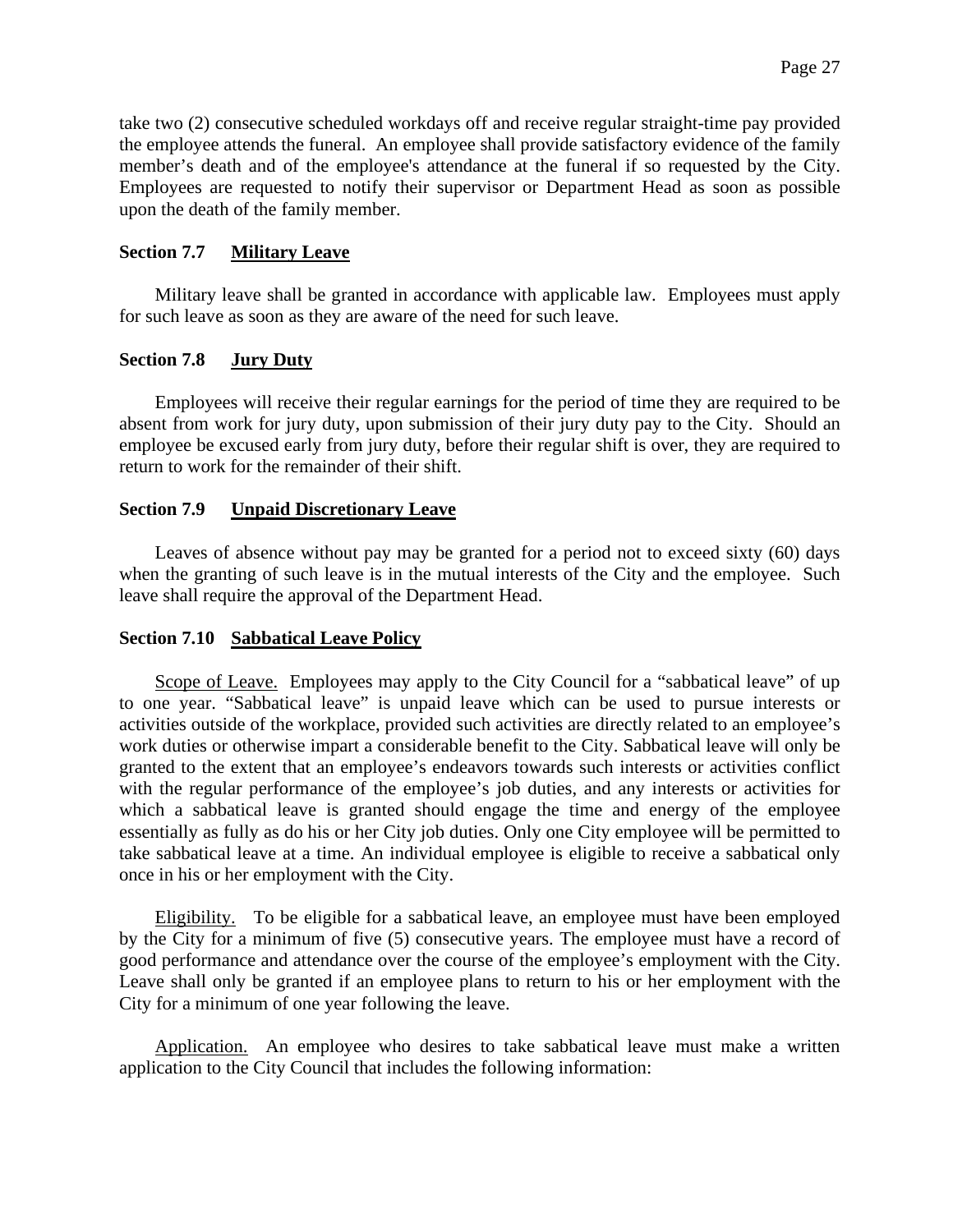take two (2) consecutive scheduled workdays off and receive regular straight-time pay provided the employee attends the funeral. An employee shall provide satisfactory evidence of the family member's death and of the employee's attendance at the funeral if so requested by the City. Employees are requested to notify their supervisor or Department Head as soon as possible upon the death of the family member.

### Section 7.7 Military Leave

Military leave shall be granted in accordance with applicable law. Employees must apply for such leave as soon as they are aware of the need for such leave.

### Section 7.8 Jury Duty

Employees will receive their regular earnings for the period of time they are required to be absent from work for jury duty, upon submission of their jury duty pay to the City. Should an employee be excused early from jury duty, before their regular shift is over, they are required to return to work for the remainder of their shift.

### Section 7.9 Unpaid Discretionary Leave

Leaves of absence without pay may be granted for a period not to exceed sixty (60) days when the granting of such leave is in the mutual interests of the City and the employee. Such leave shall require the approval of the Department Head.

### Section 7.10 Sabbatical Leave Policy

Scope of Leave. Employees may apply to the City Council for a "sabbatical leave" of up to one year. "Sabbatical leave" is unpaid leave which can be used to pursue interests or activities outside of the workplace, provided such activities are directly related to an employee's work duties or otherwise impart a considerable benefit to the City. Sabbatical leave will only be granted to the extent that an employee's endeavors towards such interests or activities conflict with the regular performance of the employee's job duties, and any interests or activities for which a sabbatical leave is granted should engage the time and energy of the employee essentially as fully as do his or her City job duties. Only one City employee will be permitted to take sabbatical leave at a time. An individual employee is eligible to receive a sabbatical only once in his or her employment with the City.

Eligibility. To be eligible for a sabbatical leave, an employee must have been employed by the City for a minimum of five (5) consecutive years. The employee must have a record of good performance and attendance over the course of the employee's employment with the City. Leave shall only be granted if an employee plans to return to his or her employment with the City for a minimum of one year following the leave.

Application. An employee who desires to take sabbatical leave must make a written application to the City Council that includes the following information: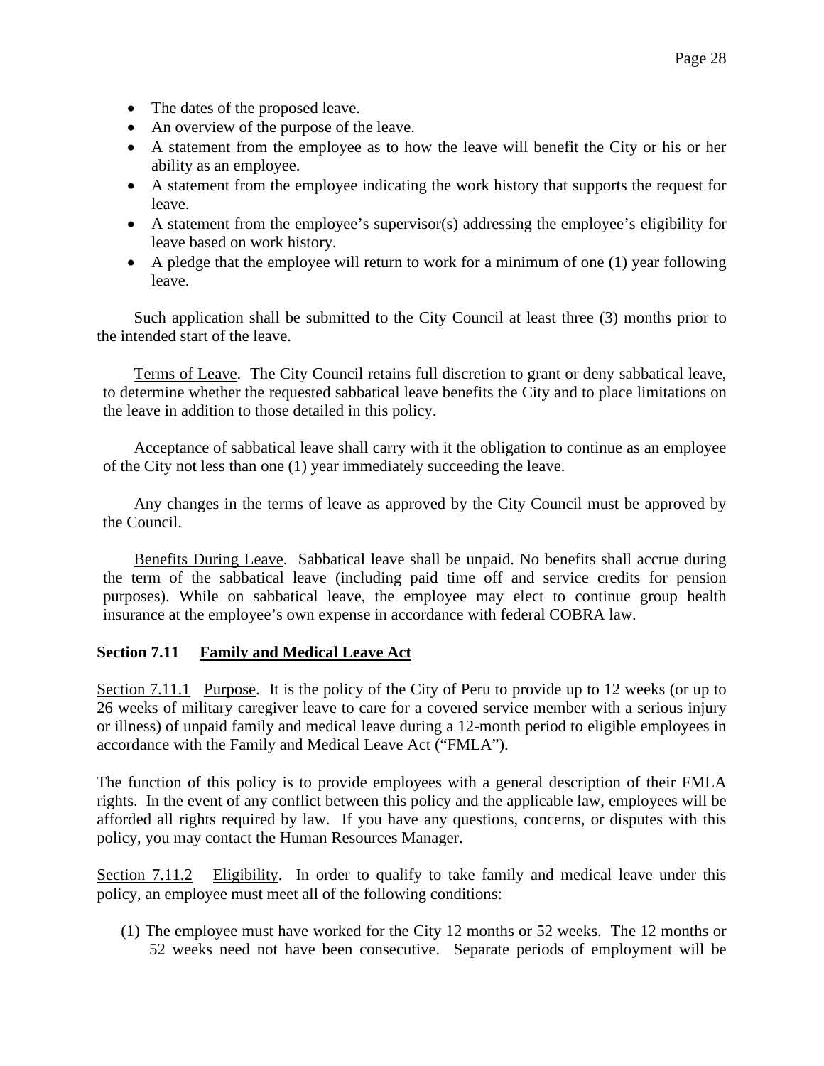- The dates of the proposed leave.
- An overview of the purpose of the leave.
- A statement from the employee as to how the leave will benefit the City or his or her ability as an employee.
- A statement from the employee indicating the work history that supports the request for leave.
- A statement from the employee's supervisor(s) addressing the employee's eligibility for leave based on work history.
- A pledge that the employee will return to work for a minimum of one (1) year following leave.

Such application shall be submitted to the City Council at least three (3) months prior to the intended start of the leave.

Terms of Leave. The City Council retains full discretion to grant or deny sabbatical leave, to determine whether the requested sabbatical leave benefits the City and to place limitations on the leave in addition to those detailed in this policy.

Acceptance of sabbatical leave shall carry with it the obligation to continue as an employee of the City not less than one (1) year immediately succeeding the leave.

Any changes in the terms of leave as approved by the City Council must be approved by the Council.

Benefits During Leave. Sabbatical leave shall be unpaid. No benefits shall accrue during the term of the sabbatical leave (including paid time off and service credits for pension purposes). While on sabbatical leave, the employee may elect to continue group health insurance at the employee's own expense in accordance with federal COBRA law.

### Section 7.11 Family and Medical Leave Act

Section 7.11.1 Purpose. It is the policy of the City of Peru to provide up to 12 weeks (or up to 26 weeks of military caregiver leave to care for a covered service member with a serious injury or illness) of unpaid family and medical leave during a 12-month period to eligible employees in accordance with the Family and Medical Leave Act ("FMLA").

The function of this policy is to provide employees with a general description of their FMLA rights. In the event of any conflict between this policy and the applicable law, employees will be afforded all rights required by law. If you have any questions, concerns, or disputes with this policy, you may contact the Human Resources Manager.

Section 7.11.2 Eligibility. In order to qualify to take family and medical leave under this policy, an employee must meet all of the following conditions:

(1) The employee must have worked for the City 12 months or 52 weeks. The 12 months or 52 weeks need not have been consecutive. Separate periods of employment will be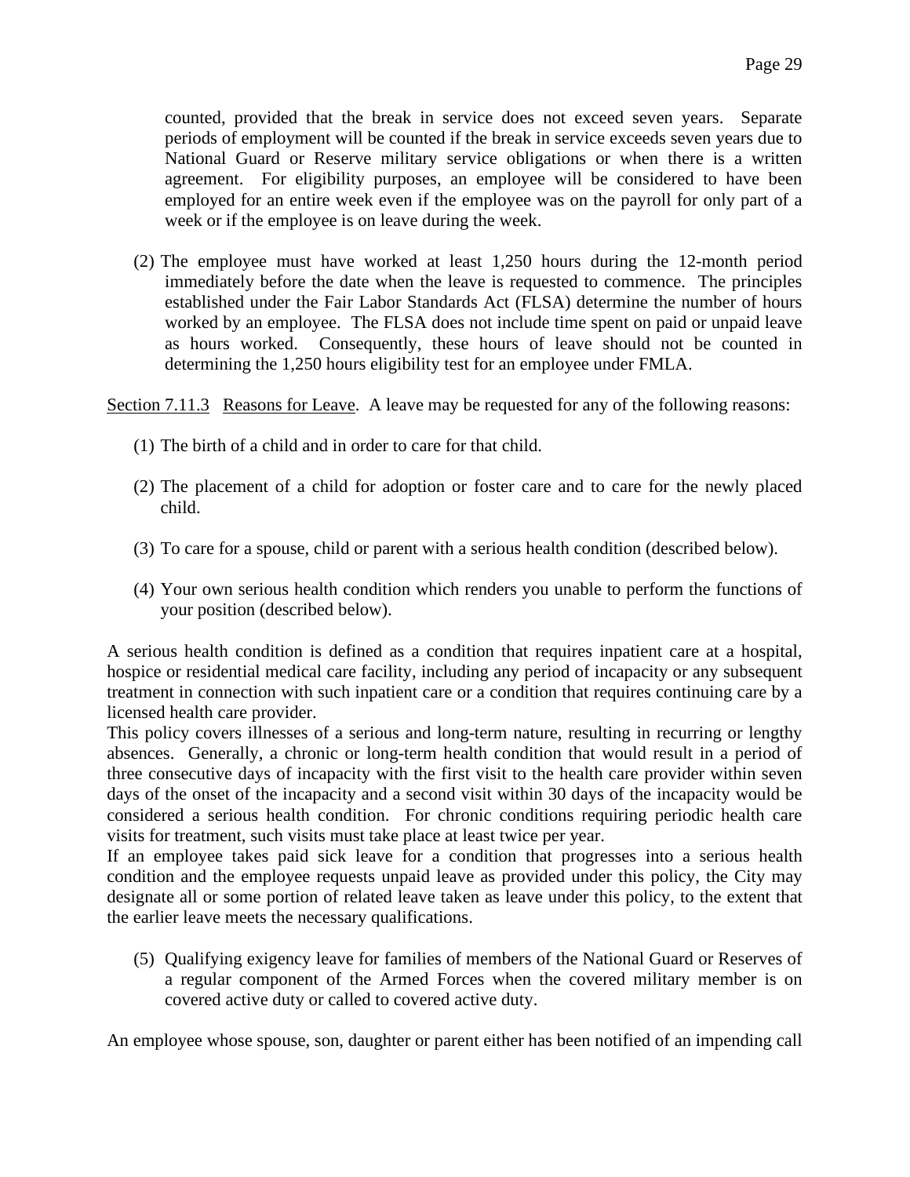counted, provided that the break in service does not exceed seven years. Separate periods of employment will be counted if the break in service exceeds seven years due to National Guard or Reserve military service obligations or when there is a written agreement. For eligibility purposes, an employee will be considered to have been employed for an entire week even if the employee was on the payroll for only part of a week or if the employee is on leave during the week.

(2) The employee must have worked at least 1,250 hours during the 12-month period immediately before the date when the leave is requested to commence. The principles established under the Fair Labor Standards Act (FLSA) determine the number of hours worked by an employee. The FLSA does not include time spent on paid or unpaid leave as hours worked. Consequently, these hours of leave should not be counted in determining the 1,250 hours eligibility test for an employee under FMLA.

Section 7.11.3 Reasons for Leave. A leave may be requested for any of the following reasons:

(1) The birth of a child and in order to care for that child.

(2) The placement of a child for adoption or foster care and to care for the newly placed child.

(3) To care for a spouse, child or parent with a serious health condition (described below).

(4) Your own serious health condition which renders you unable to perform the functions of your position (described below).

A serious health condition is defined as a condition that requires inpatient care at a hospital, hospice or residential medical care facility, including any period of incapacity or any subsequent treatment in connection with such inpatient care or a condition that requires continuing care by a licensed health care provider.

This policy covers illnesses of a serious and long-term nature, resulting in recurring or lengthy absences. Generally, a chronic or long-term health condition that would result in a period of three consecutive days of incapacity with the first visit to the health care provider within seven days of the onset of the incapacity and a second visit within 30 days of the incapacity would be considered a serious health condition. For chronic conditions requiring periodic health care visits for treatment, such visits must take place at least twice per year.

If an employee takes paid sick leave for a condition that progresses into a serious health condition and the employee requests unpaid leave as provided under this policy, the City may designate all or some portion of related leave taken as leave under this policy, to the extent that the earlier leave meets the necessary qualifications.

(5) Qualifying exigency leave for families of members of the National Guard or Reserves of a regular component of the Armed Forces when the covered military member is on covered active duty or called to covered active duty.

An employee whose spouse, son, daughter or parent either has been notified of an impending call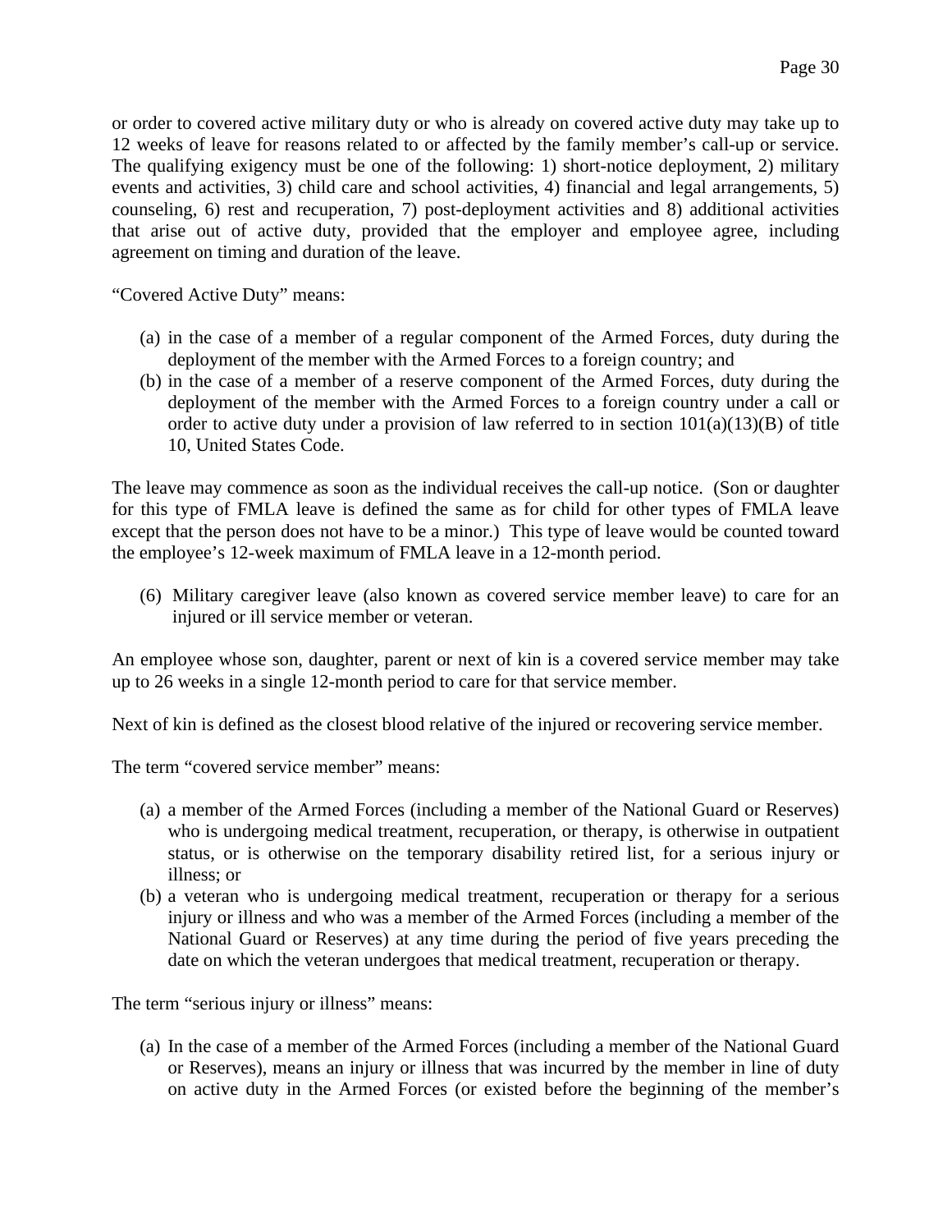or order to covered active military duty or who is already on covered active duty may take up to 12 weeks of leave for reasons related to or affected by the family member's call-up or service. The qualifying exigency must be one of the following: 1) short-notice deployment, 2) military events and activities, 3) child care and school activities, 4) financial and legal arrangements, 5) counseling, 6) rest and recuperation, 7) post-deployment activities and 8) additional activities that arise out of active duty, provided that the employer and employee agree, including agreement on timing and duration of the leave.

"Covered Active Duty" means:

(a) in the case of a member of a regular component of the Armed Forces, duty during the deployment of the member with the Armed Forces to a foreign country; and
(b) in the case of a member of a reserve component of the Armed Forces, duty during the deployment of the member with the Armed Forces to a foreign country under a call or order to active duty under a provision of law referred to in section 101(a)(13)(B) of title 10, United States Code.

The leave may commence as soon as the individual receives the call-up notice. (Son or daughter for this type of FMLA leave is defined the same as for child for other types of FMLA leave except that the person does not have to be a minor.) This type of leave would be counted toward the employee's 12-week maximum of FMLA leave in a 12-month period.

(6) Military caregiver leave (also known as covered service member leave) to care for an injured or ill service member or veteran.

An employee whose son, daughter, parent or next of kin is a covered service member may take up to 26 weeks in a single 12-month period to care for that service member.

Next of kin is defined as the closest blood relative of the injured or recovering service member.

The term "covered service member" means:

(a) a member of the Armed Forces (including a member of the National Guard or Reserves) who is undergoing medical treatment, recuperation, or therapy, is otherwise in outpatient status, or is otherwise on the temporary disability retired list, for a serious injury or illness; or
(b) a veteran who is undergoing medical treatment, recuperation or therapy for a serious injury or illness and who was a member of the Armed Forces (including a member of the National Guard or Reserves) at any time during the period of five years preceding the date on which the veteran undergoes that medical treatment, recuperation or therapy.

The term "serious injury or illness" means:

(a) In the case of a member of the Armed Forces (including a member of the National Guard or Reserves), means an injury or illness that was incurred by the member in line of duty on active duty in the Armed Forces (or existed before the beginning of the member's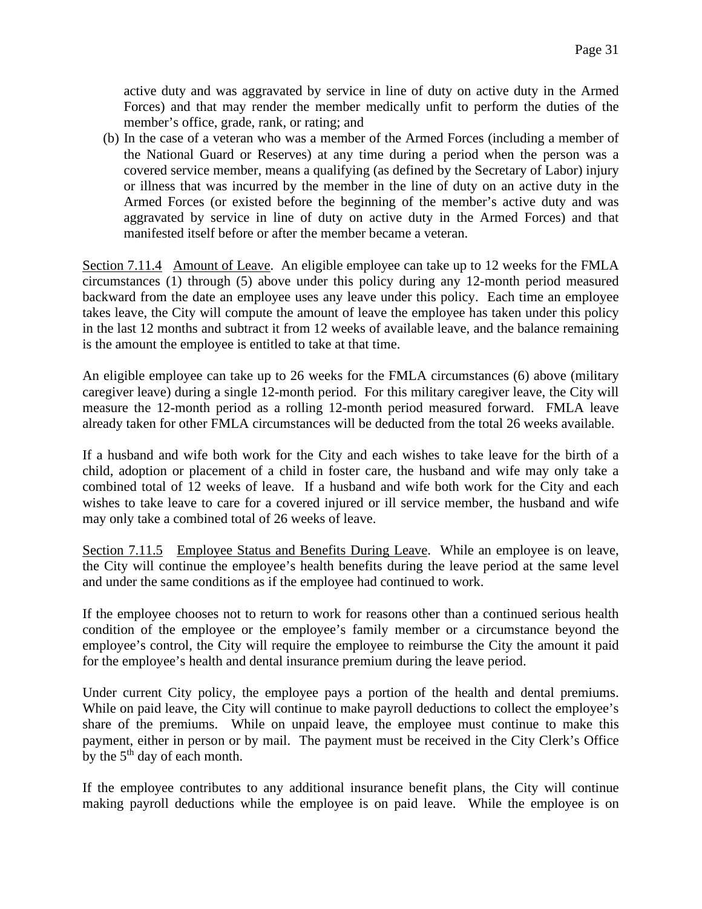active duty and was aggravated by service in line of duty on active duty in the Armed Forces) and that may render the member medically unfit to perform the duties of the member's office, grade, rank, or rating; and

(b) In the case of a veteran who was a member of the Armed Forces (including a member of the National Guard or Reserves) at any time during a period when the person was a covered service member, means a qualifying (as defined by the Secretary of Labor) injury or illness that was incurred by the member in the line of duty on an active duty in the Armed Forces (or existed before the beginning of the member's active duty and was aggravated by service in line of duty on active duty in the Armed Forces) and that manifested itself before or after the member became a veteran.

Section 7.11.4 Amount of Leave. An eligible employee can take up to 12 weeks for the FMLA circumstances (1) through (5) above under this policy during any 12-month period measured backward from the date an employee uses any leave under this policy. Each time an employee takes leave, the City will compute the amount of leave the employee has taken under this policy in the last 12 months and subtract it from 12 weeks of available leave, and the balance remaining is the amount the employee is entitled to take at that time.

An eligible employee can take up to 26 weeks for the FMLA circumstances (6) above (military caregiver leave) during a single 12-month period. For this military caregiver leave, the City will measure the 12-month period as a rolling 12-month period measured forward. FMLA leave already taken for other FMLA circumstances will be deducted from the total 26 weeks available.

If a husband and wife both work for the City and each wishes to take leave for the birth of a child, adoption or placement of a child in foster care, the husband and wife may only take a combined total of 12 weeks of leave. If a husband and wife both work for the City and each wishes to take leave to care for a covered injured or ill service member, the husband and wife may only take a combined total of 26 weeks of leave.

Section 7.11.5 Employee Status and Benefits During Leave. While an employee is on leave, the City will continue the employee's health benefits during the leave period at the same level and under the same conditions as if the employee had continued to work.

If the employee chooses not to return to work for reasons other than a continued serious health condition of the employee or the employee's family member or a circumstance beyond the employee's control, the City will require the employee to reimburse the City the amount it paid for the employee's health and dental insurance premium during the leave period.

Under current City policy, the employee pays a portion of the health and dental premiums. While on paid leave, the City will continue to make payroll deductions to collect the employee's share of the premiums. While on unpaid leave, the employee must continue to make this payment, either in person or by mail. The payment must be received in the City Clerk's Office by the 5th day of each month.

If the employee contributes to any additional insurance benefit plans, the City will continue making payroll deductions while the employee is on paid leave. While the employee is on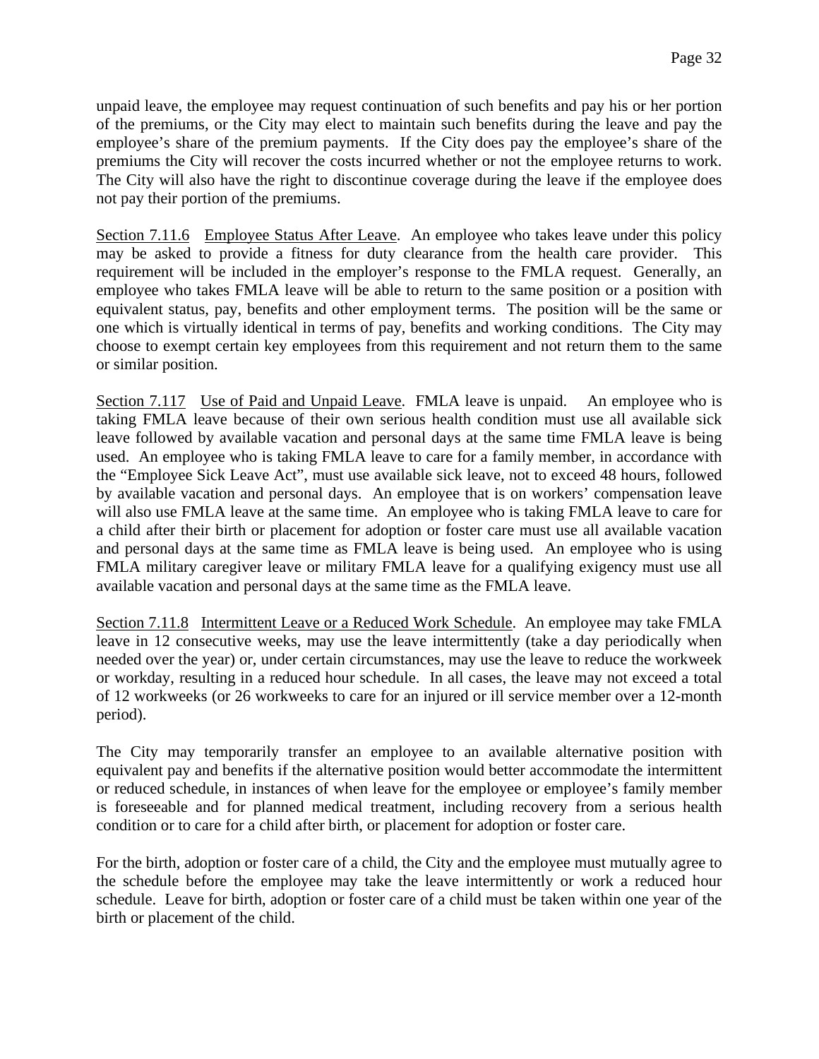unpaid leave, the employee may request continuation of such benefits and pay his or her portion of the premiums, or the City may elect to maintain such benefits during the leave and pay the employee's share of the premium payments. If the City does pay the employee's share of the premiums the City will recover the costs incurred whether or not the employee returns to work. The City will also have the right to discontinue coverage during the leave if the employee does not pay their portion of the premiums.

<u>Section 7.11.6</u> <u>Employee Status After Leave</u>. An employee who takes leave under this policy may be asked to provide a fitness for duty clearance from the health care provider. This requirement will be included in the employer's response to the FMLA request. Generally, an employee who takes FMLA leave will be able to return to the same position or a position with equivalent status, pay, benefits and other employment terms. The position will be the same or one which is virtually identical in terms of pay, benefits and working conditions. The City may choose to exempt certain key employees from this requirement and not return them to the same or similar position.

<u>Section 7.117</u> <u>Use of Paid and Unpaid Leave</u>. FMLA leave is unpaid. An employee who is taking FMLA leave because of their own serious health condition must use all available sick leave followed by available vacation and personal days at the same time FMLA leave is being used. An employee who is taking FMLA leave to care for a family member, in accordance with the "Employee Sick Leave Act", must use available sick leave, not to exceed 48 hours, followed by available vacation and personal days. An employee that is on workers' compensation leave will also use FMLA leave at the same time. An employee who is taking FMLA leave to care for a child after their birth or placement for adoption or foster care must use all available vacation and personal days at the same time as FMLA leave is being used. An employee who is using FMLA military caregiver leave or military FMLA leave for a qualifying exigency must use all available vacation and personal days at the same time as the FMLA leave.

<u>Section 7.11.8</u> <u>Intermittent Leave or a Reduced Work Schedule</u>. An employee may take FMLA leave in 12 consecutive weeks, may use the leave intermittently (take a day periodically when needed over the year) or, under certain circumstances, may use the leave to reduce the workweek or workday, resulting in a reduced hour schedule. In all cases, the leave may not exceed a total of 12 workweeks (or 26 workweeks to care for an injured or ill service member over a 12-month period).

The City may temporarily transfer an employee to an available alternative position with equivalent pay and benefits if the alternative position would better accommodate the intermittent or reduced schedule, in instances of when leave for the employee or employee's family member is foreseeable and for planned medical treatment, including recovery from a serious health condition or to care for a child after birth, or placement for adoption or foster care.

For the birth, adoption or foster care of a child, the City and the employee must mutually agree to the schedule before the employee may take the leave intermittently or work a reduced hour schedule. Leave for birth, adoption or foster care of a child must be taken within one year of the birth or placement of the child.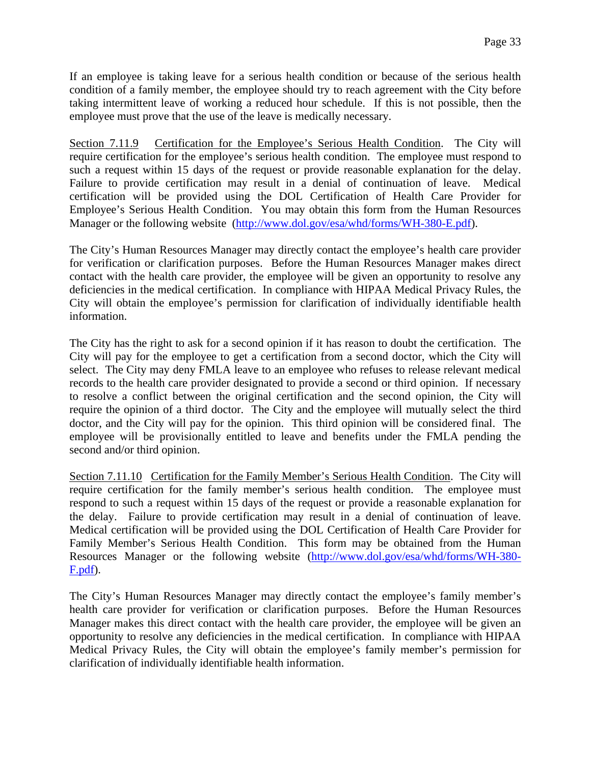If an employee is taking leave for a serious health condition or because of the serious health condition of a family member, the employee should try to reach agreement with the City before taking intermittent leave of working a reduced hour schedule. If this is not possible, then the employee must prove that the use of the leave is medically necessary.

Section 7.11.9 Certification for the Employee's Serious Health Condition. The City will require certification for the employee's serious health condition. The employee must respond to such a request within 15 days of the request or provide reasonable explanation for the delay. Failure to provide certification may result in a denial of continuation of leave. Medical certification will be provided using the DOL Certification of Health Care Provider for Employee's Serious Health Condition. You may obtain this form from the Human Resources Manager or the following website (http://www.dol.gov/esa/whd/forms/WH-380-E.pdf).

The City's Human Resources Manager may directly contact the employee's health care provider for verification or clarification purposes. Before the Human Resources Manager makes direct contact with the health care provider, the employee will be given an opportunity to resolve any deficiencies in the medical certification. In compliance with HIPAA Medical Privacy Rules, the City will obtain the employee's permission for clarification of individually identifiable health information.

The City has the right to ask for a second opinion if it has reason to doubt the certification. The City will pay for the employee to get a certification from a second doctor, which the City will select. The City may deny FMLA leave to an employee who refuses to release relevant medical records to the health care provider designated to provide a second or third opinion. If necessary to resolve a conflict between the original certification and the second opinion, the City will require the opinion of a third doctor. The City and the employee will mutually select the third doctor, and the City will pay for the opinion. This third opinion will be considered final. The employee will be provisionally entitled to leave and benefits under the FMLA pending the second and/or third opinion.

Section 7.11.10 Certification for the Family Member's Serious Health Condition. The City will require certification for the family member's serious health condition. The employee must respond to such a request within 15 days of the request or provide a reasonable explanation for the delay. Failure to provide certification may result in a denial of continuation of leave. Medical certification will be provided using the DOL Certification of Health Care Provider for Family Member's Serious Health Condition. This form may be obtained from the Human Resources Manager or the following website (http://www.dol.gov/esa/whd/forms/WH-380-F.pdf).

The City's Human Resources Manager may directly contact the employee's family member's health care provider for verification or clarification purposes. Before the Human Resources Manager makes this direct contact with the health care provider, the employee will be given an opportunity to resolve any deficiencies in the medical certification. In compliance with HIPAA Medical Privacy Rules, the City will obtain the employee's family member's permission for clarification of individually identifiable health information.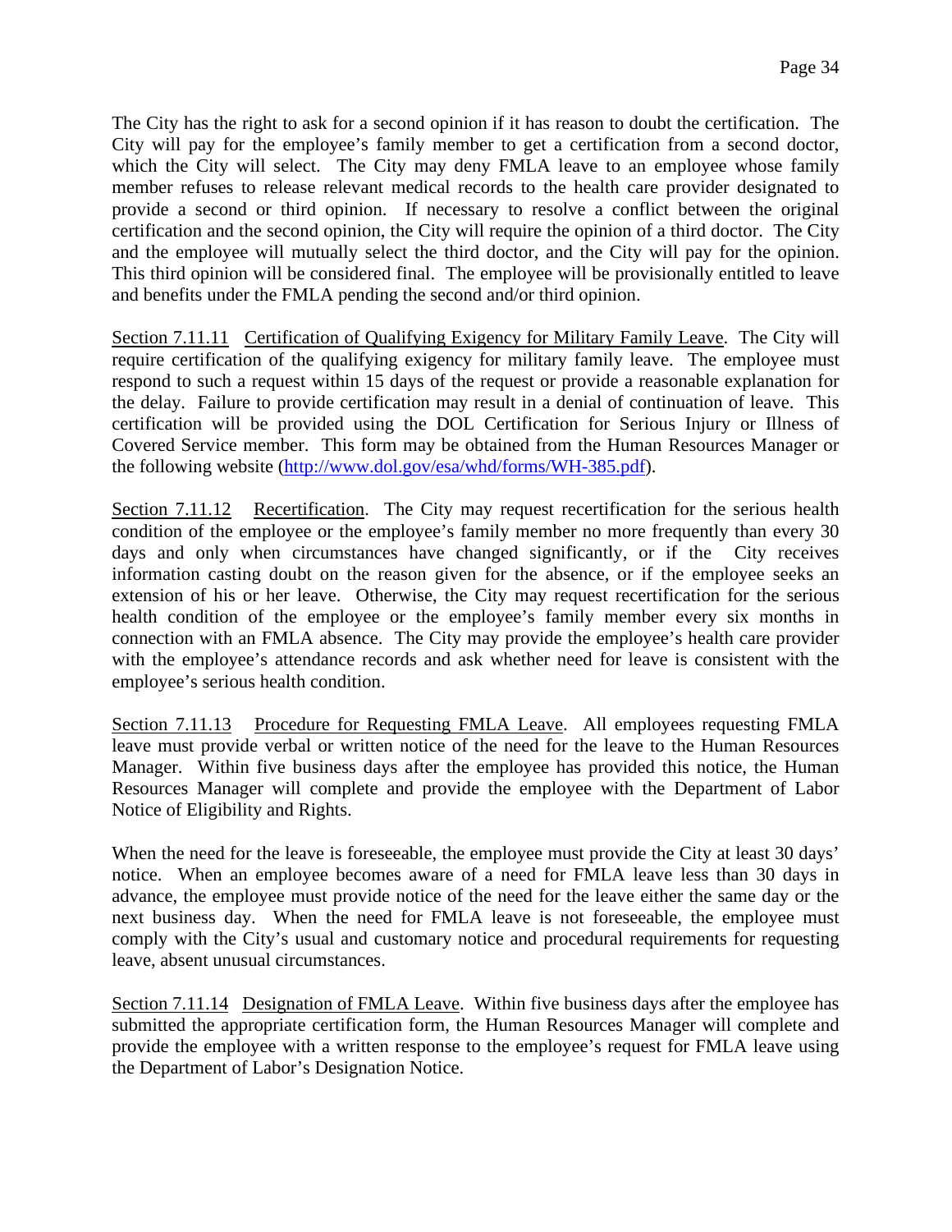The City has the right to ask for a second opinion if it has reason to doubt the certification. The City will pay for the employee's family member to get a certification from a second doctor, which the City will select. The City may deny FMLA leave to an employee whose family member refuses to release relevant medical records to the health care provider designated to provide a second or third opinion. If necessary to resolve a conflict between the original certification and the second opinion, the City will require the opinion of a third doctor. The City and the employee will mutually select the third doctor, and the City will pay for the opinion. This third opinion will be considered final. The employee will be provisionally entitled to leave and benefits under the FMLA pending the second and/or third opinion.

<u>Section 7.11.11</u> <u>Certification of Qualifying Exigency for Military Family Leave</u>. The City will require certification of the qualifying exigency for military family leave. The employee must respond to such a request within 15 days of the request or provide a reasonable explanation for the delay. Failure to provide certification may result in a denial of continuation of leave. This certification will be provided using the DOL Certification for Serious Injury or Illness of Covered Service member. This form may be obtained from the Human Resources Manager or the following website (http://www.dol.gov/esa/whd/forms/WH-385.pdf).

<u>Section 7.11.12</u> <u>Recertification</u>. The City may request recertification for the serious health condition of the employee or the employee's family member no more frequently than every 30 days and only when circumstances have changed significantly, or if the City receives information casting doubt on the reason given for the absence, or if the employee seeks an extension of his or her leave. Otherwise, the City may request recertification for the serious health condition of the employee or the employee's family member every six months in connection with an FMLA absence. The City may provide the employee's health care provider with the employee's attendance records and ask whether need for leave is consistent with the employee's serious health condition.

<u>Section 7.11.13</u> <u>Procedure for Requesting FMLA Leave</u>. All employees requesting FMLA leave must provide verbal or written notice of the need for the leave to the Human Resources Manager. Within five business days after the employee has provided this notice, the Human Resources Manager will complete and provide the employee with the Department of Labor Notice of Eligibility and Rights.

When the need for the leave is foreseeable, the employee must provide the City at least 30 days' notice. When an employee becomes aware of a need for FMLA leave less than 30 days in advance, the employee must provide notice of the need for the leave either the same day or the next business day. When the need for FMLA leave is not foreseeable, the employee must comply with the City's usual and customary notice and procedural requirements for requesting leave, absent unusual circumstances.

<u>Section 7.11.14</u> <u>Designation of FMLA Leave</u>. Within five business days after the employee has submitted the appropriate certification form, the Human Resources Manager will complete and provide the employee with a written response to the employee's request for FMLA leave using the Department of Labor's Designation Notice.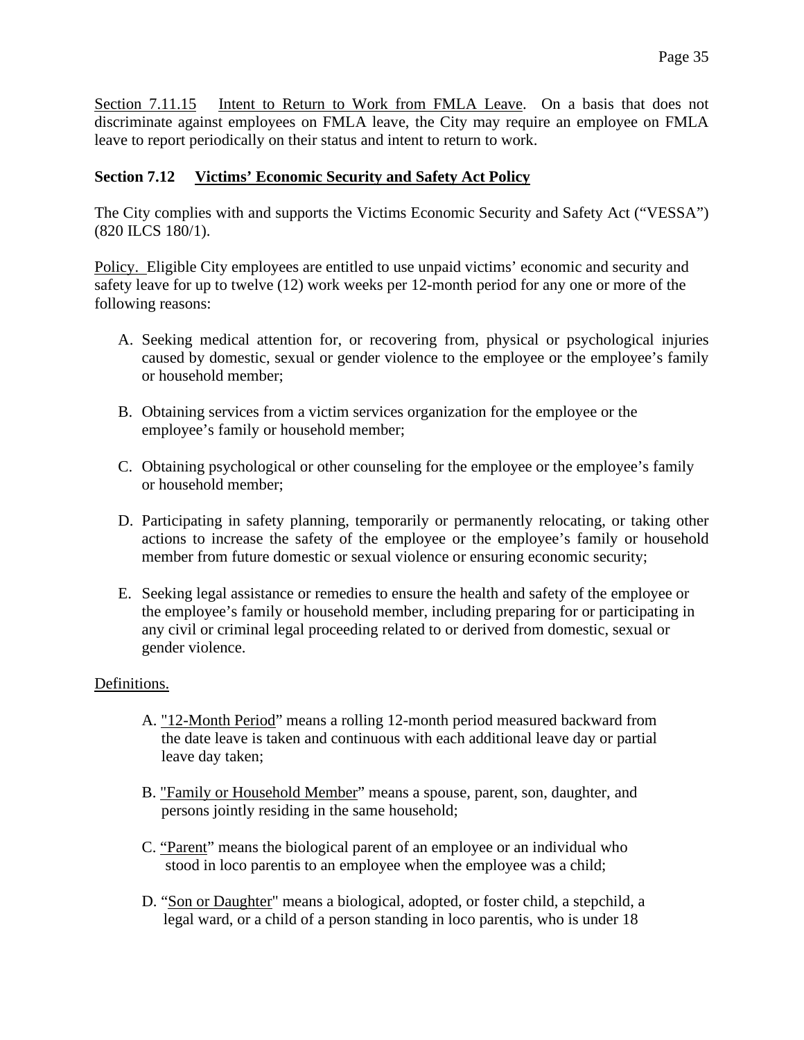Section 7.11.15 Intent to Return to Work from FMLA Leave. On a basis that does not discriminate against employees on FMLA leave, the City may require an employee on FMLA leave to report periodically on their status and intent to return to work.

## Section 7.12 Victims' Economic Security and Safety Act Policy

The City complies with and supports the Victims Economic Security and Safety Act ("VESSA") (820 ILCS 180/1).

Policy. Eligible City employees are entitled to use unpaid victims' economic and security and safety leave for up to twelve (12) work weeks per 12-month period for any one or more of the following reasons:

A. Seeking medical attention for, or recovering from, physical or psychological injuries caused by domestic, sexual or gender violence to the employee or the employee's family or household member;

B. Obtaining services from a victim services organization for the employee or the employee's family or household member;

C. Obtaining psychological or other counseling for the employee or the employee's family or household member;

D. Participating in safety planning, temporarily or permanently relocating, or taking other actions to increase the safety of the employee or the employee's family or household member from future domestic or sexual violence or ensuring economic security;

E. Seeking legal assistance or remedies to ensure the health and safety of the employee or the employee's family or household member, including preparing for or participating in any civil or criminal legal proceeding related to or derived from domestic, sexual or gender violence.

Definitions.

A. "12-Month Period" means a rolling 12-month period measured backward from the date leave is taken and continuous with each additional leave day or partial leave day taken;

B. "Family or Household Member" means a spouse, parent, son, daughter, and persons jointly residing in the same household;

C. "Parent" means the biological parent of an employee or an individual who stood in loco parentis to an employee when the employee was a child;

D. "Son or Daughter" means a biological, adopted, or foster child, a stepchild, a legal ward, or a child of a person standing in loco parentis, who is under 18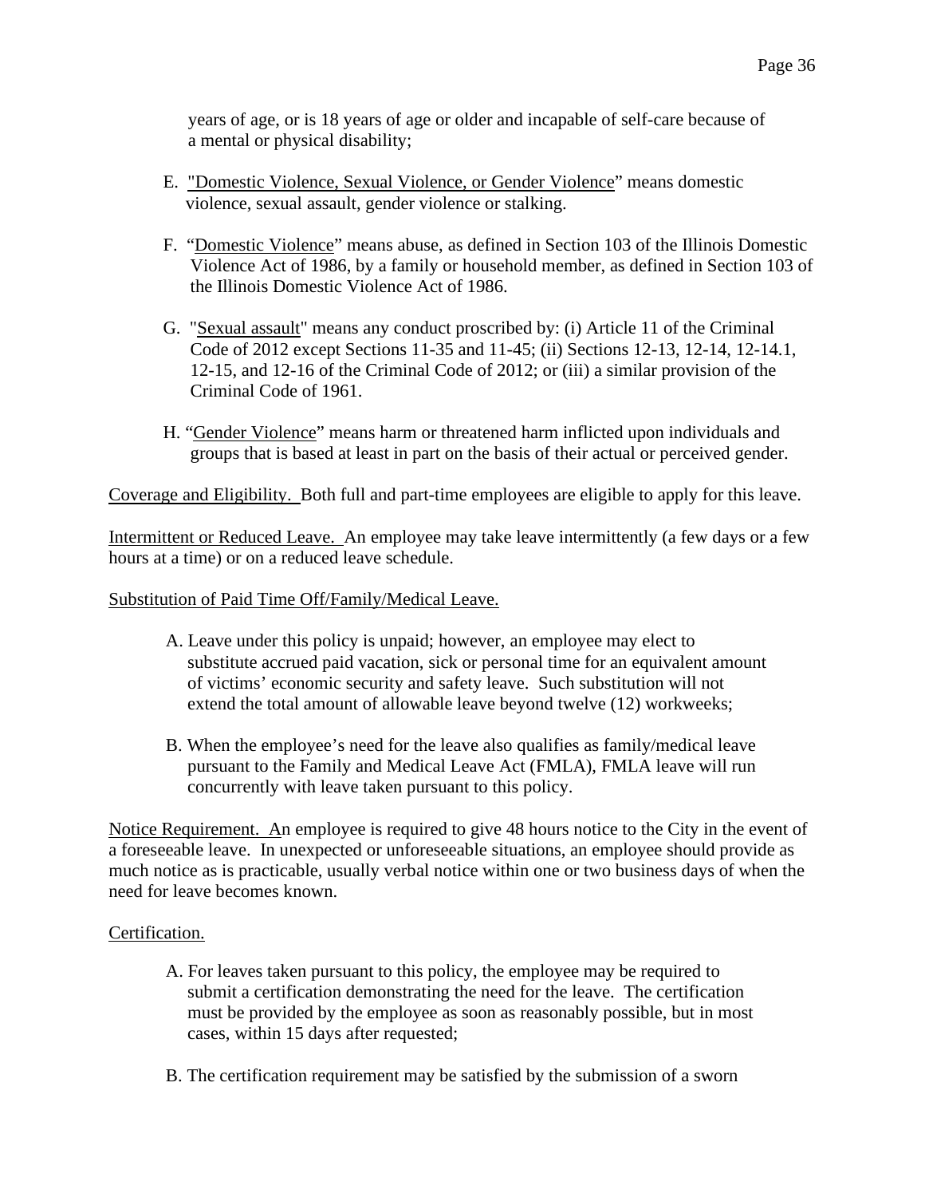years of age, or is 18 years of age or older and incapable of self-care because of a mental or physical disability;

E. "Domestic Violence, Sexual Violence, or Gender Violence" means domestic violence, sexual assault, gender violence or stalking.

F. "Domestic Violence" means abuse, as defined in Section 103 of the Illinois Domestic Violence Act of 1986, by a family or household member, as defined in Section 103 of the Illinois Domestic Violence Act of 1986.

G. "Sexual assault" means any conduct proscribed by: (i) Article 11 of the Criminal Code of 2012 except Sections 11-35 and 11-45; (ii) Sections 12-13, 12-14, 12-14.1, 12-15, and 12-16 of the Criminal Code of 2012; or (iii) a similar provision of the Criminal Code of 1961.

H. "Gender Violence" means harm or threatened harm inflicted upon individuals and groups that is based at least in part on the basis of their actual or perceived gender.

Coverage and Eligibility. Both full and part-time employees are eligible to apply for this leave.

Intermittent or Reduced Leave. An employee may take leave intermittently (a few days or a few hours at a time) or on a reduced leave schedule.

Substitution of Paid Time Off/Family/Medical Leave.

A. Leave under this policy is unpaid; however, an employee may elect to substitute accrued paid vacation, sick or personal time for an equivalent amount of victims' economic security and safety leave. Such substitution will not extend the total amount of allowable leave beyond twelve (12) workweeks;

B. When the employee's need for the leave also qualifies as family/medical leave pursuant to the Family and Medical Leave Act (FMLA), FMLA leave will run concurrently with leave taken pursuant to this policy.

Notice Requirement. An employee is required to give 48 hours notice to the City in the event of a foreseeable leave. In unexpected or unforeseeable situations, an employee should provide as much notice as is practicable, usually verbal notice within one or two business days of when the need for leave becomes known.

Certification.

A. For leaves taken pursuant to this policy, the employee may be required to submit a certification demonstrating the need for the leave. The certification must be provided by the employee as soon as reasonably possible, but in most cases, within 15 days after requested;

B. The certification requirement may be satisfied by the submission of a sworn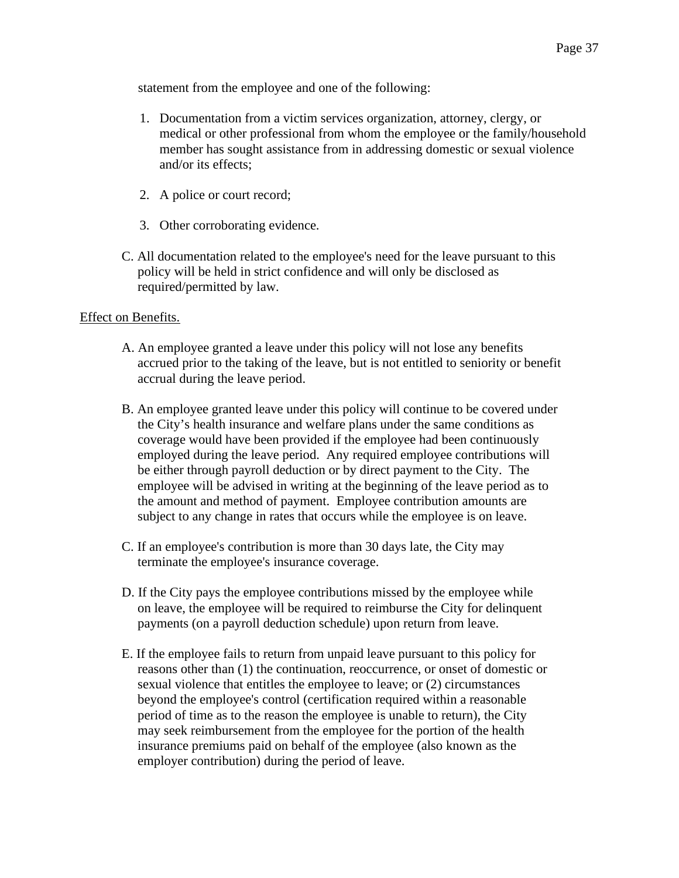statement from the employee and one of the following:

1. Documentation from a victim services organization, attorney, clergy, or medical or other professional from whom the employee or the family/household member has sought assistance from in addressing domestic or sexual violence and/or its effects;

2. A police or court record;

3. Other corroborating evidence.

C. All documentation related to the employee's need for the leave pursuant to this policy will be held in strict confidence and will only be disclosed as required/permitted by law.

<u>Effect on Benefits.</u>

A. An employee granted a leave under this policy will not lose any benefits accrued prior to the taking of the leave, but is not entitled to seniority or benefit accrual during the leave period.

B. An employee granted leave under this policy will continue to be covered under the City's health insurance and welfare plans under the same conditions as coverage would have been provided if the employee had been continuously employed during the leave period. Any required employee contributions will be either through payroll deduction or by direct payment to the City. The employee will be advised in writing at the beginning of the leave period as to the amount and method of payment. Employee contribution amounts are subject to any change in rates that occurs while the employee is on leave.

C. If an employee's contribution is more than 30 days late, the City may terminate the employee's insurance coverage.

D. If the City pays the employee contributions missed by the employee while on leave, the employee will be required to reimburse the City for delinquent payments (on a payroll deduction schedule) upon return from leave.

E. If the employee fails to return from unpaid leave pursuant to this policy for reasons other than (1) the continuation, reoccurrence, or onset of domestic or sexual violence that entitles the employee to leave; or (2) circumstances beyond the employee's control (certification required within a reasonable period of time as to the reason the employee is unable to return), the City may seek reimbursement from the employee for the portion of the health insurance premiums paid on behalf of the employee (also known as the employer contribution) during the period of leave.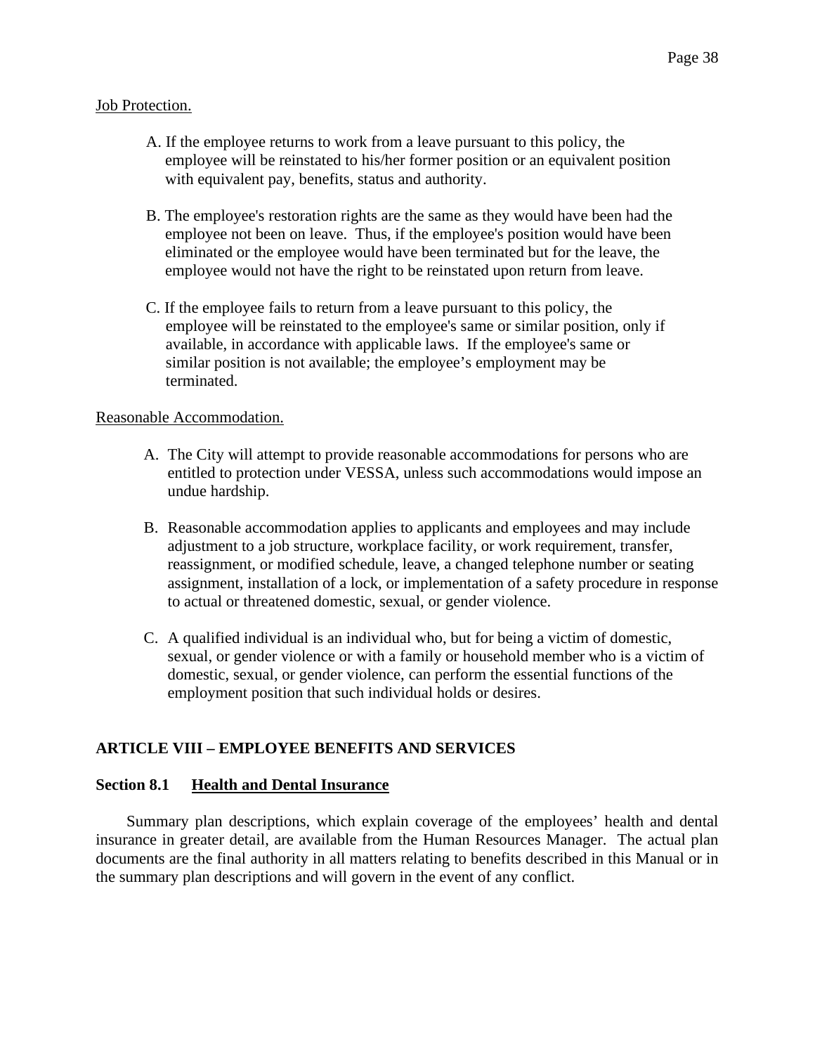Job Protection.

A. If the employee returns to work from a leave pursuant to this policy, the employee will be reinstated to his/her former position or an equivalent position with equivalent pay, benefits, status and authority.

B. The employee's restoration rights are the same as they would have been had the employee not been on leave. Thus, if the employee's position would have been eliminated or the employee would have been terminated but for the leave, the employee would not have the right to be reinstated upon return from leave.

C. If the employee fails to return from a leave pursuant to this policy, the employee will be reinstated to the employee's same or similar position, only if available, in accordance with applicable laws. If the employee's same or similar position is not available; the employee's employment may be terminated.

Reasonable Accommodation.

A. The City will attempt to provide reasonable accommodations for persons who are entitled to protection under VESSA, unless such accommodations would impose an undue hardship.

B. Reasonable accommodation applies to applicants and employees and may include adjustment to a job structure, workplace facility, or work requirement, transfer, reassignment, or modified schedule, leave, a changed telephone number or seating assignment, installation of a lock, or implementation of a safety procedure in response to actual or threatened domestic, sexual, or gender violence.

C. A qualified individual is an individual who, but for being a victim of domestic, sexual, or gender violence or with a family or household member who is a victim of domestic, sexual, or gender violence, can perform the essential functions of the employment position that such individual holds or desires.

## ARTICLE VIII – EMPLOYEE BENEFITS AND SERVICES

### Section 8.1 Health and Dental Insurance

Summary plan descriptions, which explain coverage of the employees' health and dental insurance in greater detail, are available from the Human Resources Manager. The actual plan documents are the final authority in all matters relating to benefits described in this Manual or in the summary plan descriptions and will govern in the event of any conflict.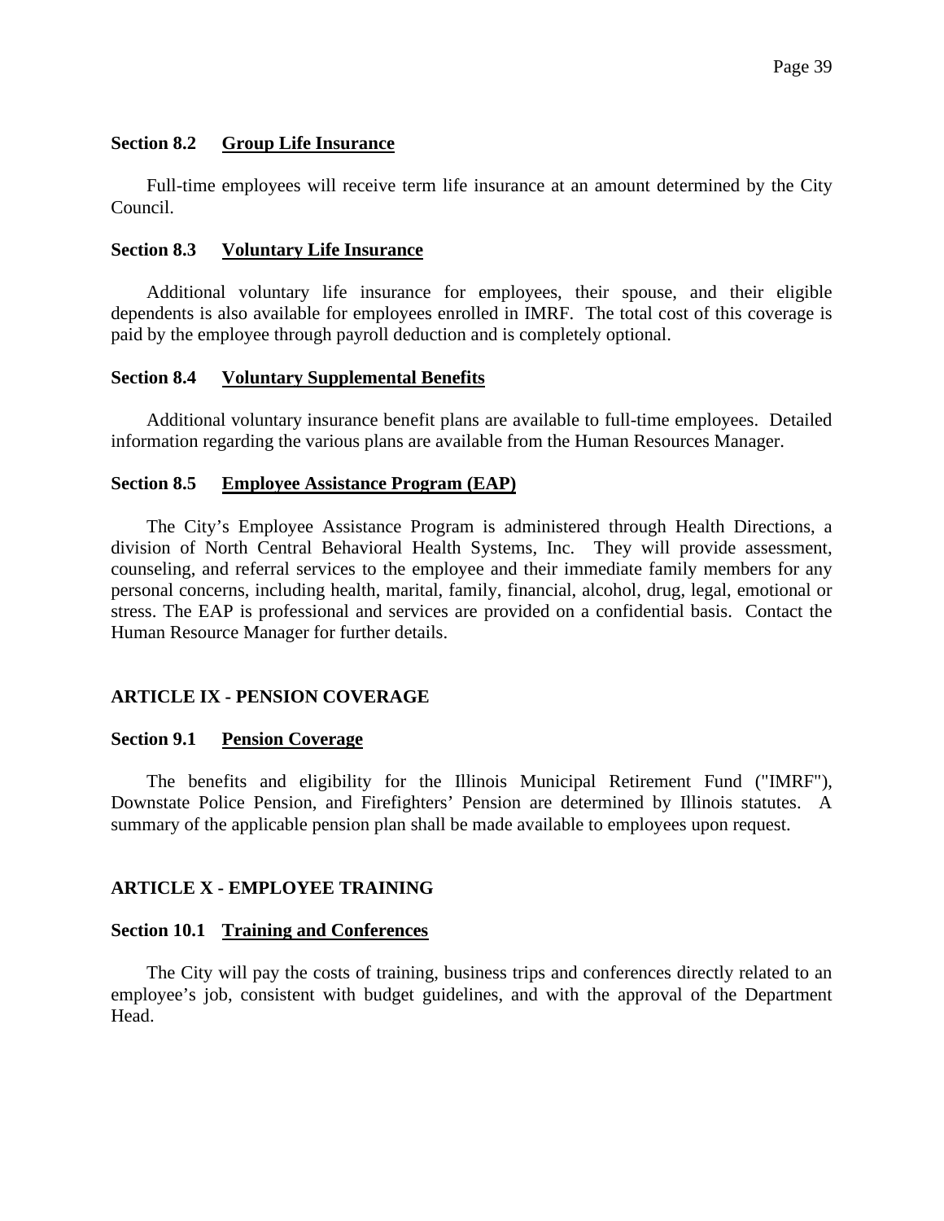### Section 8.2 Group Life Insurance

Full-time employees will receive term life insurance at an amount determined by the City Council.

### Section 8.3 Voluntary Life Insurance

Additional voluntary life insurance for employees, their spouse, and their eligible dependents is also available for employees enrolled in IMRF. The total cost of this coverage is paid by the employee through payroll deduction and is completely optional.

### Section 8.4 Voluntary Supplemental Benefits

Additional voluntary insurance benefit plans are available to full-time employees. Detailed information regarding the various plans are available from the Human Resources Manager.

### Section 8.5 Employee Assistance Program (EAP)

The City's Employee Assistance Program is administered through Health Directions, a division of North Central Behavioral Health Systems, Inc. They will provide assessment, counseling, and referral services to the employee and their immediate family members for any personal concerns, including health, marital, family, financial, alcohol, drug, legal, emotional or stress. The EAP is professional and services are provided on a confidential basis. Contact the Human Resource Manager for further details.

## ARTICLE IX - PENSION COVERAGE

### Section 9.1 Pension Coverage

The benefits and eligibility for the Illinois Municipal Retirement Fund ("IMRF"), Downstate Police Pension, and Firefighters' Pension are determined by Illinois statutes. A summary of the applicable pension plan shall be made available to employees upon request.

## ARTICLE X - EMPLOYEE TRAINING

### Section 10.1 Training and Conferences

The City will pay the costs of training, business trips and conferences directly related to an employee's job, consistent with budget guidelines, and with the approval of the Department Head.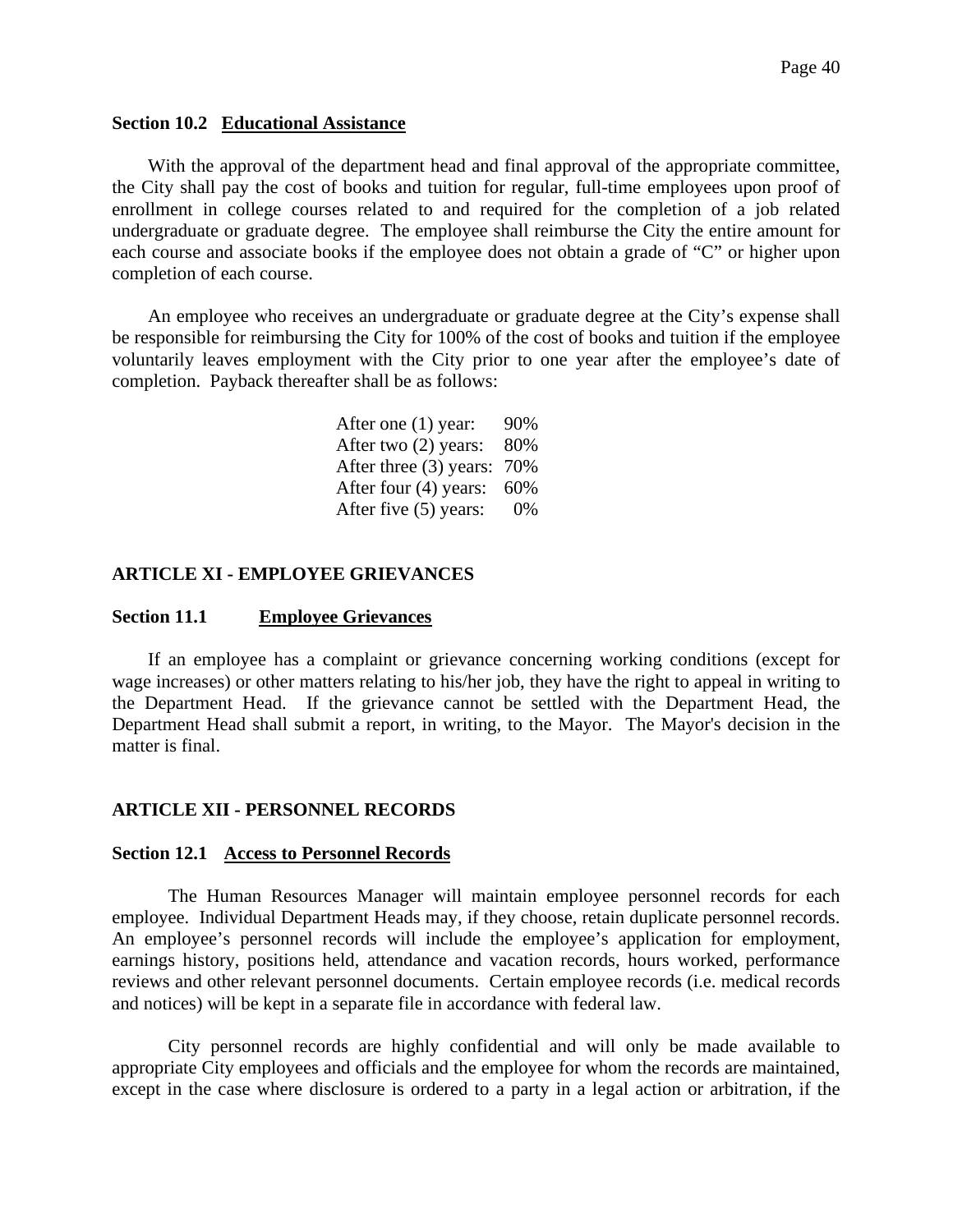### Section 10.2 Educational Assistance

With the approval of the department head and final approval of the appropriate committee, the City shall pay the cost of books and tuition for regular, full-time employees upon proof of enrollment in college courses related to and required for the completion of a job related undergraduate or graduate degree. The employee shall reimburse the City the entire amount for each course and associate books if the employee does not obtain a grade of "C" or higher upon completion of each course.

An employee who receives an undergraduate or graduate degree at the City's expense shall be responsible for reimbursing the City for 100% of the cost of books and tuition if the employee voluntarily leaves employment with the City prior to one year after the employee's date of completion. Payback thereafter shall be as follows:

| | |
|---|---|
| After one (1) year: | 90% |
| After two (2) years: | 80% |
| After three (3) years: | 70% |
| After four (4) years: | 60% |
| After five (5) years: | 0% |

## ARTICLE XI - EMPLOYEE GRIEVANCES

### Section 11.1 Employee Grievances

If an employee has a complaint or grievance concerning working conditions (except for wage increases) or other matters relating to his/her job, they have the right to appeal in writing to the Department Head. If the grievance cannot be settled with the Department Head, the Department Head shall submit a report, in writing, to the Mayor. The Mayor's decision in the matter is final.

## ARTICLE XII - PERSONNEL RECORDS

### Section 12.1 Access to Personnel Records

The Human Resources Manager will maintain employee personnel records for each employee. Individual Department Heads may, if they choose, retain duplicate personnel records. An employee's personnel records will include the employee's application for employment, earnings history, positions held, attendance and vacation records, hours worked, performance reviews and other relevant personnel documents. Certain employee records (i.e. medical records and notices) will be kept in a separate file in accordance with federal law.

City personnel records are highly confidential and will only be made available to appropriate City employees and officials and the employee for whom the records are maintained, except in the case where disclosure is ordered to a party in a legal action or arbitration, if the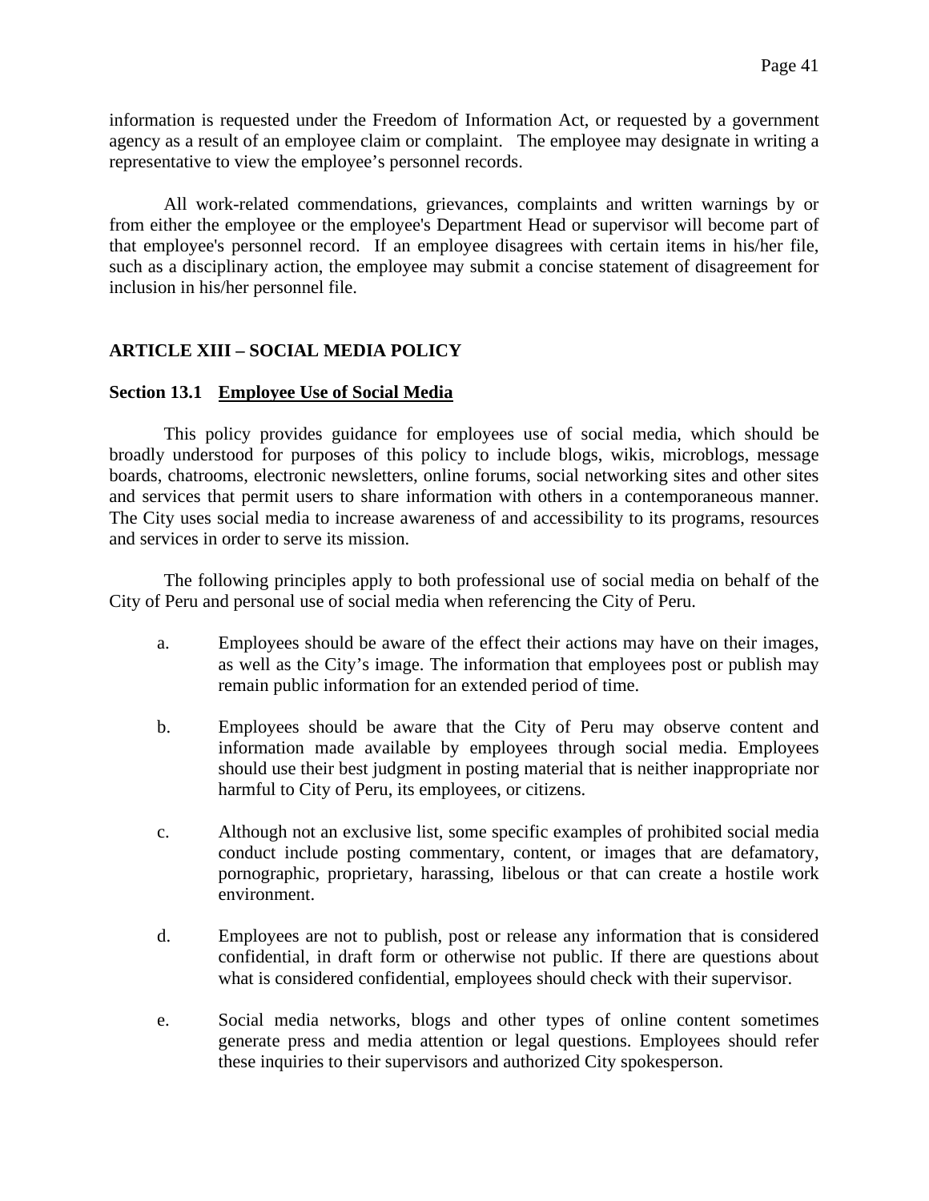information is requested under the Freedom of Information Act, or requested by a government agency as a result of an employee claim or complaint. The employee may designate in writing a representative to view the employee's personnel records.

All work-related commendations, grievances, complaints and written warnings by or from either the employee or the employee's Department Head or supervisor will become part of that employee's personnel record. If an employee disagrees with certain items in his/her file, such as a disciplinary action, the employee may submit a concise statement of disagreement for inclusion in his/her personnel file.

## ARTICLE XIII – SOCIAL MEDIA POLICY

### Section 13.1 <u>Employee Use of Social Media</u>

This policy provides guidance for employees use of social media, which should be broadly understood for purposes of this policy to include blogs, wikis, microblogs, message boards, chatrooms, electronic newsletters, online forums, social networking sites and other sites and services that permit users to share information with others in a contemporaneous manner. The City uses social media to increase awareness of and accessibility to its programs, resources and services in order to serve its mission.

The following principles apply to both professional use of social media on behalf of the City of Peru and personal use of social media when referencing the City of Peru.

a. Employees should be aware of the effect their actions may have on their images, as well as the City's image. The information that employees post or publish may remain public information for an extended period of time.

b. Employees should be aware that the City of Peru may observe content and information made available by employees through social media. Employees should use their best judgment in posting material that is neither inappropriate nor harmful to City of Peru, its employees, or citizens.

c. Although not an exclusive list, some specific examples of prohibited social media conduct include posting commentary, content, or images that are defamatory, pornographic, proprietary, harassing, libelous or that can create a hostile work environment.

d. Employees are not to publish, post or release any information that is considered confidential, in draft form or otherwise not public. If there are questions about what is considered confidential, employees should check with their supervisor.

e. Social media networks, blogs and other types of online content sometimes generate press and media attention or legal questions. Employees should refer these inquiries to their supervisors and authorized City spokesperson.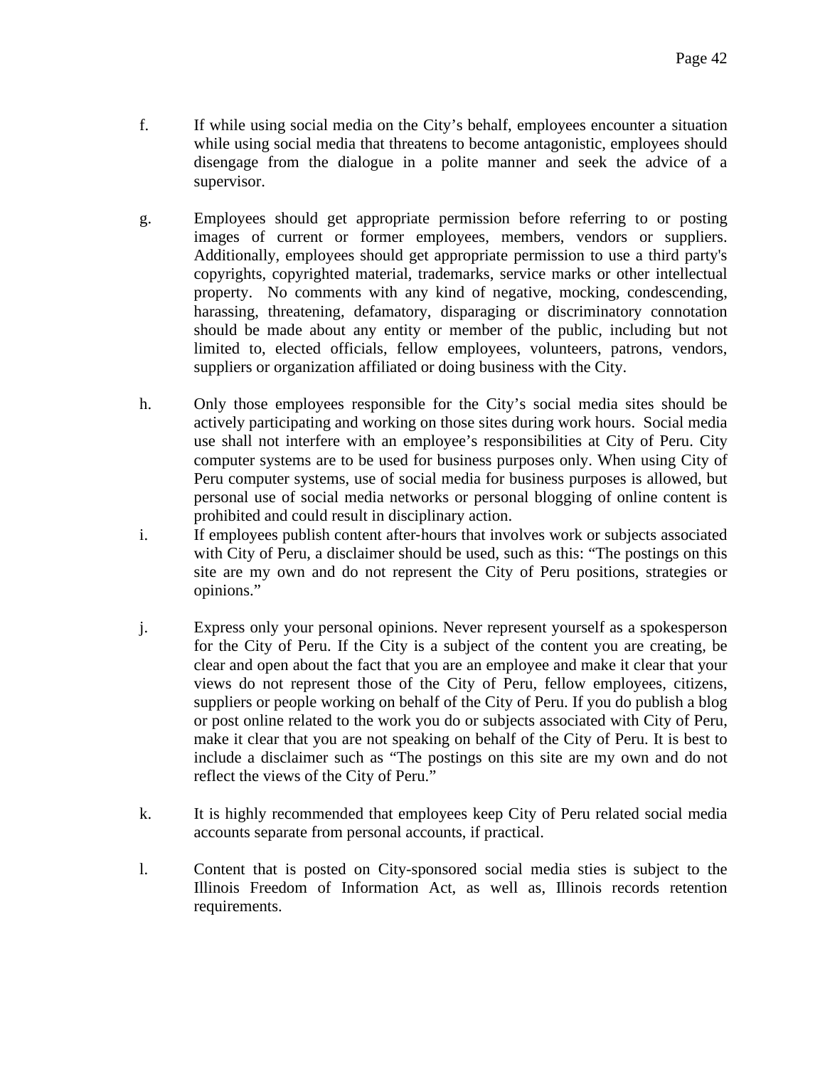f. If while using social media on the City's behalf, employees encounter a situation while using social media that threatens to become antagonistic, employees should disengage from the dialogue in a polite manner and seek the advice of a supervisor.

g. Employees should get appropriate permission before referring to or posting images of current or former employees, members, vendors or suppliers. Additionally, employees should get appropriate permission to use a third party's copyrights, copyrighted material, trademarks, service marks or other intellectual property. No comments with any kind of negative, mocking, condescending, harassing, threatening, defamatory, disparaging or discriminatory connotation should be made about any entity or member of the public, including but not limited to, elected officials, fellow employees, volunteers, patrons, vendors, suppliers or organization affiliated or doing business with the City.

h. Only those employees responsible for the City's social media sites should be actively participating and working on those sites during work hours. Social media use shall not interfere with an employee's responsibilities at City of Peru. City computer systems are to be used for business purposes only. When using City of Peru computer systems, use of social media for business purposes is allowed, but personal use of social media networks or personal blogging of online content is prohibited and could result in disciplinary action.

i. If employees publish content after-hours that involves work or subjects associated with City of Peru, a disclaimer should be used, such as this: "The postings on this site are my own and do not represent the City of Peru positions, strategies or opinions."

j. Express only your personal opinions. Never represent yourself as a spokesperson for the City of Peru. If the City is a subject of the content you are creating, be clear and open about the fact that you are an employee and make it clear that your views do not represent those of the City of Peru, fellow employees, citizens, suppliers or people working on behalf of the City of Peru. If you do publish a blog or post online related to the work you do or subjects associated with City of Peru, make it clear that you are not speaking on behalf of the City of Peru. It is best to include a disclaimer such as "The postings on this site are my own and do not reflect the views of the City of Peru."

k. It is highly recommended that employees keep City of Peru related social media accounts separate from personal accounts, if practical.

l. Content that is posted on City-sponsored social media sties is subject to the Illinois Freedom of Information Act, as well as, Illinois records retention requirements.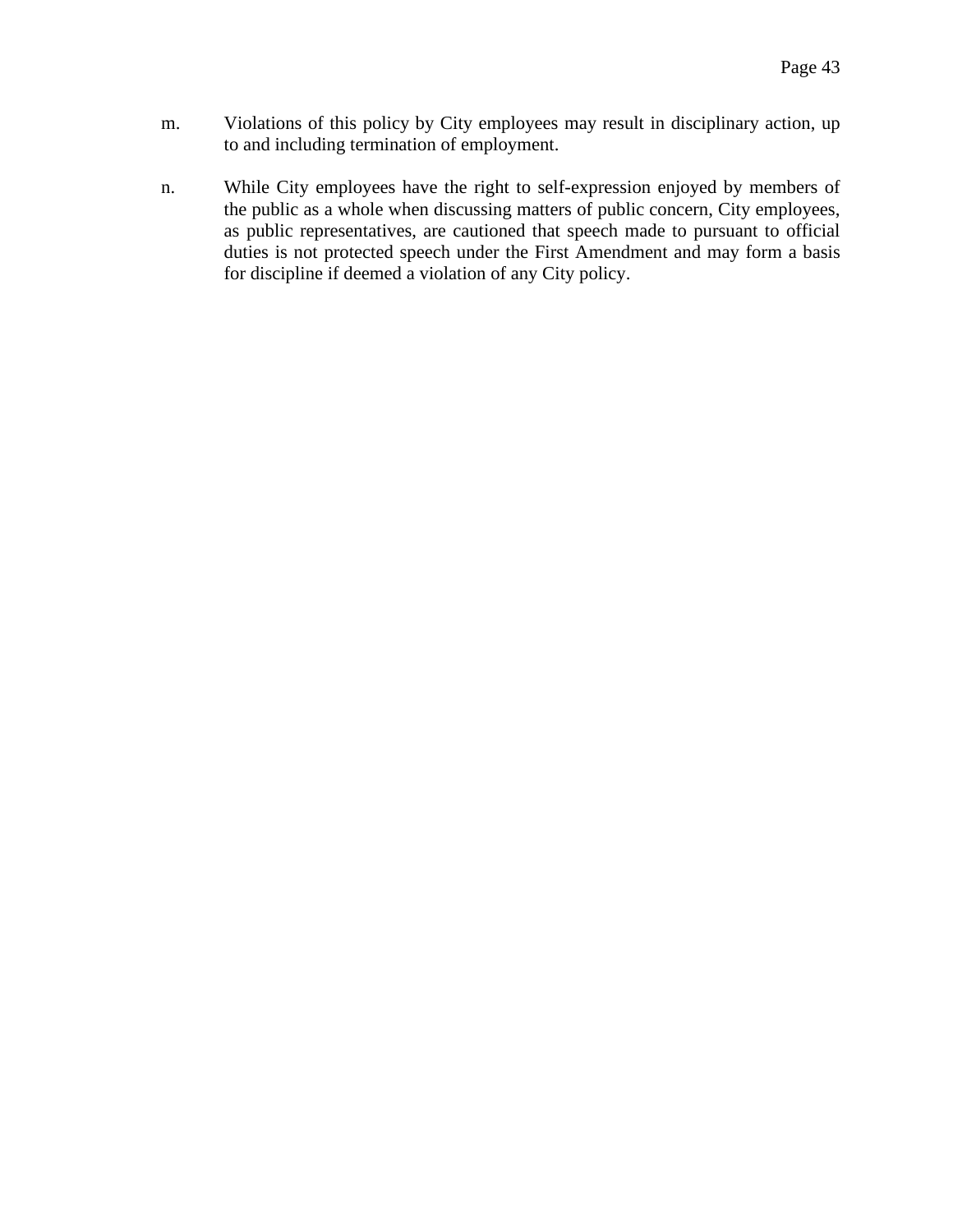m. Violations of this policy by City employees may result in disciplinary action, up to and including termination of employment.

n. While City employees have the right to self-expression enjoyed by members of the public as a whole when discussing matters of public concern, City employees, as public representatives, are cautioned that speech made to pursuant to official duties is not protected speech under the First Amendment and may form a basis for discipline if deemed a violation of any City policy.